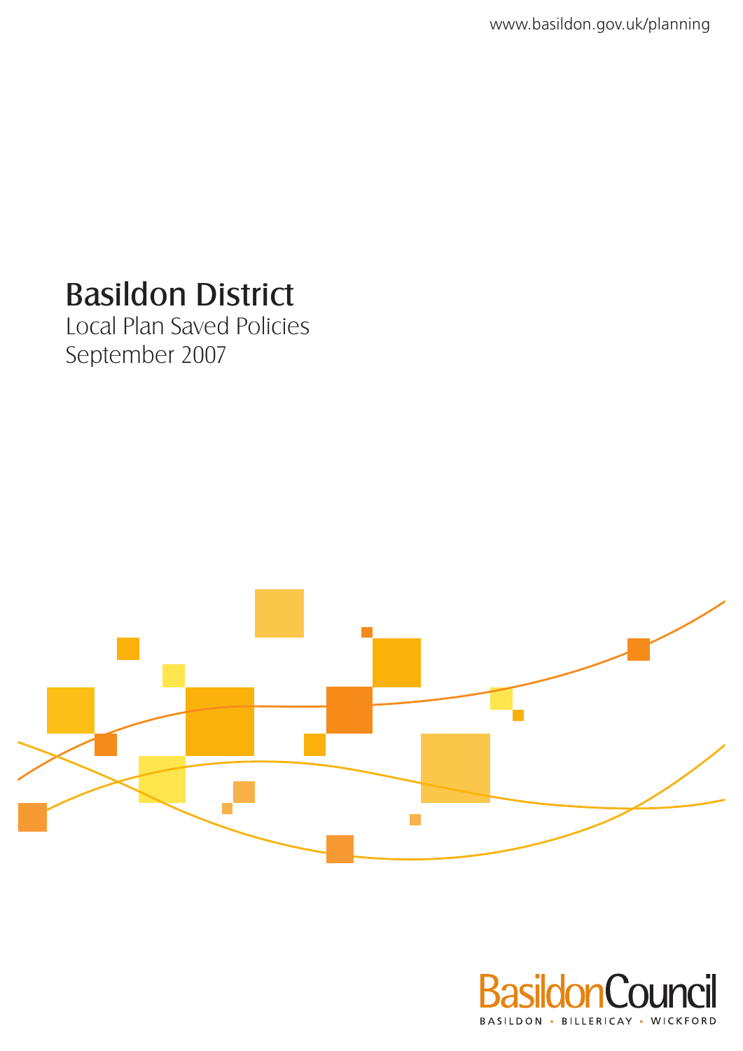www.basildon.gov.uk/planning

# Basildon District

Local Plan Saved Policies
September 2007

BasildonCouncil

BASILDON • BILLERICAY • WICKFORD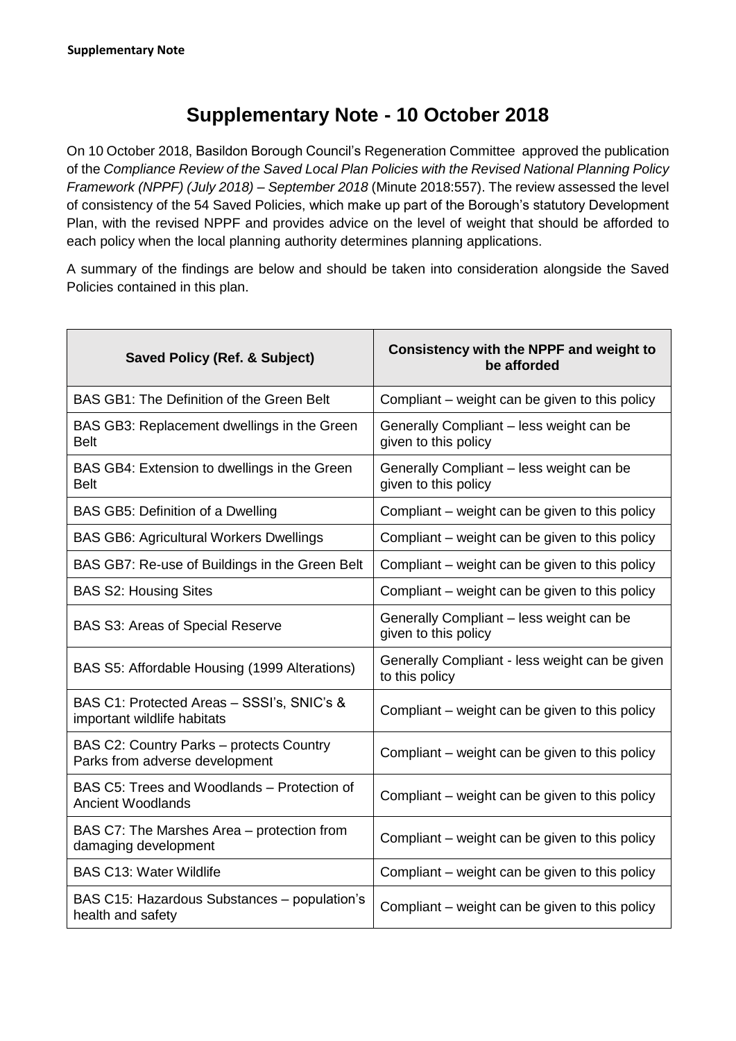# Supplementary Note - 10 October 2018

On 10 October 2018, Basildon Borough Council's Regeneration Committee approved the publication of the *Compliance Review of the Saved Local Plan Policies with the Revised National Planning Policy Framework (NPPF) (July 2018) – September 2018* (Minute 2018:557). The review assessed the level of consistency of the 54 Saved Policies, which make up part of the Borough's statutory Development Plan, with the revised NPPF and provides advice on the level of weight that should be afforded to each policy when the local planning authority determines planning applications.

A summary of the findings are below and should be taken into consideration alongside the Saved Policies contained in this plan.

| Saved Policy (Ref. & Subject) | Consistency with the NPPF and weight to be afforded |
|---|---|
| BAS GB1: The Definition of the Green Belt | Compliant – weight can be given to this policy |
| BAS GB3: Replacement dwellings in the Green Belt | Generally Compliant – less weight can be given to this policy |
| BAS GB4: Extension to dwellings in the Green Belt | Generally Compliant – less weight can be given to this policy |
| BAS GB5: Definition of a Dwelling | Compliant – weight can be given to this policy |
| BAS GB6: Agricultural Workers Dwellings | Compliant – weight can be given to this policy |
| BAS GB7: Re-use of Buildings in the Green Belt | Compliant – weight can be given to this policy |
| BAS S2: Housing Sites | Compliant – weight can be given to this policy |
| BAS S3: Areas of Special Reserve | Generally Compliant – less weight can be given to this policy |
| BAS S5: Affordable Housing (1999 Alterations) | Generally Compliant - less weight can be given to this policy |
| BAS C1: Protected Areas – SSSI's, SNIC's & important wildlife habitats | Compliant – weight can be given to this policy |
| BAS C2: Country Parks – protects Country Parks from adverse development | Compliant – weight can be given to this policy |
| BAS C5: Trees and Woodlands – Protection of Ancient Woodlands | Compliant – weight can be given to this policy |
| BAS C7: The Marshes Area – protection from damaging development | Compliant – weight can be given to this policy |
| BAS C13: Water Wildlife | Compliant – weight can be given to this policy |
| BAS C15: Hazardous Substances – population's health and safety | Compliant – weight can be given to this policy |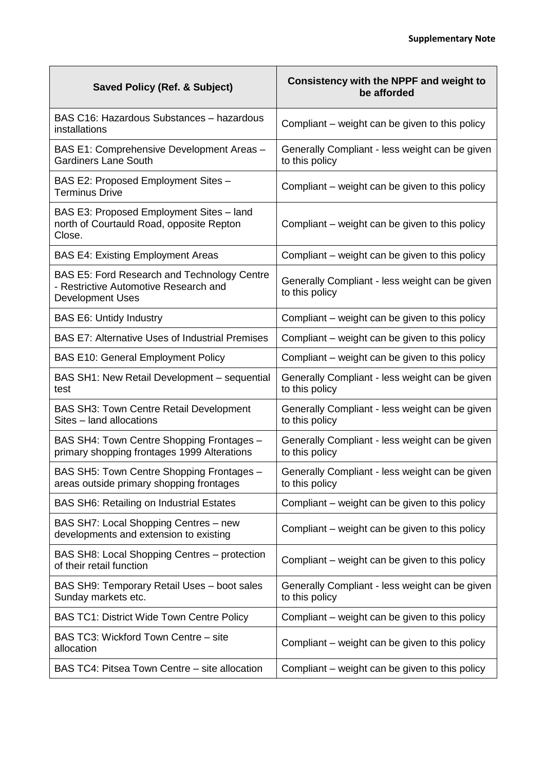| Saved Policy (Ref. & Subject) | Consistency with the NPPF and weight to be afforded |
| --- | --- |
| BAS C16: Hazardous Substances – hazardous installations | Compliant – weight can be given to this policy |
| BAS E1: Comprehensive Development Areas – Gardiners Lane South | Generally Compliant - less weight can be given to this policy |
| BAS E2: Proposed Employment Sites – Terminus Drive | Compliant – weight can be given to this policy |
| BAS E3: Proposed Employment Sites – land north of Courtauld Road, opposite Repton Close. | Compliant – weight can be given to this policy |
| BAS E4: Existing Employment Areas | Compliant – weight can be given to this policy |
| BAS E5: Ford Research and Technology Centre - Restrictive Automotive Research and Development Uses | Generally Compliant - less weight can be given to this policy |
| BAS E6: Untidy Industry | Compliant – weight can be given to this policy |
| BAS E7: Alternative Uses of Industrial Premises | Compliant – weight can be given to this policy |
| BAS E10: General Employment Policy | Compliant – weight can be given to this policy |
| BAS SH1: New Retail Development – sequential test | Generally Compliant - less weight can be given to this policy |
| BAS SH3: Town Centre Retail Development Sites – land allocations | Generally Compliant - less weight can be given to this policy |
| BAS SH4: Town Centre Shopping Frontages – primary shopping frontages 1999 Alterations | Generally Compliant - less weight can be given to this policy |
| BAS SH5: Town Centre Shopping Frontages – areas outside primary shopping frontages | Generally Compliant - less weight can be given to this policy |
| BAS SH6: Retailing on Industrial Estates | Compliant – weight can be given to this policy |
| BAS SH7: Local Shopping Centres – new developments and extension to existing | Compliant – weight can be given to this policy |
| BAS SH8: Local Shopping Centres – protection of their retail function | Compliant – weight can be given to this policy |
| BAS SH9: Temporary Retail Uses – boot sales Sunday markets etc. | Generally Compliant - less weight can be given to this policy |
| BAS TC1: District Wide Town Centre Policy | Compliant – weight can be given to this policy |
| BAS TC3: Wickford Town Centre – site allocation | Compliant – weight can be given to this policy |
| BAS TC4: Pitsea Town Centre – site allocation | Compliant – weight can be given to this policy |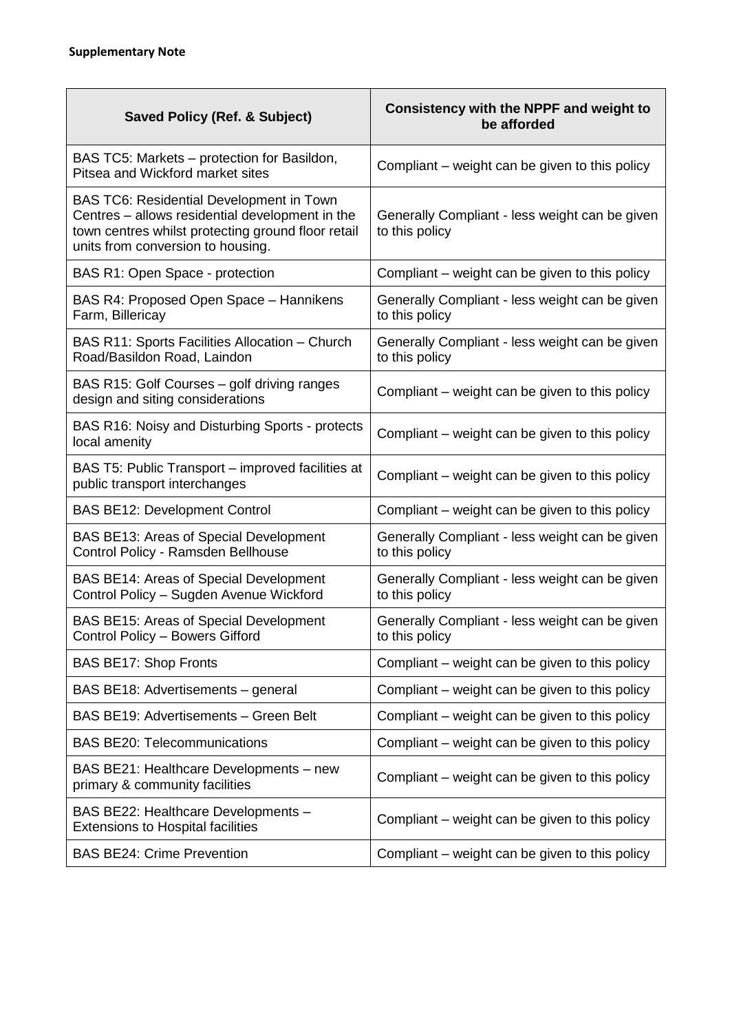**Supplementary Note**

| Saved Policy (Ref. & Subject) | Consistency with the NPPF and weight to be afforded |
|---|---|
| BAS TC5: Markets – protection for Basildon, Pitsea and Wickford market sites | Compliant – weight can be given to this policy |
| BAS TC6: Residential Development in Town Centres – allows residential development in the town centres whilst protecting ground floor retail units from conversion to housing. | Generally Compliant - less weight can be given to this policy |
| BAS R1: Open Space - protection | Compliant – weight can be given to this policy |
| BAS R4: Proposed Open Space – Hannikens Farm, Billericay | Generally Compliant - less weight can be given to this policy |
| BAS R11: Sports Facilities Allocation – Church Road/Basildon Road, Laindon | Generally Compliant - less weight can be given to this policy |
| BAS R15: Golf Courses – golf driving ranges design and siting considerations | Compliant – weight can be given to this policy |
| BAS R16: Noisy and Disturbing Sports - protects local amenity | Compliant – weight can be given to this policy |
| BAS T5: Public Transport – improved facilities at public transport interchanges | Compliant – weight can be given to this policy |
| BAS BE12: Development Control | Compliant – weight can be given to this policy |
| BAS BE13: Areas of Special Development Control Policy - Ramsden Bellhouse | Generally Compliant - less weight can be given to this policy |
| BAS BE14: Areas of Special Development Control Policy – Sugden Avenue Wickford | Generally Compliant - less weight can be given to this policy |
| BAS BE15: Areas of Special Development Control Policy – Bowers Gifford | Generally Compliant - less weight can be given to this policy |
| BAS BE17: Shop Fronts | Compliant – weight can be given to this policy |
| BAS BE18: Advertisements – general | Compliant – weight can be given to this policy |
| BAS BE19: Advertisements – Green Belt | Compliant – weight can be given to this policy |
| BAS BE20: Telecommunications | Compliant – weight can be given to this policy |
| BAS BE21: Healthcare Developments – new primary & community facilities | Compliant – weight can be given to this policy |
| BAS BE22: Healthcare Developments – Extensions to Hospital facilities | Compliant – weight can be given to this policy |
| BAS BE24: Crime Prevention | Compliant – weight can be given to this policy |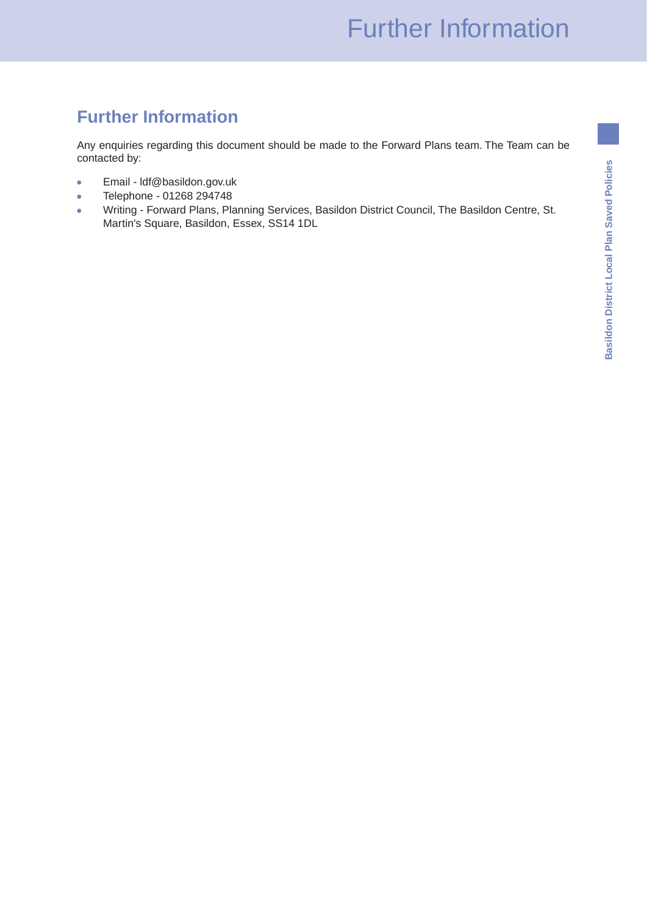## Further Information

Any enquiries regarding this document should be made to the Forward Plans team. The Team can be contacted by:

- Email - ldf@basildon.gov.uk
- Telephone - 01268 294748
- Writing - Forward Plans, Planning Services, Basildon District Council, The Basildon Centre, St. Martin's Square, Basildon, Essex, SS14 1DL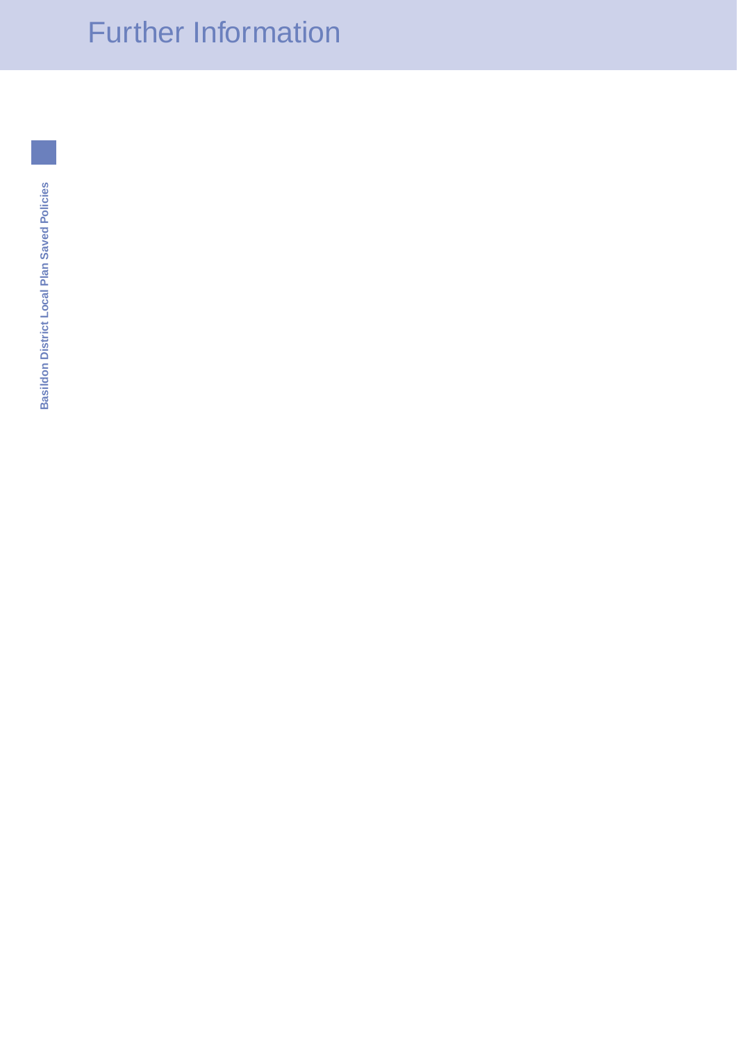# Further Information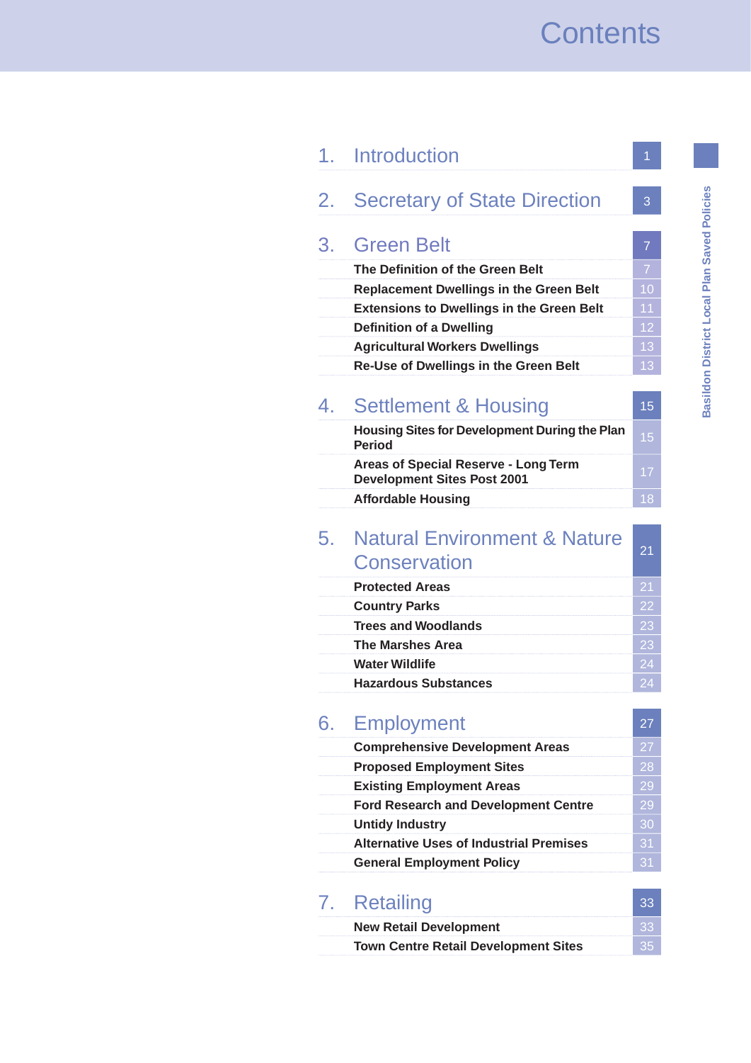# Contents

| | | |
|---|---|---|
| 1. | **Introduction** | 1 |
| 2. | **Secretary of State Direction** | 3 |
| 3. | **Green Belt** | 7 |
| | The Definition of the Green Belt | 7 |
| | Replacement Dwellings in the Green Belt | 10 |
| | Extensions to Dwellings in the Green Belt | 11 |
| | Definition of a Dwelling | 12 |
| | Agricultural Workers Dwellings | 13 |
| | Re-Use of Dwellings in the Green Belt | 13 |
| 4. | **Settlement & Housing** | 15 |
| | Housing Sites for Development During the Plan Period | 15 |
| | Areas of Special Reserve - Long Term Development Sites Post 2001 | 17 |
| | Affordable Housing | 18 |
| 5. | **Natural Environment & Nature Conservation** | 21 |
| | Protected Areas | 21 |
| | Country Parks | 22 |
| | Trees and Woodlands | 23 |
| | The Marshes Area | 23 |
| | Water Wildlife | 24 |
| | Hazardous Substances | 24 |
| 6. | **Employment** | 27 |
| | Comprehensive Development Areas | 27 |
| | Proposed Employment Sites | 28 |
| | Existing Employment Areas | 29 |
| | Ford Research and Development Centre | 29 |
| | Untidy Industry | 30 |
| | Alternative Uses of Industrial Premises | 31 |
| | General Employment Policy | 31 |
| 7. | **Retailing** | 33 |
| | New Retail Development | 33 |
| | Town Centre Retail Development Sites | 35 |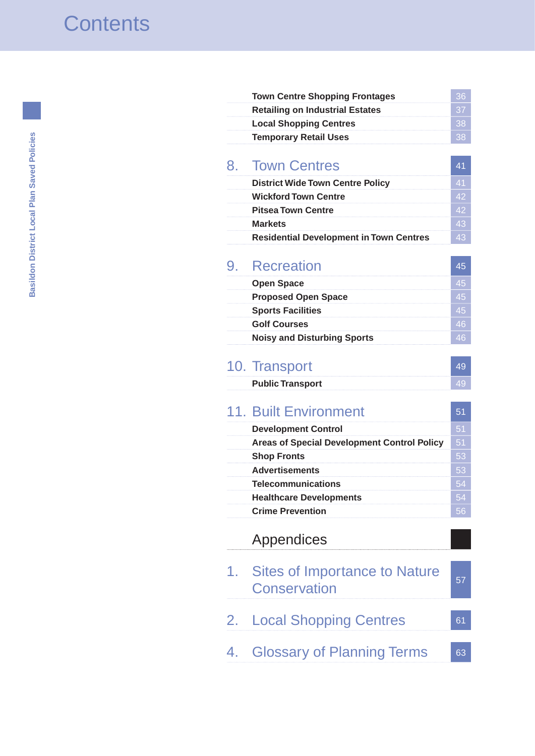# Contents

| | |
|---|---|
| Town Centre Shopping Frontages | 36 |
| Retailing on Industrial Estates | 37 |
| Local Shopping Centres | 38 |
| Temporary Retail Uses | 38 |
| **8. Town Centres** | **41** |
| District Wide Town Centre Policy | 41 |
| Wickford Town Centre | 42 |
| Pitsea Town Centre | 42 |
| Markets | 43 |
| Residential Development in Town Centres | 43 |
| **9. Recreation** | **45** |
| Open Space | 45 |
| Proposed Open Space | 45 |
| Sports Facilities | 45 |
| Golf Courses | 46 |
| Noisy and Disturbing Sports | 46 |
| **10. Transport** | **49** |
| Public Transport | 49 |
| **11. Built Environment** | **51** |
| Development Control | 51 |
| Areas of Special Development Control Policy | 51 |
| Shop Fronts | 53 |
| Advertisements | 53 |
| Telecommunications | 54 |
| Healthcare Developments | 54 |
| Crime Prevention | 56 |
| **Appendices** | |
| **1. Sites of Importance to Nature Conservation** | **57** |
| **2. Local Shopping Centres** | **61** |
| **4. Glossary of Planning Terms** | **63** |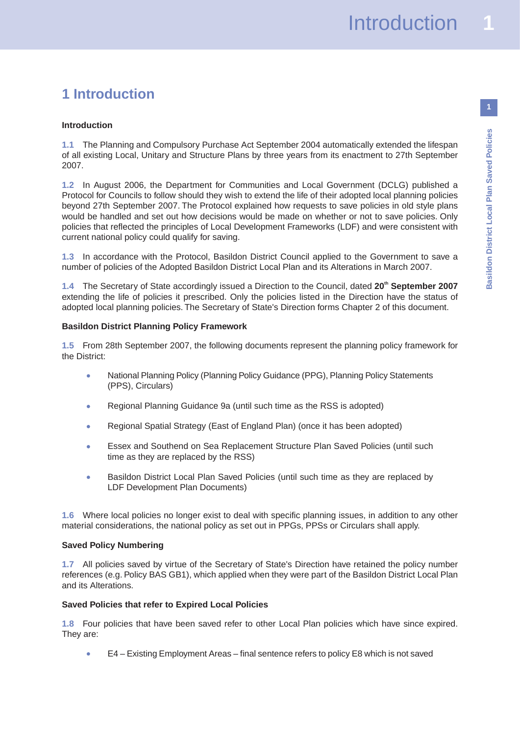# 1 Introduction

**Introduction**

1.1 The Planning and Compulsory Purchase Act September 2004 automatically extended the lifespan of all existing Local, Unitary and Structure Plans by three years from its enactment to 27th September 2007.

1.2 In August 2006, the Department for Communities and Local Government (DCLG) published a Protocol for Councils to follow should they wish to extend the life of their adopted local planning policies beyond 27th September 2007. The Protocol explained how requests to save policies in old style plans would be handled and set out how decisions would be made on whether or not to save policies. Only policies that reflected the principles of Local Development Frameworks (LDF) and were consistent with current national policy could qualify for saving.

1.3 In accordance with the Protocol, Basildon District Council applied to the Government to save a number of policies of the Adopted Basildon District Local Plan and its Alterations in March 2007.

1.4 The Secretary of State accordingly issued a Direction to the Council, dated **20th September 2007** extending the life of policies it prescribed. Only the policies listed in the Direction have the status of adopted local planning policies. The Secretary of State's Direction forms Chapter 2 of this document.

**Basildon District Planning Policy Framework**

1.5 From 28th September 2007, the following documents represent the planning policy framework for the District:

- National Planning Policy (Planning Policy Guidance (PPG), Planning Policy Statements (PPS), Circulars)
- Regional Planning Guidance 9a (until such time as the RSS is adopted)
- Regional Spatial Strategy (East of England Plan) (once it has been adopted)
- Essex and Southend on Sea Replacement Structure Plan Saved Policies (until such time as they are replaced by the RSS)
- Basildon District Local Plan Saved Policies (until such time as they are replaced by LDF Development Plan Documents)

1.6 Where local policies no longer exist to deal with specific planning issues, in addition to any other material considerations, the national policy as set out in PPGs, PPSs or Circulars shall apply.

**Saved Policy Numbering**

1.7 All policies saved by virtue of the Secretary of State's Direction have retained the policy number references (e.g. Policy BAS GB1), which applied when they were part of the Basildon District Local Plan and its Alterations.

**Saved Policies that refer to Expired Local Policies**

1.8 Four policies that have been saved refer to other Local Plan policies which have since expired. They are:

- E4 – Existing Employment Areas – final sentence refers to policy E8 which is not saved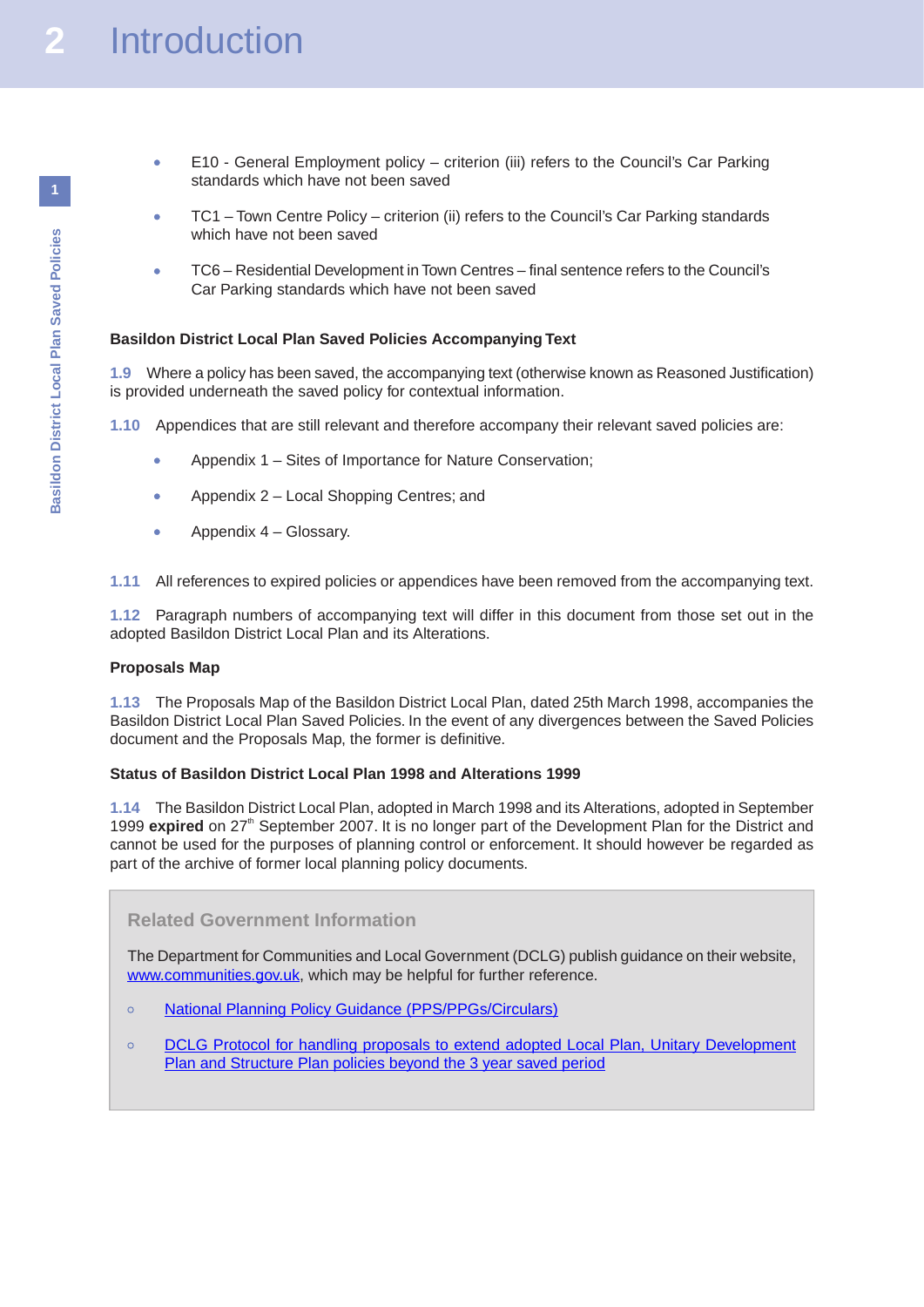- E10 - General Employment policy – criterion (iii) refers to the Council's Car Parking standards which have not been saved
- TC1 – Town Centre Policy – criterion (ii) refers to the Council's Car Parking standards which have not been saved
- TC6 – Residential Development in Town Centres – final sentence refers to the Council's Car Parking standards which have not been saved

**Basildon District Local Plan Saved Policies Accompanying Text**

1.9 Where a policy has been saved, the accompanying text (otherwise known as Reasoned Justification) is provided underneath the saved policy for contextual information.

1.10 Appendices that are still relevant and therefore accompany their relevant saved policies are:

- Appendix 1 – Sites of Importance for Nature Conservation;
- Appendix 2 – Local Shopping Centres; and
- Appendix 4 – Glossary.

1.11 All references to expired policies or appendices have been removed from the accompanying text.

1.12 Paragraph numbers of accompanying text will differ in this document from those set out in the adopted Basildon District Local Plan and its Alterations.

**Proposals Map**

1.13 The Proposals Map of the Basildon District Local Plan, dated 25th March 1998, accompanies the Basildon District Local Plan Saved Policies. In the event of any divergences between the Saved Policies document and the Proposals Map, the former is definitive.

**Status of Basildon District Local Plan 1998 and Alterations 1999**

1.14 The Basildon District Local Plan, adopted in March 1998 and its Alterations, adopted in September 1999 **expired** on 27th September 2007. It is no longer part of the Development Plan for the District and cannot be used for the purposes of planning control or enforcement. It should however be regarded as part of the archive of former local planning policy documents.

**Related Government Information**

The Department for Communities and Local Government (DCLG) publish guidance on their website, www.communities.gov.uk, which may be helpful for further reference.

- National Planning Policy Guidance (PPS/PPGs/Circulars)
- DCLG Protocol for handling proposals to extend adopted Local Plan, Unitary Development Plan and Structure Plan policies beyond the 3 year saved period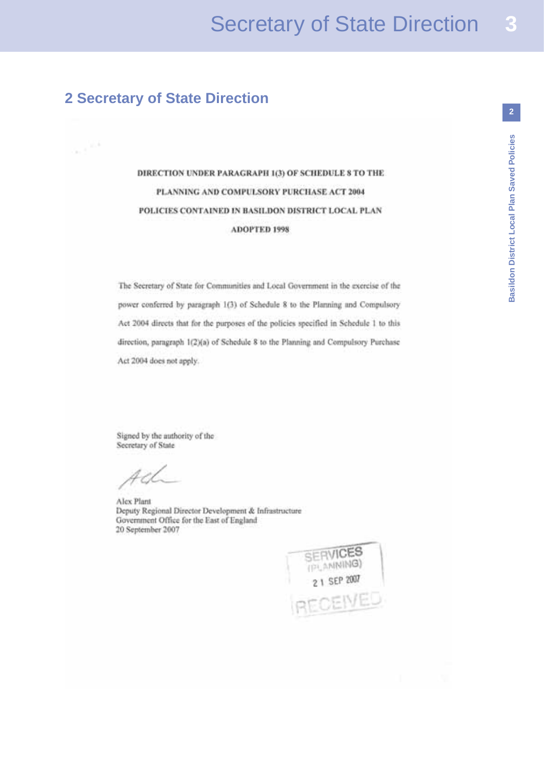## 2 Secretary of State Direction

**DIRECTION UNDER PARAGRAPH 1(3) OF SCHEDULE 8 TO THE PLANNING AND COMPULSORY PURCHASE ACT 2004**

**POLICIES CONTAINED IN BASILDON DISTRICT LOCAL PLAN ADOPTED 1998**

The Secretary of State for Communities and Local Government in the exercise of the power conferred by paragraph 1(3) of Schedule 8 to the Planning and Compulsory Act 2004 directs that for the purposes of the policies specified in Schedule 1 to this direction, paragraph 1(2)(a) of Schedule 8 to the Planning and Compulsory Purchase Act 2004 does not apply.

Signed by the authority of the
Secretary of State

Alex Plant
Deputy Regional Director Development & Infrastructure
Government Office for the East of England
20 September 2007

SERVICES (PLANNING)
21 SEP 2007
RECEIVED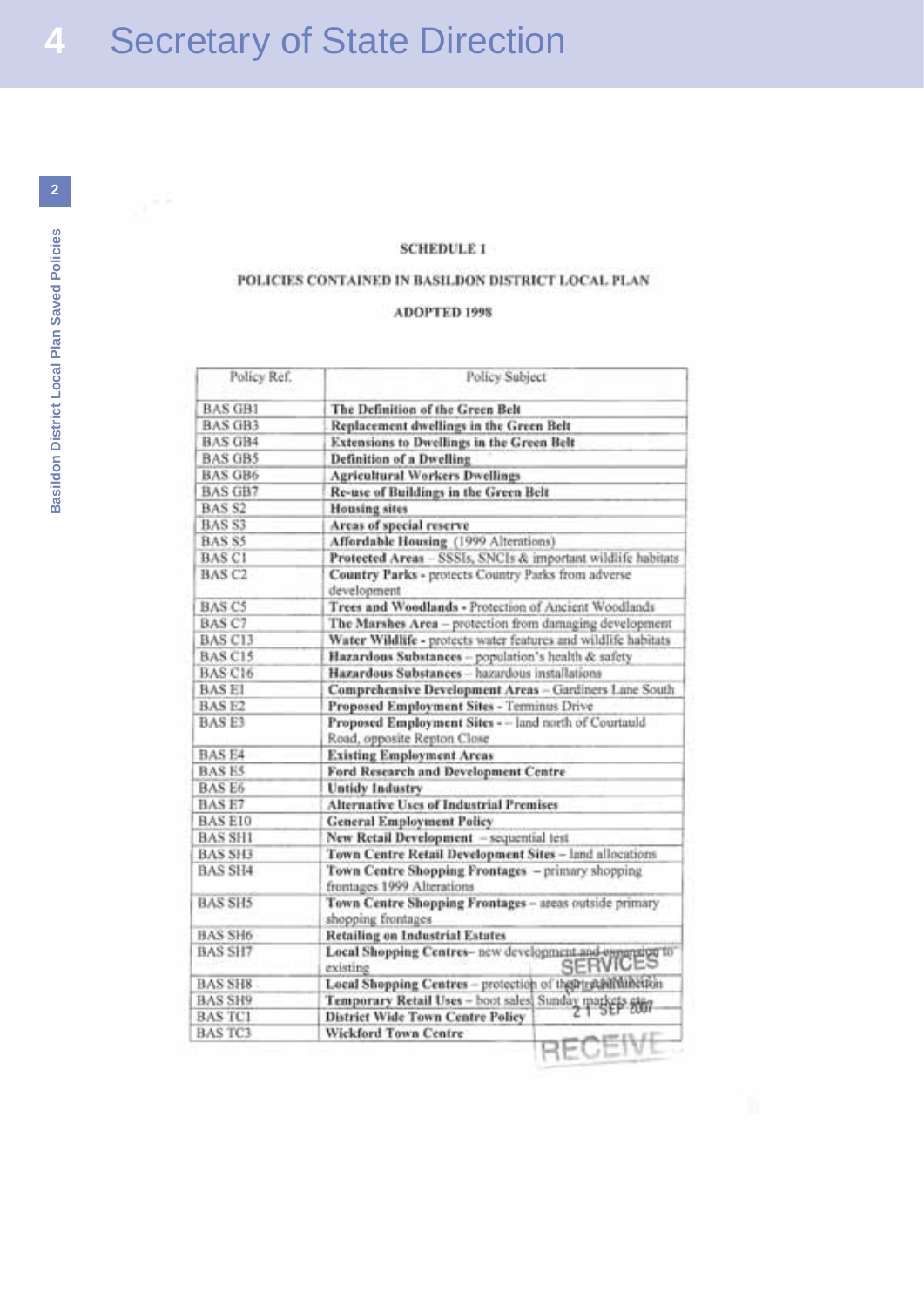# 4 Secretary of State Direction

**SCHEDULE 1**

**POLICIES CONTAINED IN BASILDON DISTRICT LOCAL PLAN**

**ADOPTED 1998**

| Policy Ref. | Policy Subject |
|---|---|
| BAS GB1 | **The Definition of the Green Belt** |
| BAS GB3 | **Replacement dwellings in the Green Belt** |
| BAS GB4 | **Extensions to Dwellings in the Green Belt** |
| BAS GB5 | **Definition of a Dwelling** |
| BAS GB6 | **Agricultural Workers Dwellings** |
| BAS GB7 | **Re-use of Buildings in the Green Belt** |
| BAS S2 | **Housing sites** |
| BAS S3 | **Areas of special reserve** |
| BAS S5 | **Affordable Housing** (1999 Alterations) |
| BAS C1 | **Protected Areas** – SSSIs, SNCIs & important wildlife habitats |
| BAS C2 | **Country Parks** - protects Country Parks from adverse development |
| BAS C5 | **Trees and Woodlands** - Protection of Ancient Woodlands |
| BAS C7 | **The Marshes Area** – protection from damaging development |
| BAS C13 | **Water Wildlife** - protects water features and wildlife habitats |
| BAS C15 | **Hazardous Substances** – population's health & safety |
| BAS C16 | **Hazardous Substances** – hazardous installations |
| BAS E1 | **Comprehensive Development Areas** – Gardiners Lane South |
| BAS E2 | **Proposed Employment Sites** - Terminus Drive |
| BAS E3 | **Proposed Employment Sites** - – land north of Courtauld Road, opposite Repton Close |
| BAS E4 | **Existing Employment Areas** |
| BAS E5 | **Ford Research and Development Centre** |
| BAS E6 | **Untidy Industry** |
| BAS E7 | **Alternative Uses of Industrial Premises** |
| BAS E10 | **General Employment Policy** |
| BAS SH1 | **New Retail Development** – sequential test |
| BAS SH3 | **Town Centre Retail Development Sites** – land allocations |
| BAS SH4 | **Town Centre Shopping Frontages** – primary shopping frontages 1999 Alterations |
| BAS SH5 | **Town Centre Shopping Frontages** – areas outside primary shopping frontages |
| BAS SH6 | **Retailing on Industrial Estates** |
| BAS SH7 | **Local Shopping Centres**– new development and expansion to existing |
| BAS SH8 | **Local Shopping Centres** – protection of their retail function |
| BAS SH9 | **Temporary Retail Uses** – boot sales, Sunday markets etc |
| BAS TC1 | **District Wide Town Centre Policy** |
| BAS TC3 | **Wickford Town Centre** |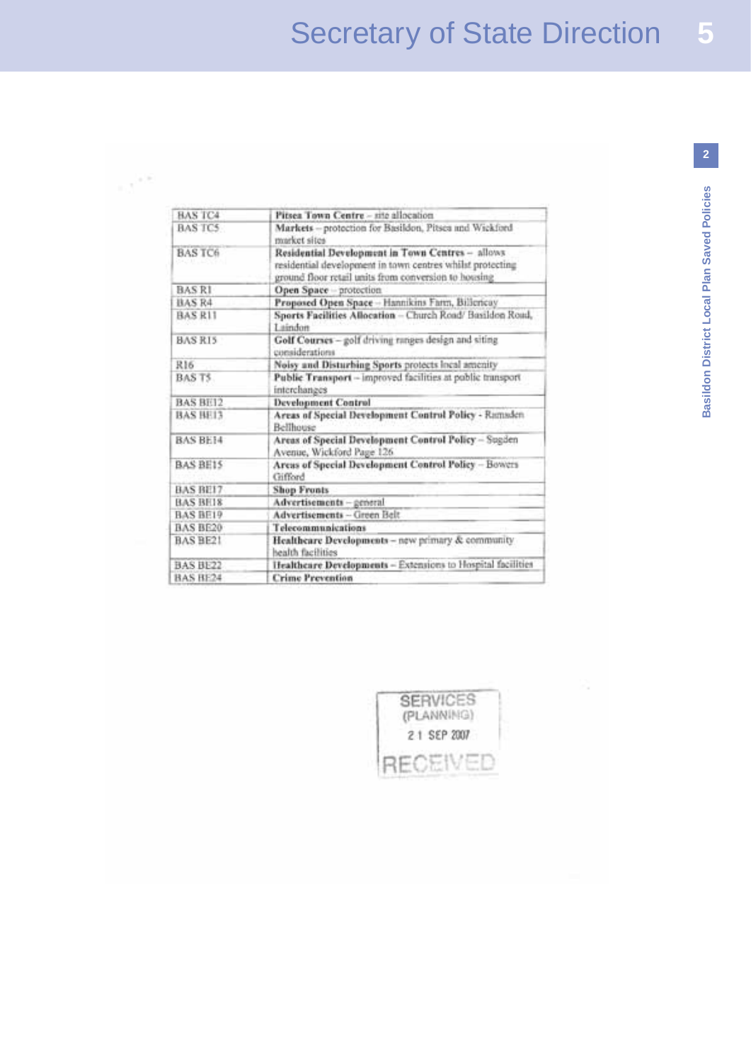| BAS TC4 | **Pitsea Town Centre** – site allocation |
|---|---|
| BAS TC5 | **Markets** – protection for Basildon, Pitsea and Wickford market sites |
| BAS TC6 | **Residential Development in Town Centres** – allows residential development in town centres whilst protecting ground floor retail units from conversion to housing |
| BAS R1 | **Open Space** – protection |
| BAS R4 | **Proposed Open Space** – Hannikins Farm, Billericay |
| BAS R11 | **Sports Facilities Allocation** – Church Road/ Basildon Road, Laindon |
| BAS R15 | **Golf Courses** – golf driving ranges design and siting considerations |
| R16 | **Noisy and Disturbing Sports** protects local amenity |
| BAS T5 | **Public Transport** – improved facilities at public transport interchanges |
| BAS BE12 | **Development Control** |
| BAS BE13 | **Areas of Special Development Control Policy** - Ramsden Bellhouse |
| BAS BE14 | **Areas of Special Development Control Policy** – Sugden Avenue, Wickford Page 126 |
| BAS BE15 | **Areas of Special Development Control Policy** – Bowers Gifford |
| BAS BE17 | **Shop Fronts** |
| BAS BE18 | **Advertisements** – general |
| BAS BE19 | **Advertisements** – Green Belt |
| BAS BE20 | **Telecommunications** |
| BAS BE21 | **Healthcare Developments** – new primary & community health facilities |
| BAS BE22 | **Healthcare Developments** – Extensions to Hospital facilities |
| BAS BE24 | **Crime Prevention** |

SERVICES
(PLANNING)
21 SEP 2007
RECEIVED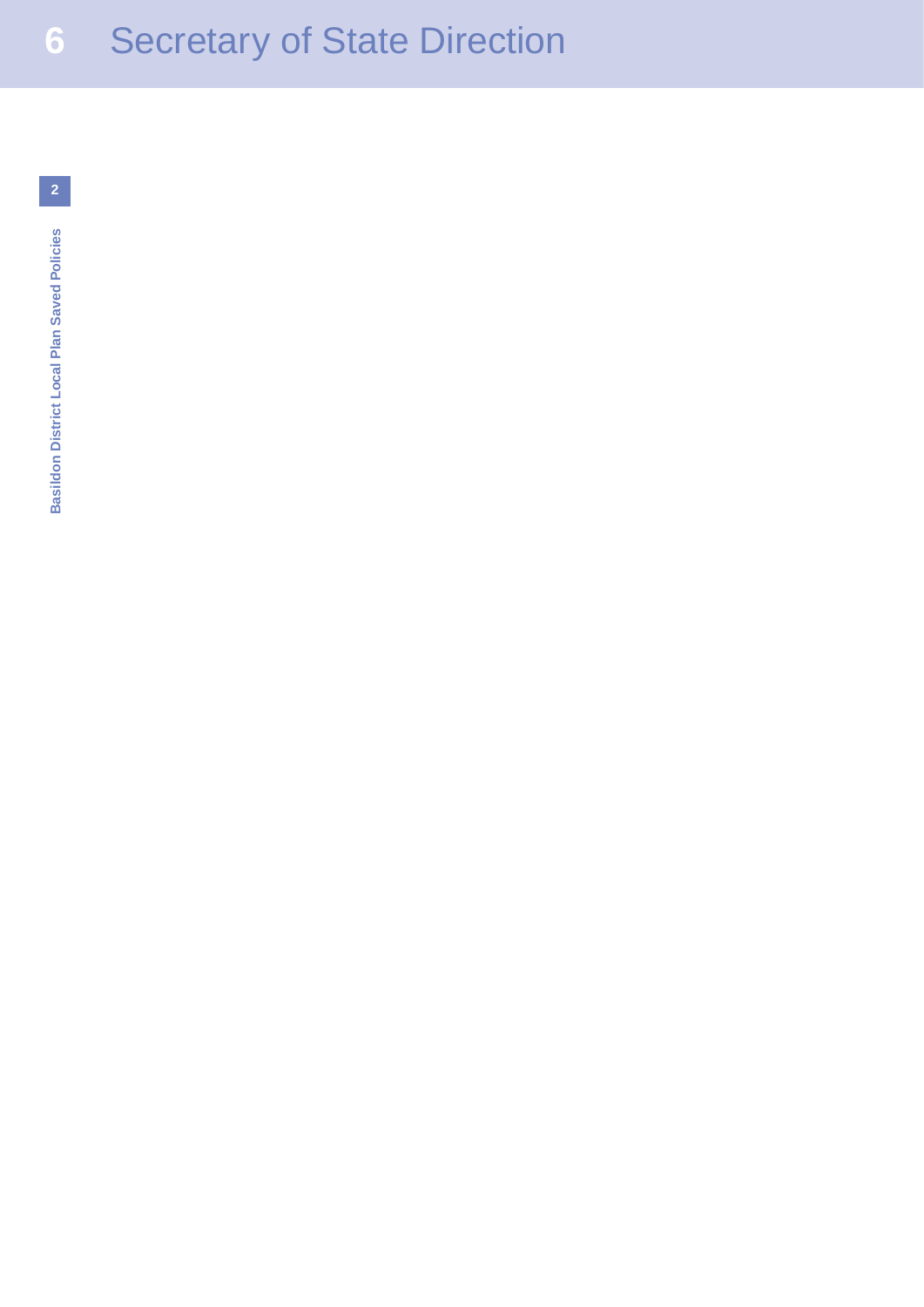# 6 Secretary of State Direction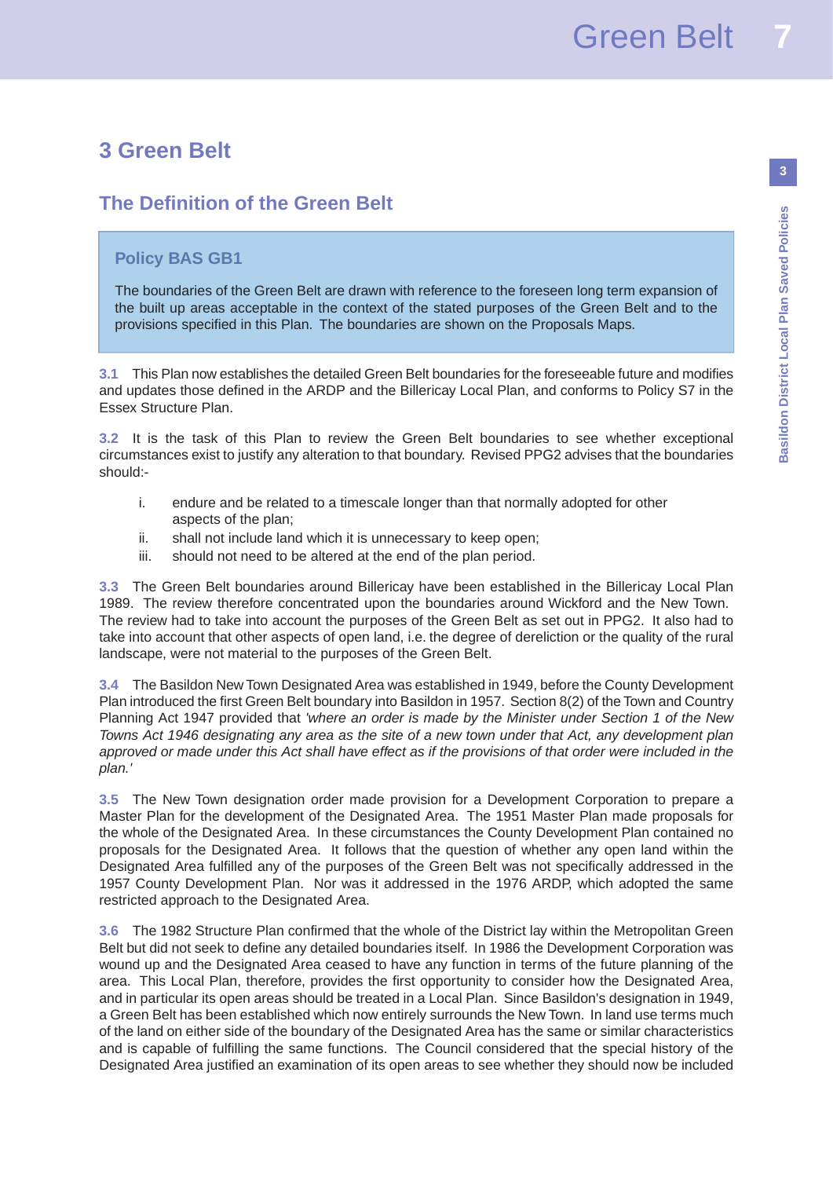# 3 Green Belt

## The Definition of the Green Belt

### Policy BAS GB1

The boundaries of the Green Belt are drawn with reference to the foreseen long term expansion of the built up areas acceptable in the context of the stated purposes of the Green Belt and to the provisions specified in this Plan. The boundaries are shown on the Proposals Maps.

**3.1** This Plan now establishes the detailed Green Belt boundaries for the foreseeable future and modifies and updates those defined in the ARDP and the Billericay Local Plan, and conforms to Policy S7 in the Essex Structure Plan.

**3.2** It is the task of this Plan to review the Green Belt boundaries to see whether exceptional circumstances exist to justify any alteration to that boundary. Revised PPG2 advises that the boundaries should:-

i. endure and be related to a timescale longer than that normally adopted for other aspects of the plan;
ii. shall not include land which it is unnecessary to keep open;
iii. should not need to be altered at the end of the plan period.

**3.3** The Green Belt boundaries around Billericay have been established in the Billericay Local Plan 1989. The review therefore concentrated upon the boundaries around Wickford and the New Town. The review had to take into account the purposes of the Green Belt as set out in PPG2. It also had to take into account that other aspects of open land, i.e. the degree of dereliction or the quality of the rural landscape, were not material to the purposes of the Green Belt.

**3.4** The Basildon New Town Designated Area was established in 1949, before the County Development Plan introduced the first Green Belt boundary into Basildon in 1957. Section 8(2) of the Town and Country Planning Act 1947 provided that *'where an order is made by the Minister under Section 1 of the New Towns Act 1946 designating any area as the site of a new town under that Act, any development plan approved or made under this Act shall have effect as if the provisions of that order were included in the plan.'*

**3.5** The New Town designation order made provision for a Development Corporation to prepare a Master Plan for the development of the Designated Area. The 1951 Master Plan made proposals for the whole of the Designated Area. In these circumstances the County Development Plan contained no proposals for the Designated Area. It follows that the question of whether any open land within the Designated Area fulfilled any of the purposes of the Green Belt was not specifically addressed in the 1957 County Development Plan. Nor was it addressed in the 1976 ARDP, which adopted the same restricted approach to the Designated Area.

**3.6** The 1982 Structure Plan confirmed that the whole of the District lay within the Metropolitan Green Belt but did not seek to define any detailed boundaries itself. In 1986 the Development Corporation was wound up and the Designated Area ceased to have any function in terms of the future planning of the area. This Local Plan, therefore, provides the first opportunity to consider how the Designated Area, and in particular its open areas should be treated in a Local Plan. Since Basildon's designation in 1949, a Green Belt has been established which now entirely surrounds the New Town. In land use terms much of the land on either side of the boundary of the Designated Area has the same or similar characteristics and is capable of fulfilling the same functions. The Council considered that the special history of the Designated Area justified an examination of its open areas to see whether they should now be included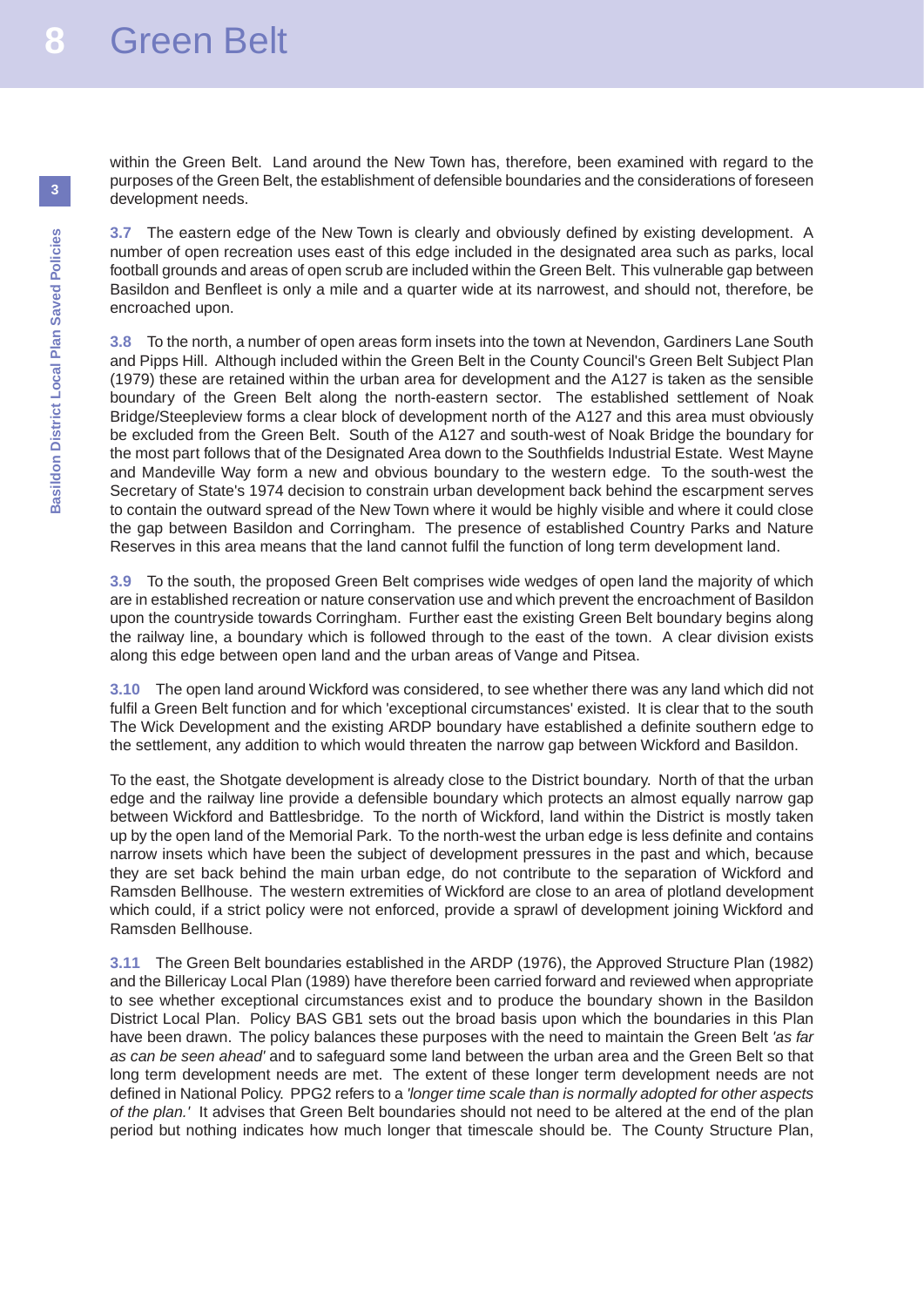within the Green Belt. Land around the New Town has, therefore, been examined with regard to the purposes of the Green Belt, the establishment of defensible boundaries and the considerations of foreseen development needs.

**3.7** The eastern edge of the New Town is clearly and obviously defined by existing development. A number of open recreation uses east of this edge included in the designated area such as parks, local football grounds and areas of open scrub are included within the Green Belt. This vulnerable gap between Basildon and Benfleet is only a mile and a quarter wide at its narrowest, and should not, therefore, be encroached upon.

**3.8** To the north, a number of open areas form insets into the town at Nevendon, Gardiners Lane South and Pipps Hill. Although included within the Green Belt in the County Council's Green Belt Subject Plan (1979) these are retained within the urban area for development and the A127 is taken as the sensible boundary of the Green Belt along the north-eastern sector. The established settlement of Noak Bridge/Steepleview forms a clear block of development north of the A127 and this area must obviously be excluded from the Green Belt. South of the A127 and south-west of Noak Bridge the boundary for the most part follows that of the Designated Area down to the Southfields Industrial Estate. West Mayne and Mandeville Way form a new and obvious boundary to the western edge. To the south-west the Secretary of State's 1974 decision to constrain urban development back behind the escarpment serves to contain the outward spread of the New Town where it would be highly visible and where it could close the gap between Basildon and Corringham. The presence of established Country Parks and Nature Reserves in this area means that the land cannot fulfil the function of long term development land.

**3.9** To the south, the proposed Green Belt comprises wide wedges of open land the majority of which are in established recreation or nature conservation use and which prevent the encroachment of Basildon upon the countryside towards Corringham. Further east the existing Green Belt boundary begins along the railway line, a boundary which is followed through to the east of the town. A clear division exists along this edge between open land and the urban areas of Vange and Pitsea.

**3.10** The open land around Wickford was considered, to see whether there was any land which did not fulfil a Green Belt function and for which 'exceptional circumstances' existed. It is clear that to the south The Wick Development and the existing ARDP boundary have established a definite southern edge to the settlement, any addition to which would threaten the narrow gap between Wickford and Basildon.

To the east, the Shotgate development is already close to the District boundary. North of that the urban edge and the railway line provide a defensible boundary which protects an almost equally narrow gap between Wickford and Battlesbridge. To the north of Wickford, land within the District is mostly taken up by the open land of the Memorial Park. To the north-west the urban edge is less definite and contains narrow insets which have been the subject of development pressures in the past and which, because they are set back behind the main urban edge, do not contribute to the separation of Wickford and Ramsden Bellhouse. The western extremities of Wickford are close to an area of plotland development which could, if a strict policy were not enforced, provide a sprawl of development joining Wickford and Ramsden Bellhouse.

**3.11** The Green Belt boundaries established in the ARDP (1976), the Approved Structure Plan (1982) and the Billericay Local Plan (1989) have therefore been carried forward and reviewed when appropriate to see whether exceptional circumstances exist and to produce the boundary shown in the Basildon District Local Plan. Policy BAS GB1 sets out the broad basis upon which the boundaries in this Plan have been drawn. The policy balances these purposes with the need to maintain the Green Belt *'as far as can be seen ahead'* and to safeguard some land between the urban area and the Green Belt so that long term development needs are met. The extent of these longer term development needs are not defined in National Policy. PPG2 refers to a *'longer time scale than is normally adopted for other aspects of the plan.'* It advises that Green Belt boundaries should not need to be altered at the end of the plan period but nothing indicates how much longer that timescale should be. The County Structure Plan,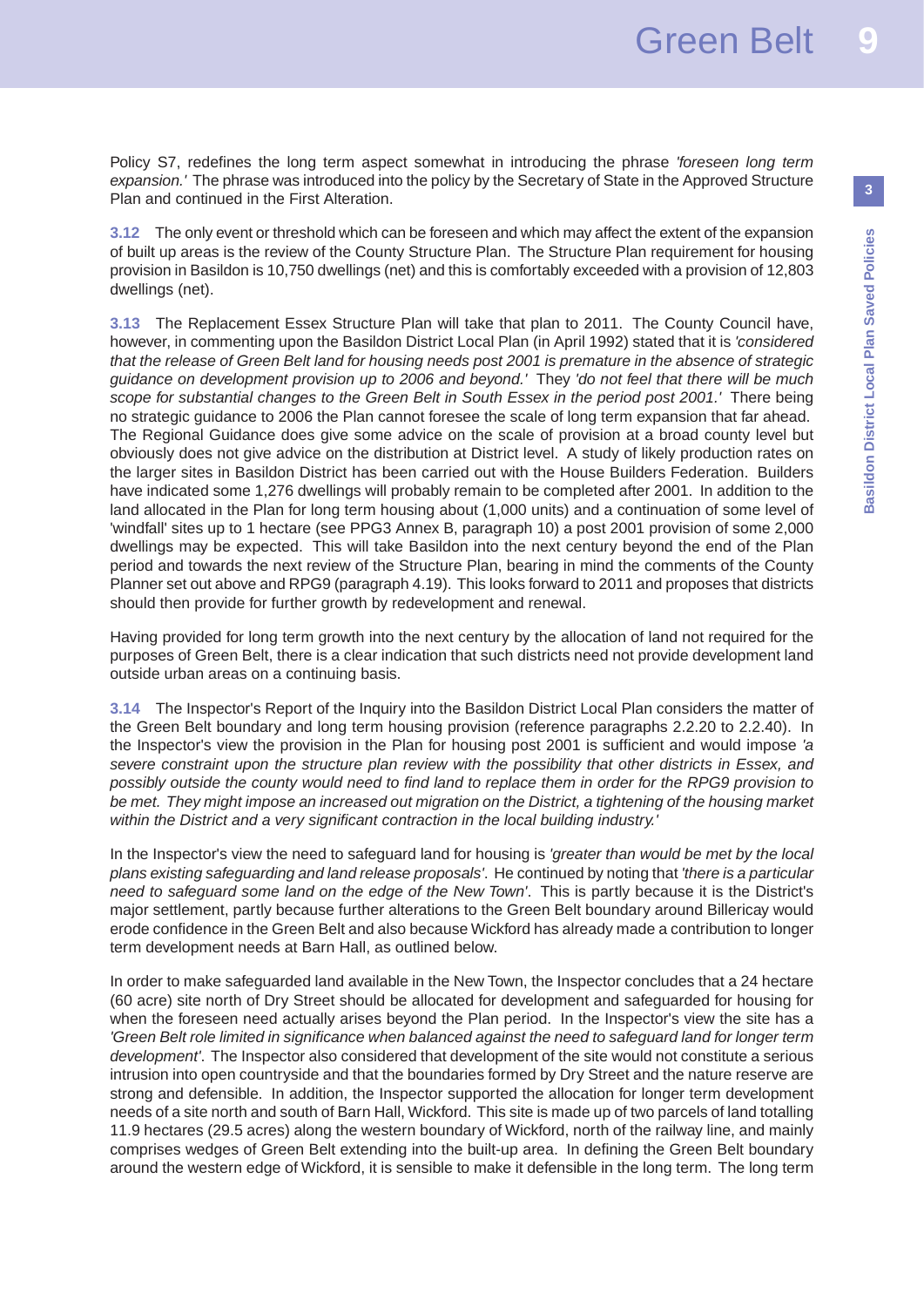Policy S7, redefines the long term aspect somewhat in introducing the phrase *'foreseen long term expansion.'* The phrase was introduced into the policy by the Secretary of State in the Approved Structure Plan and continued in the First Alteration.

**3.12** The only event or threshold which can be foreseen and which may affect the extent of the expansion of built up areas is the review of the County Structure Plan. The Structure Plan requirement for housing provision in Basildon is 10,750 dwellings (net) and this is comfortably exceeded with a provision of 12,803 dwellings (net).

**3.13** The Replacement Essex Structure Plan will take that plan to 2011. The County Council have, however, in commenting upon the Basildon District Local Plan (in April 1992) stated that it is *'considered that the release of Green Belt land for housing needs post 2001 is premature in the absence of strategic guidance on development provision up to 2006 and beyond.'* They *'do not feel that there will be much scope for substantial changes to the Green Belt in South Essex in the period post 2001.'* There being no strategic guidance to 2006 the Plan cannot foresee the scale of long term expansion that far ahead. The Regional Guidance does give some advice on the scale of provision at a broad county level but obviously does not give advice on the distribution at District level. A study of likely production rates on the larger sites in Basildon District has been carried out with the House Builders Federation. Builders have indicated some 1,276 dwellings will probably remain to be completed after 2001. In addition to the land allocated in the Plan for long term housing about (1,000 units) and a continuation of some level of 'windfall' sites up to 1 hectare (see PPG3 Annex B, paragraph 10) a post 2001 provision of some 2,000 dwellings may be expected. This will take Basildon into the next century beyond the end of the Plan period and towards the next review of the Structure Plan, bearing in mind the comments of the County Planner set out above and RPG9 (paragraph 4.19). This looks forward to 2011 and proposes that districts should then provide for further growth by redevelopment and renewal.

Having provided for long term growth into the next century by the allocation of land not required for the purposes of Green Belt, there is a clear indication that such districts need not provide development land outside urban areas on a continuing basis.

**3.14** The Inspector's Report of the Inquiry into the Basildon District Local Plan considers the matter of the Green Belt boundary and long term housing provision (reference paragraphs 2.2.20 to 2.2.40). In the Inspector's view the provision in the Plan for housing post 2001 is sufficient and would impose *'a severe constraint upon the structure plan review with the possibility that other districts in Essex, and possibly outside the county would need to find land to replace them in order for the RPG9 provision to be met. They might impose an increased out migration on the District, a tightening of the housing market within the District and a very significant contraction in the local building industry.'*

In the Inspector's view the need to safeguard land for housing is *'greater than would be met by the local plans existing safeguarding and land release proposals'*. He continued by noting that *'there is a particular need to safeguard some land on the edge of the New Town'*. This is partly because it is the District's major settlement, partly because further alterations to the Green Belt boundary around Billericay would erode confidence in the Green Belt and also because Wickford has already made a contribution to longer term development needs at Barn Hall, as outlined below.

In order to make safeguarded land available in the New Town, the Inspector concludes that a 24 hectare (60 acre) site north of Dry Street should be allocated for development and safeguarded for housing for when the foreseen need actually arises beyond the Plan period. In the Inspector's view the site has a *'Green Belt role limited in significance when balanced against the need to safeguard land for longer term development'*. The Inspector also considered that development of the site would not constitute a serious intrusion into open countryside and that the boundaries formed by Dry Street and the nature reserve are strong and defensible. In addition, the Inspector supported the allocation for longer term development needs of a site north and south of Barn Hall, Wickford. This site is made up of two parcels of land totalling 11.9 hectares (29.5 acres) along the western boundary of Wickford, north of the railway line, and mainly comprises wedges of Green Belt extending into the built-up area. In defining the Green Belt boundary around the western edge of Wickford, it is sensible to make it defensible in the long term. The long term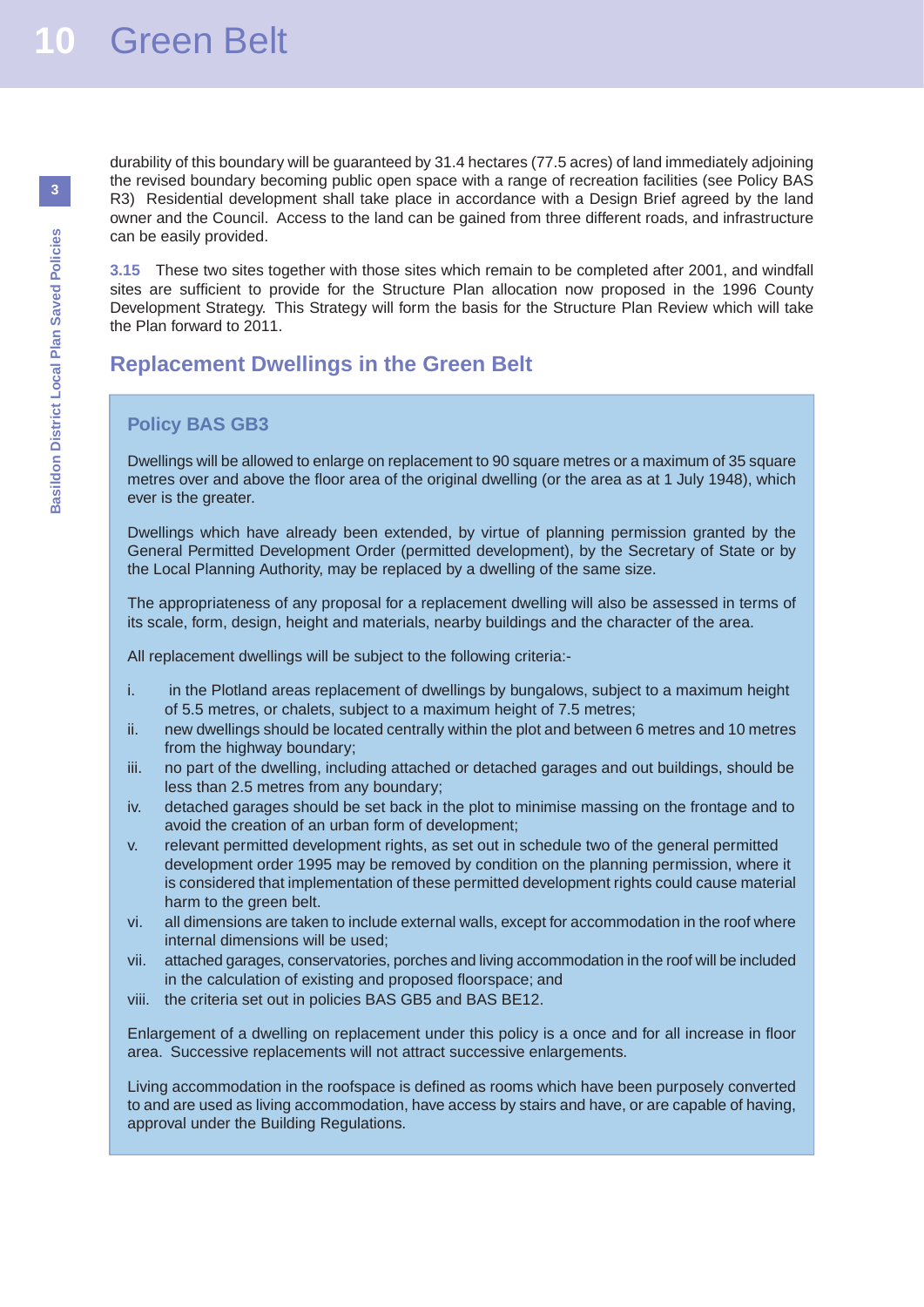durability of this boundary will be guaranteed by 31.4 hectares (77.5 acres) of land immediately adjoining the revised boundary becoming public open space with a range of recreation facilities (see Policy BAS R3) Residential development shall take place in accordance with a Design Brief agreed by the land owner and the Council. Access to the land can be gained from three different roads, and infrastructure can be easily provided.

**3.15** These two sites together with those sites which remain to be completed after 2001, and windfall sites are sufficient to provide for the Structure Plan allocation now proposed in the 1996 County Development Strategy. This Strategy will form the basis for the Structure Plan Review which will take the Plan forward to 2011.

## Replacement Dwellings in the Green Belt

### Policy BAS GB3

Dwellings will be allowed to enlarge on replacement to 90 square metres or a maximum of 35 square metres over and above the floor area of the original dwelling (or the area as at 1 July 1948), which ever is the greater.

Dwellings which have already been extended, by virtue of planning permission granted by the General Permitted Development Order (permitted development), by the Secretary of State or by the Local Planning Authority, may be replaced by a dwelling of the same size.

The appropriateness of any proposal for a replacement dwelling will also be assessed in terms of its scale, form, design, height and materials, nearby buildings and the character of the area.

All replacement dwellings will be subject to the following criteria:-

i. in the Plotland areas replacement of dwellings by bungalows, subject to a maximum height of 5.5 metres, or chalets, subject to a maximum height of 7.5 metres;
ii. new dwellings should be located centrally within the plot and between 6 metres and 10 metres from the highway boundary;
iii. no part of the dwelling, including attached or detached garages and out buildings, should be less than 2.5 metres from any boundary;
iv. detached garages should be set back in the plot to minimise massing on the frontage and to avoid the creation of an urban form of development;
v. relevant permitted development rights, as set out in schedule two of the general permitted development order 1995 may be removed by condition on the planning permission, where it is considered that implementation of these permitted development rights could cause material harm to the green belt.
vi. all dimensions are taken to include external walls, except for accommodation in the roof where internal dimensions will be used;
vii. attached garages, conservatories, porches and living accommodation in the roof will be included in the calculation of existing and proposed floorspace; and
viii. the criteria set out in policies BAS GB5 and BAS BE12.

Enlargement of a dwelling on replacement under this policy is a once and for all increase in floor area. Successive replacements will not attract successive enlargements.

Living accommodation in the roofspace is defined as rooms which have been purposely converted to and are used as living accommodation, have access by stairs and have, or are capable of having, approval under the Building Regulations.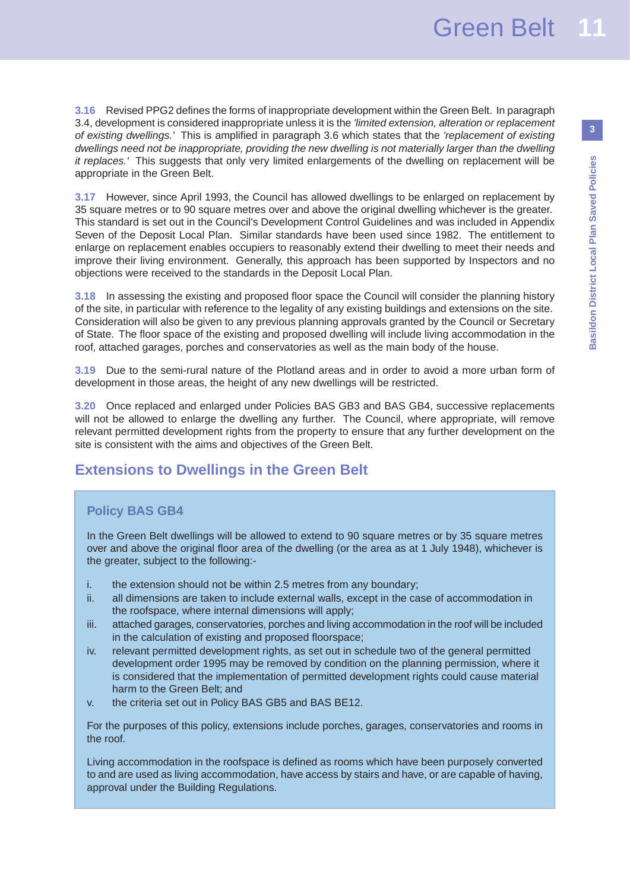**3.16** Revised PPG2 defines the forms of inappropriate development within the Green Belt. In paragraph 3.4, development is considered inappropriate unless it is the *'limited extension, alteration or replacement of existing dwellings.'* This is amplified in paragraph 3.6 which states that the *'replacement of existing dwellings need not be inappropriate, providing the new dwelling is not materially larger than the dwelling it replaces.'* This suggests that only very limited enlargements of the dwelling on replacement will be appropriate in the Green Belt.

**3.17** However, since April 1993, the Council has allowed dwellings to be enlarged on replacement by 35 square metres or to 90 square metres over and above the original dwelling whichever is the greater. This standard is set out in the Council's Development Control Guidelines and was included in Appendix Seven of the Deposit Local Plan. Similar standards have been used since 1982. The entitlement to enlarge on replacement enables occupiers to reasonably extend their dwelling to meet their needs and improve their living environment. Generally, this approach has been supported by Inspectors and no objections were received to the standards in the Deposit Local Plan.

**3.18** In assessing the existing and proposed floor space the Council will consider the planning history of the site, in particular with reference to the legality of any existing buildings and extensions on the site. Consideration will also be given to any previous planning approvals granted by the Council or Secretary of State. The floor space of the existing and proposed dwelling will include living accommodation in the roof, attached garages, porches and conservatories as well as the main body of the house.

**3.19** Due to the semi-rural nature of the Plotland areas and in order to avoid a more urban form of development in those areas, the height of any new dwellings will be restricted.

**3.20** Once replaced and enlarged under Policies BAS GB3 and BAS GB4, successive replacements will not be allowed to enlarge the dwelling any further. The Council, where appropriate, will remove relevant permitted development rights from the property to ensure that any further development on the site is consistent with the aims and objectives of the Green Belt.

## Extensions to Dwellings in the Green Belt

### Policy BAS GB4

In the Green Belt dwellings will be allowed to extend to 90 square metres or by 35 square metres over and above the original floor area of the dwelling (or the area as at 1 July 1948), whichever is the greater, subject to the following:-

i. the extension should not be within 2.5 metres from any boundary;
ii. all dimensions are taken to include external walls, except in the case of accommodation in the roofspace, where internal dimensions will apply;
iii. attached garages, conservatories, porches and living accommodation in the roof will be included in the calculation of existing and proposed floorspace;
iv. relevant permitted development rights, as set out in schedule two of the general permitted development order 1995 may be removed by condition on the planning permission, where it is considered that the implementation of permitted development rights could cause material harm to the Green Belt; and
v. the criteria set out in Policy BAS GB5 and BAS BE12.

For the purposes of this policy, extensions include porches, garages, conservatories and rooms in the roof.

Living accommodation in the roofspace is defined as rooms which have been purposely converted to and are used as living accommodation, have access by stairs and have, or are capable of having, approval under the Building Regulations.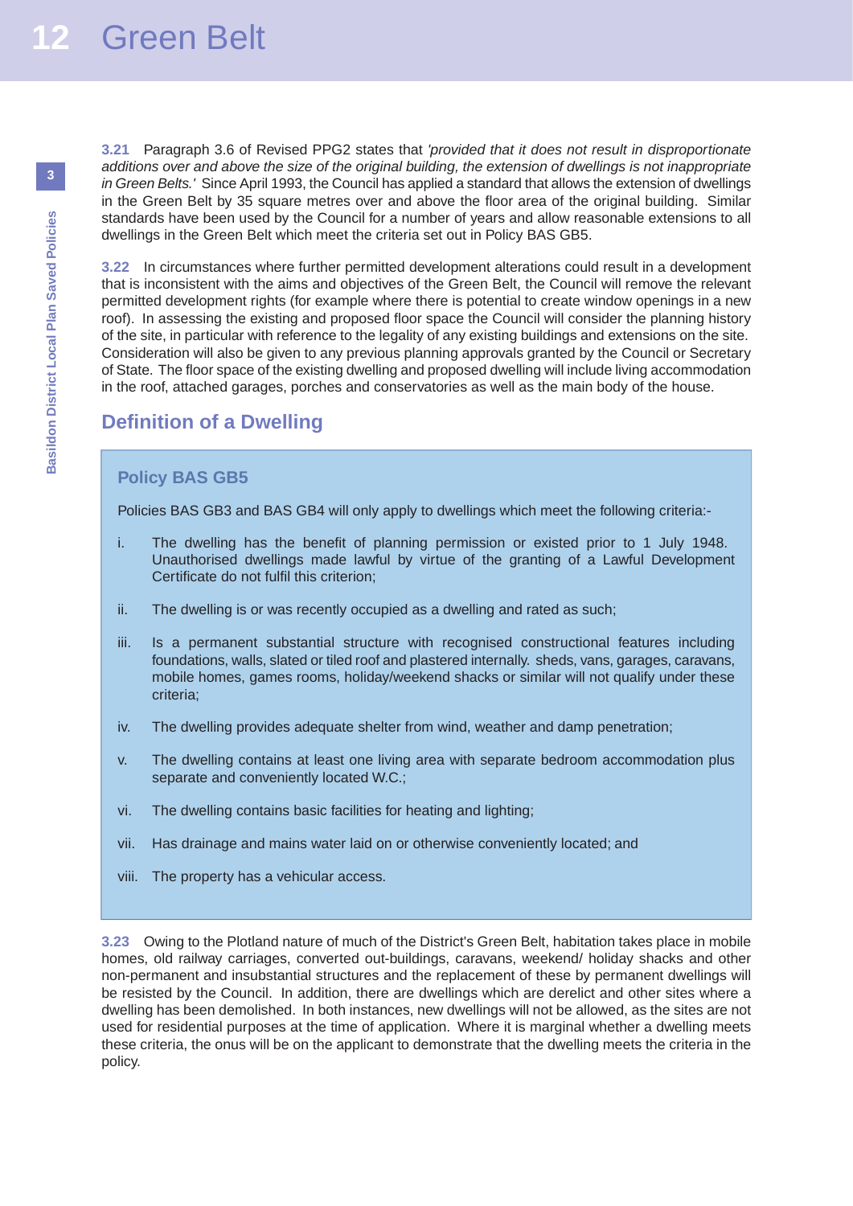**3.21** Paragraph 3.6 of Revised PPG2 states that *'provided that it does not result in disproportionate additions over and above the size of the original building, the extension of dwellings is not inappropriate in Green Belts.'* Since April 1993, the Council has applied a standard that allows the extension of dwellings in the Green Belt by 35 square metres over and above the floor area of the original building. Similar standards have been used by the Council for a number of years and allow reasonable extensions to all dwellings in the Green Belt which meet the criteria set out in Policy BAS GB5.

**3.22** In circumstances where further permitted development alterations could result in a development that is inconsistent with the aims and objectives of the Green Belt, the Council will remove the relevant permitted development rights (for example where there is potential to create window openings in a new roof). In assessing the existing and proposed floor space the Council will consider the planning history of the site, in particular with reference to the legality of any existing buildings and extensions on the site. Consideration will also be given to any previous planning approvals granted by the Council or Secretary of State. The floor space of the existing dwelling and proposed dwelling will include living accommodation in the roof, attached garages, porches and conservatories as well as the main body of the house.

## Definition of a Dwelling

### Policy BAS GB5

Policies BAS GB3 and BAS GB4 will only apply to dwellings which meet the following criteria:-

i. The dwelling has the benefit of planning permission or existed prior to 1 July 1948. Unauthorised dwellings made lawful by virtue of the granting of a Lawful Development Certificate do not fulfil this criterion;

ii. The dwelling is or was recently occupied as a dwelling and rated as such;

iii. Is a permanent substantial structure with recognised constructional features including foundations, walls, slated or tiled roof and plastered internally. sheds, vans, garages, caravans, mobile homes, games rooms, holiday/weekend shacks or similar will not qualify under these criteria;

iv. The dwelling provides adequate shelter from wind, weather and damp penetration;

v. The dwelling contains at least one living area with separate bedroom accommodation plus separate and conveniently located W.C.;

vi. The dwelling contains basic facilities for heating and lighting;

vii. Has drainage and mains water laid on or otherwise conveniently located; and

viii. The property has a vehicular access.

**3.23** Owing to the Plotland nature of much of the District's Green Belt, habitation takes place in mobile homes, old railway carriages, converted out-buildings, caravans, weekend/ holiday shacks and other non-permanent and insubstantial structures and the replacement of these by permanent dwellings will be resisted by the Council. In addition, there are dwellings which are derelict and other sites where a dwelling has been demolished. In both instances, new dwellings will not be allowed, as the sites are not used for residential purposes at the time of application. Where it is marginal whether a dwelling meets these criteria, the onus will be on the applicant to demonstrate that the dwelling meets the criteria in the policy.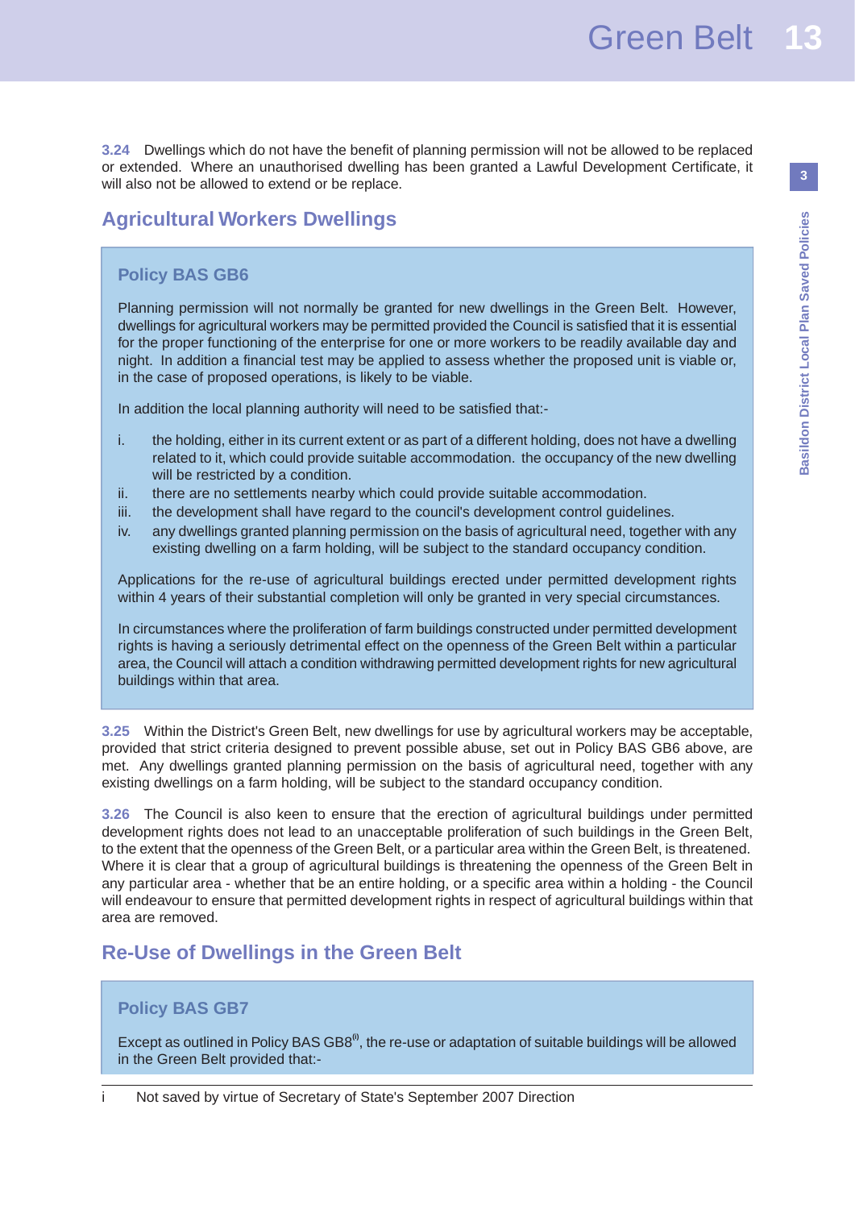**3.24** Dwellings which do not have the benefit of planning permission will not be allowed to be replaced or extended. Where an unauthorised dwelling has been granted a Lawful Development Certificate, it will also not be allowed to extend or be replace.

## Agricultural Workers Dwellings

### Policy BAS GB6

Planning permission will not normally be granted for new dwellings in the Green Belt. However, dwellings for agricultural workers may be permitted provided the Council is satisfied that it is essential for the proper functioning of the enterprise for one or more workers to be readily available day and night. In addition a financial test may be applied to assess whether the proposed unit is viable or, in the case of proposed operations, is likely to be viable.

In addition the local planning authority will need to be satisfied that:-

i. the holding, either in its current extent or as part of a different holding, does not have a dwelling related to it, which could provide suitable accommodation. the occupancy of the new dwelling will be restricted by a condition.
ii. there are no settlements nearby which could provide suitable accommodation.
iii. the development shall have regard to the council's development control guidelines.
iv. any dwellings granted planning permission on the basis of agricultural need, together with any existing dwelling on a farm holding, will be subject to the standard occupancy condition.

Applications for the re-use of agricultural buildings erected under permitted development rights within 4 years of their substantial completion will only be granted in very special circumstances.

In circumstances where the proliferation of farm buildings constructed under permitted development rights is having a seriously detrimental effect on the openness of the Green Belt within a particular area, the Council will attach a condition withdrawing permitted development rights for new agricultural buildings within that area.

**3.25** Within the District's Green Belt, new dwellings for use by agricultural workers may be acceptable, provided that strict criteria designed to prevent possible abuse, set out in Policy BAS GB6 above, are met. Any dwellings granted planning permission on the basis of agricultural need, together with any existing dwellings on a farm holding, will be subject to the standard occupancy condition.

**3.26** The Council is also keen to ensure that the erection of agricultural buildings under permitted development rights does not lead to an unacceptable proliferation of such buildings in the Green Belt, to the extent that the openness of the Green Belt, or a particular area within the Green Belt, is threatened. Where it is clear that a group of agricultural buildings is threatening the openness of the Green Belt in any particular area - whether that be an entire holding, or a specific area within a holding - the Council will endeavour to ensure that permitted development rights in respect of agricultural buildings within that area are removed.

## Re-Use of Dwellings in the Green Belt

### Policy BAS GB7

Except as outlined in Policy BAS GB8[i], the re-use or adaptation of suitable buildings will be allowed in the Green Belt provided that:-

---

i Not saved by virtue of Secretary of State's September 2007 Direction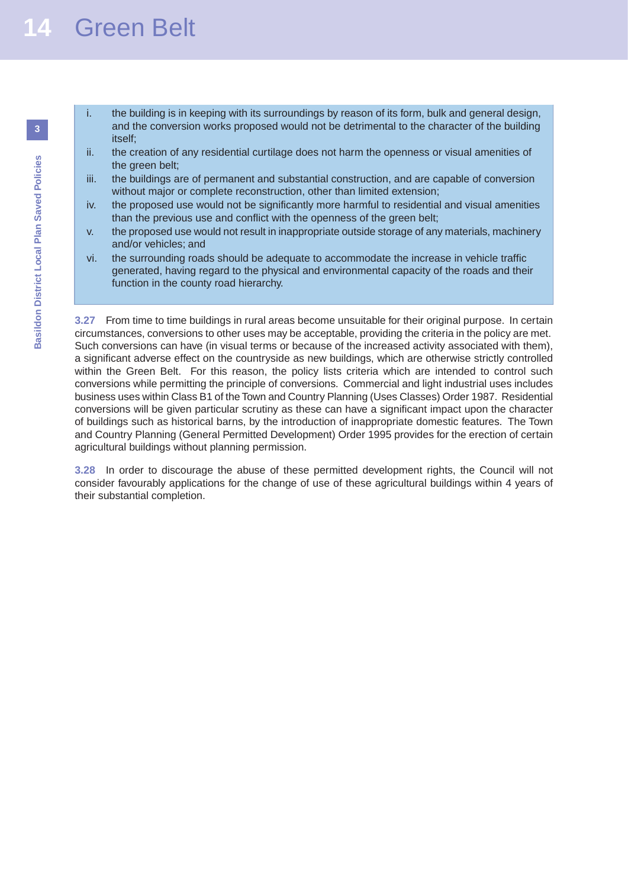i. the building is in keeping with its surroundings by reason of its form, bulk and general design, and the conversion works proposed would not be detrimental to the character of the building itself;
ii. the creation of any residential curtilage does not harm the openness or visual amenities of the green belt;
iii. the buildings are of permanent and substantial construction, and are capable of conversion without major or complete reconstruction, other than limited extension;
iv. the proposed use would not be significantly more harmful to residential and visual amenities than the previous use and conflict with the openness of the green belt;
v. the proposed use would not result in inappropriate outside storage of any materials, machinery and/or vehicles; and
vi. the surrounding roads should be adequate to accommodate the increase in vehicle traffic generated, having regard to the physical and environmental capacity of the roads and their function in the county road hierarchy.

**3.27** From time to time buildings in rural areas become unsuitable for their original purpose. In certain circumstances, conversions to other uses may be acceptable, providing the criteria in the policy are met. Such conversions can have (in visual terms or because of the increased activity associated with them), a significant adverse effect on the countryside as new buildings, which are otherwise strictly controlled within the Green Belt. For this reason, the policy lists criteria which are intended to control such conversions while permitting the principle of conversions. Commercial and light industrial uses includes business uses within Class B1 of the Town and Country Planning (Uses Classes) Order 1987. Residential conversions will be given particular scrutiny as these can have a significant impact upon the character of buildings such as historical barns, by the introduction of inappropriate domestic features. The Town and Country Planning (General Permitted Development) Order 1995 provides for the erection of certain agricultural buildings without planning permission.

**3.28** In order to discourage the abuse of these permitted development rights, the Council will not consider favourably applications for the change of use of these agricultural buildings within 4 years of their substantial completion.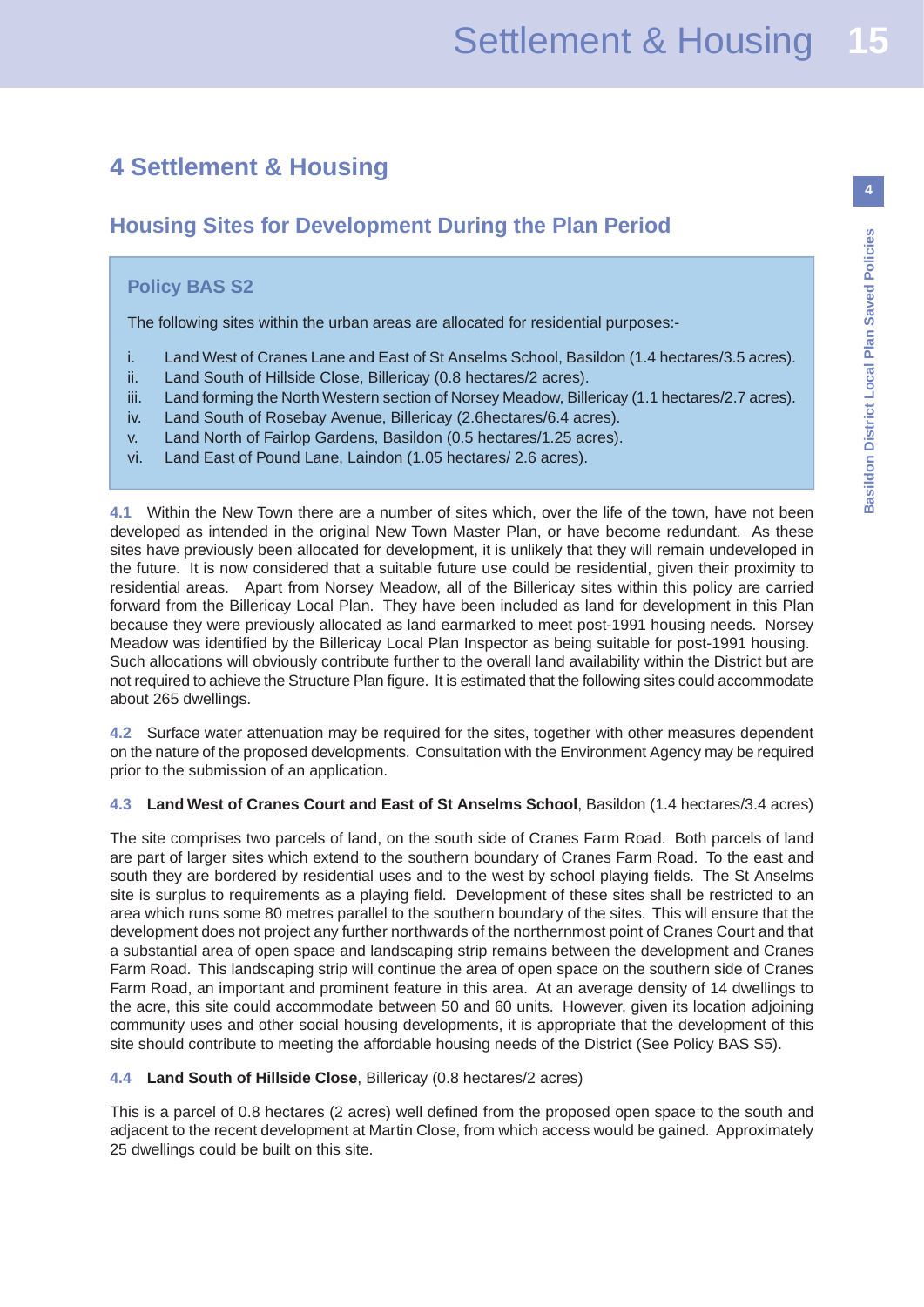# 4 Settlement & Housing

## Housing Sites for Development During the Plan Period

### Policy BAS S2

The following sites within the urban areas are allocated for residential purposes:-

i. Land West of Cranes Lane and East of St Anselms School, Basildon (1.4 hectares/3.5 acres).
ii. Land South of Hillside Close, Billericay (0.8 hectares/2 acres).
iii. Land forming the North Western section of Norsey Meadow, Billericay (1.1 hectares/2.7 acres).
iv. Land South of Rosebay Avenue, Billericay (2.6hectares/6.4 acres).
v. Land North of Fairlop Gardens, Basildon (0.5 hectares/1.25 acres).
vi. Land East of Pound Lane, Laindon (1.05 hectares/ 2.6 acres).

**4.1** Within the New Town there are a number of sites which, over the life of the town, have not been developed as intended in the original New Town Master Plan, or have become redundant. As these sites have previously been allocated for development, it is unlikely that they will remain undeveloped in the future. It is now considered that a suitable future use could be residential, given their proximity to residential areas. Apart from Norsey Meadow, all of the Billericay sites within this policy are carried forward from the Billericay Local Plan. They have been included as land for development in this Plan because they were previously allocated as land earmarked to meet post-1991 housing needs. Norsey Meadow was identified by the Billericay Local Plan Inspector as being suitable for post-1991 housing. Such allocations will obviously contribute further to the overall land availability within the District but are not required to achieve the Structure Plan figure. It is estimated that the following sites could accommodate about 265 dwellings.

**4.2** Surface water attenuation may be required for the sites, together with other measures dependent on the nature of the proposed developments. Consultation with the Environment Agency may be required prior to the submission of an application.

**4.3** **Land West of Cranes Court and East of St Anselms School**, Basildon (1.4 hectares/3.4 acres)

The site comprises two parcels of land, on the south side of Cranes Farm Road. Both parcels of land are part of larger sites which extend to the southern boundary of Cranes Farm Road. To the east and south they are bordered by residential uses and to the west by school playing fields. The St Anselms site is surplus to requirements as a playing field. Development of these sites shall be restricted to an area which runs some 80 metres parallel to the southern boundary of the sites. This will ensure that the development does not project any further northwards of the northernmost point of Cranes Court and that a substantial area of open space and landscaping strip remains between the development and Cranes Farm Road. This landscaping strip will continue the area of open space on the southern side of Cranes Farm Road, an important and prominent feature in this area. At an average density of 14 dwellings to the acre, this site could accommodate between 50 and 60 units. However, given its location adjoining community uses and other social housing developments, it is appropriate that the development of this site should contribute to meeting the affordable housing needs of the District (See Policy BAS S5).

**4.4** **Land South of Hillside Close**, Billericay (0.8 hectares/2 acres)

This is a parcel of 0.8 hectares (2 acres) well defined from the proposed open space to the south and adjacent to the recent development at Martin Close, from which access would be gained. Approximately 25 dwellings could be built on this site.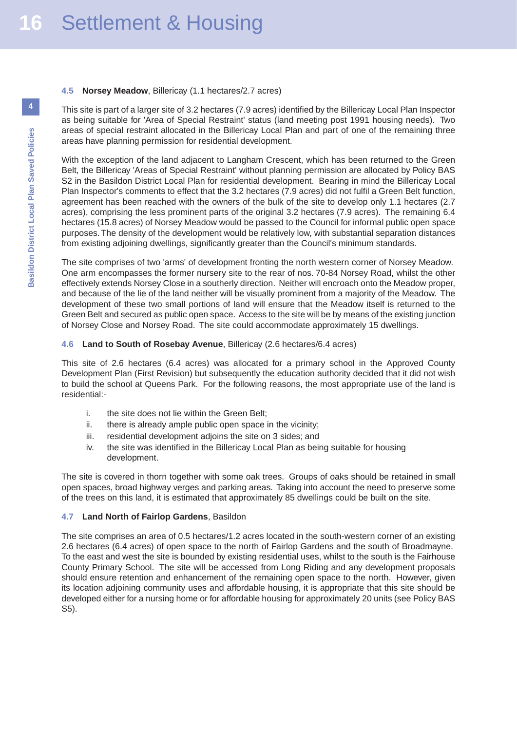### 4.5 **Norsey Meadow**, Billericay (1.1 hectares/2.7 acres)

This site is part of a larger site of 3.2 hectares (7.9 acres) identified by the Billericay Local Plan Inspector as being suitable for 'Area of Special Restraint' status (land meeting post 1991 housing needs). Two areas of special restraint allocated in the Billericay Local Plan and part of one of the remaining three areas have planning permission for residential development.

With the exception of the land adjacent to Langham Crescent, which has been returned to the Green Belt, the Billericay 'Areas of Special Restraint' without planning permission are allocated by Policy BAS S2 in the Basildon District Local Plan for residential development. Bearing in mind the Billericay Local Plan Inspector's comments to effect that the 3.2 hectares (7.9 acres) did not fulfil a Green Belt function, agreement has been reached with the owners of the bulk of the site to develop only 1.1 hectares (2.7 acres), comprising the less prominent parts of the original 3.2 hectares (7.9 acres). The remaining 6.4 hectares (15.8 acres) of Norsey Meadow would be passed to the Council for informal public open space purposes. The density of the development would be relatively low, with substantial separation distances from existing adjoining dwellings, significantly greater than the Council's minimum standards.

The site comprises of two 'arms' of development fronting the north western corner of Norsey Meadow. One arm encompasses the former nursery site to the rear of nos. 70-84 Norsey Road, whilst the other effectively extends Norsey Close in a southerly direction. Neither will encroach onto the Meadow proper, and because of the lie of the land neither will be visually prominent from a majority of the Meadow. The development of these two small portions of land will ensure that the Meadow itself is returned to the Green Belt and secured as public open space. Access to the site will be by means of the existing junction of Norsey Close and Norsey Road. The site could accommodate approximately 15 dwellings.

### 4.6 **Land to South of Rosebay Avenue**, Billericay (2.6 hectares/6.4 acres)

This site of 2.6 hectares (6.4 acres) was allocated for a primary school in the Approved County Development Plan (First Revision) but subsequently the education authority decided that it did not wish to build the school at Queens Park. For the following reasons, the most appropriate use of the land is residential:-

i. the site does not lie within the Green Belt;

ii. there is already ample public open space in the vicinity;

iii. residential development adjoins the site on 3 sides; and

iv. the site was identified in the Billericay Local Plan as being suitable for housing development.

The site is covered in thorn together with some oak trees. Groups of oaks should be retained in small open spaces, broad highway verges and parking areas. Taking into account the need to preserve some of the trees on this land, it is estimated that approximately 85 dwellings could be built on the site.

### 4.7 **Land North of Fairlop Gardens**, Basildon

The site comprises an area of 0.5 hectares/1.2 acres located in the south-western corner of an existing 2.6 hectares (6.4 acres) of open space to the north of Fairlop Gardens and the south of Broadmayne. To the east and west the site is bounded by existing residential uses, whilst to the south is the Fairhouse County Primary School. The site will be accessed from Long Riding and any development proposals should ensure retention and enhancement of the remaining open space to the north. However, given its location adjoining community uses and affordable housing, it is appropriate that this site should be developed either for a nursing home or for affordable housing for approximately 20 units (see Policy BAS S5).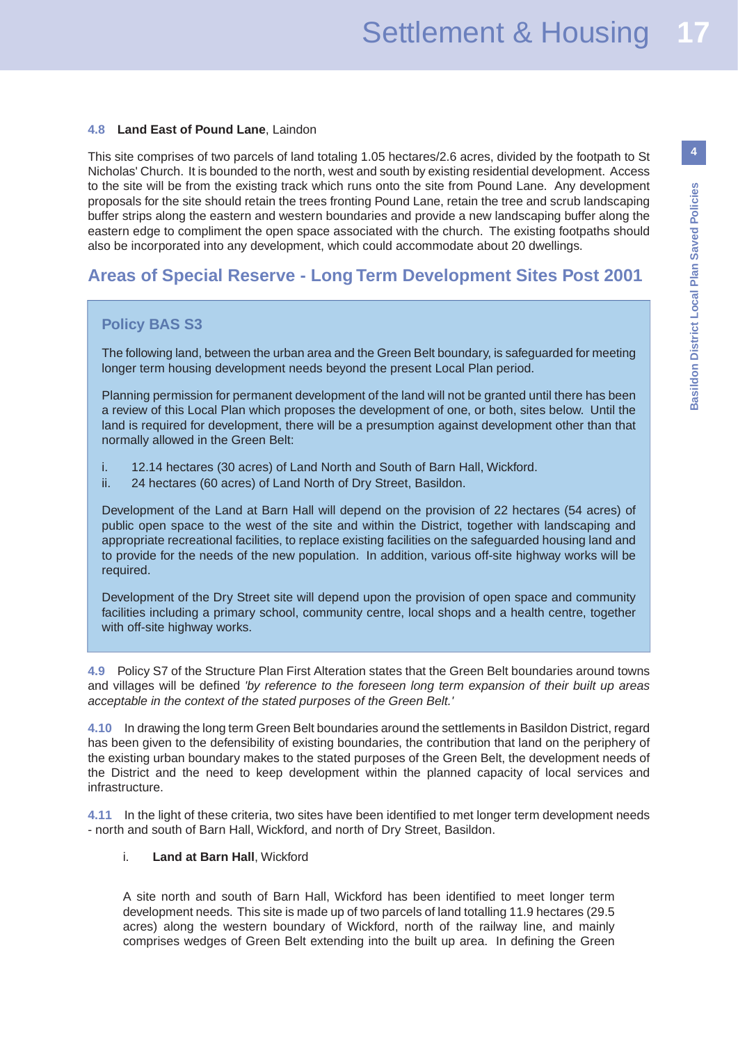**4.8 Land East of Pound Lane**, Laindon

This site comprises of two parcels of land totaling 1.05 hectares/2.6 acres, divided by the footpath to St Nicholas' Church. It is bounded to the north, west and south by existing residential development. Access to the site will be from the existing track which runs onto the site from Pound Lane. Any development proposals for the site should retain the trees fronting Pound Lane, retain the tree and scrub landscaping buffer strips along the eastern and western boundaries and provide a new landscaping buffer along the eastern edge to compliment the open space associated with the church. The existing footpaths should also be incorporated into any development, which could accommodate about 20 dwellings.

## Areas of Special Reserve - Long Term Development Sites Post 2001

### Policy BAS S3

The following land, between the urban area and the Green Belt boundary, is safeguarded for meeting longer term housing development needs beyond the present Local Plan period.

Planning permission for permanent development of the land will not be granted until there has been a review of this Local Plan which proposes the development of one, or both, sites below. Until the land is required for development, there will be a presumption against development other than that normally allowed in the Green Belt:

i. 12.14 hectares (30 acres) of Land North and South of Barn Hall, Wickford.
ii. 24 hectares (60 acres) of Land North of Dry Street, Basildon.

Development of the Land at Barn Hall will depend on the provision of 22 hectares (54 acres) of public open space to the west of the site and within the District, together with landscaping and appropriate recreational facilities, to replace existing facilities on the safeguarded housing land and to provide for the needs of the new population. In addition, various off-site highway works will be required.

Development of the Dry Street site will depend upon the provision of open space and community facilities including a primary school, community centre, local shops and a health centre, together with off-site highway works.

**4.9** Policy S7 of the Structure Plan First Alteration states that the Green Belt boundaries around towns and villages will be defined *'by reference to the foreseen long term expansion of their built up areas acceptable in the context of the stated purposes of the Green Belt.'*

**4.10** In drawing the long term Green Belt boundaries around the settlements in Basildon District, regard has been given to the defensibility of existing boundaries, the contribution that land on the periphery of the existing urban boundary makes to the stated purposes of the Green Belt, the development needs of the District and the need to keep development within the planned capacity of local services and infrastructure.

**4.11** In the light of these criteria, two sites have been identified to met longer term development needs - north and south of Barn Hall, Wickford, and north of Dry Street, Basildon.

i. **Land at Barn Hall**, Wickford

A site north and south of Barn Hall, Wickford has been identified to meet longer term development needs. This site is made up of two parcels of land totalling 11.9 hectares (29.5 acres) along the western boundary of Wickford, north of the railway line, and mainly comprises wedges of Green Belt extending into the built up area. In defining the Green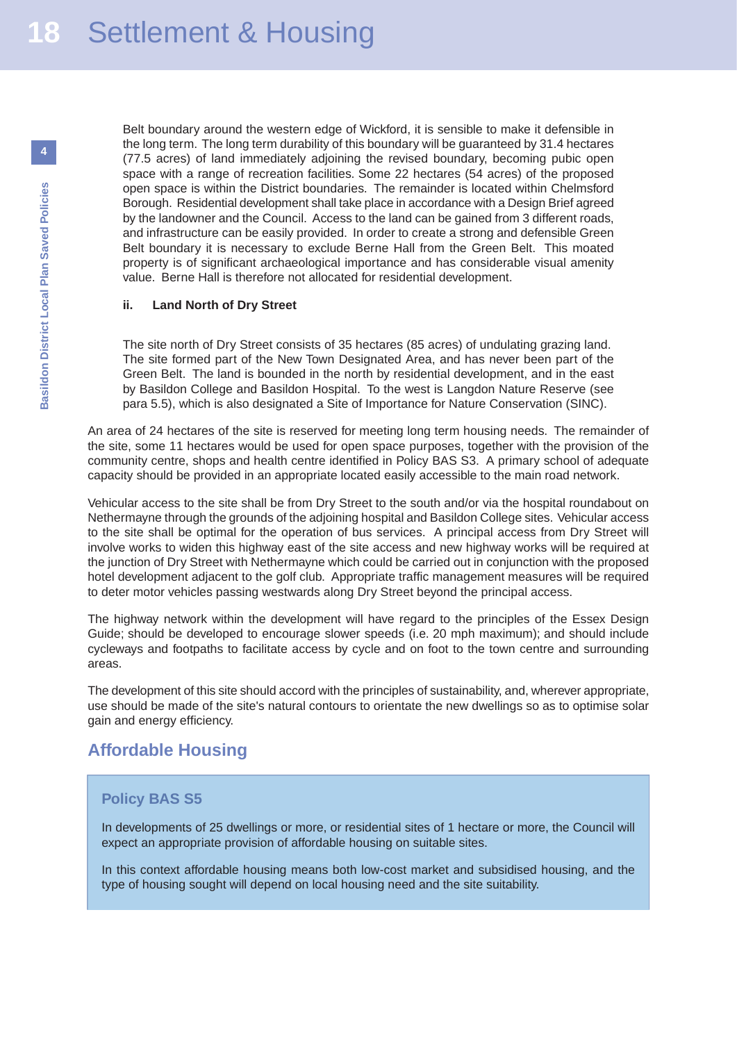Belt boundary around the western edge of Wickford, it is sensible to make it defensible in the long term. The long term durability of this boundary will be guaranteed by 31.4 hectares (77.5 acres) of land immediately adjoining the revised boundary, becoming pubic open space with a range of recreation facilities. Some 22 hectares (54 acres) of the proposed open space is within the District boundaries. The remainder is located within Chelmsford Borough. Residential development shall take place in accordance with a Design Brief agreed by the landowner and the Council. Access to the land can be gained from 3 different roads, and infrastructure can be easily provided. In order to create a strong and defensible Green Belt boundary it is necessary to exclude Berne Hall from the Green Belt. This moated property is of significant archaeological importance and has considerable visual amenity value. Berne Hall is therefore not allocated for residential development.

**ii. Land North of Dry Street**

The site north of Dry Street consists of 35 hectares (85 acres) of undulating grazing land. The site formed part of the New Town Designated Area, and has never been part of the Green Belt. The land is bounded in the north by residential development, and in the east by Basildon College and Basildon Hospital. To the west is Langdon Nature Reserve (see para 5.5), which is also designated a Site of Importance for Nature Conservation (SINC).

An area of 24 hectares of the site is reserved for meeting long term housing needs. The remainder of the site, some 11 hectares would be used for open space purposes, together with the provision of the community centre, shops and health centre identified in Policy BAS S3. A primary school of adequate capacity should be provided in an appropriate located easily accessible to the main road network.

Vehicular access to the site shall be from Dry Street to the south and/or via the hospital roundabout on Nethermayne through the grounds of the adjoining hospital and Basildon College sites. Vehicular access to the site shall be optimal for the operation of bus services. A principal access from Dry Street will involve works to widen this highway east of the site access and new highway works will be required at the junction of Dry Street with Nethermayne which could be carried out in conjunction with the proposed hotel development adjacent to the golf club. Appropriate traffic management measures will be required to deter motor vehicles passing westwards along Dry Street beyond the principal access.

The highway network within the development will have regard to the principles of the Essex Design Guide; should be developed to encourage slower speeds (i.e. 20 mph maximum); and should include cycleways and footpaths to facilitate access by cycle and on foot to the town centre and surrounding areas.

The development of this site should accord with the principles of sustainability, and, wherever appropriate, use should be made of the site's natural contours to orientate the new dwellings so as to optimise solar gain and energy efficiency.

## Affordable Housing

### Policy BAS S5

In developments of 25 dwellings or more, or residential sites of 1 hectare or more, the Council will expect an appropriate provision of affordable housing on suitable sites.

In this context affordable housing means both low-cost market and subsidised housing, and the type of housing sought will depend on local housing need and the site suitability.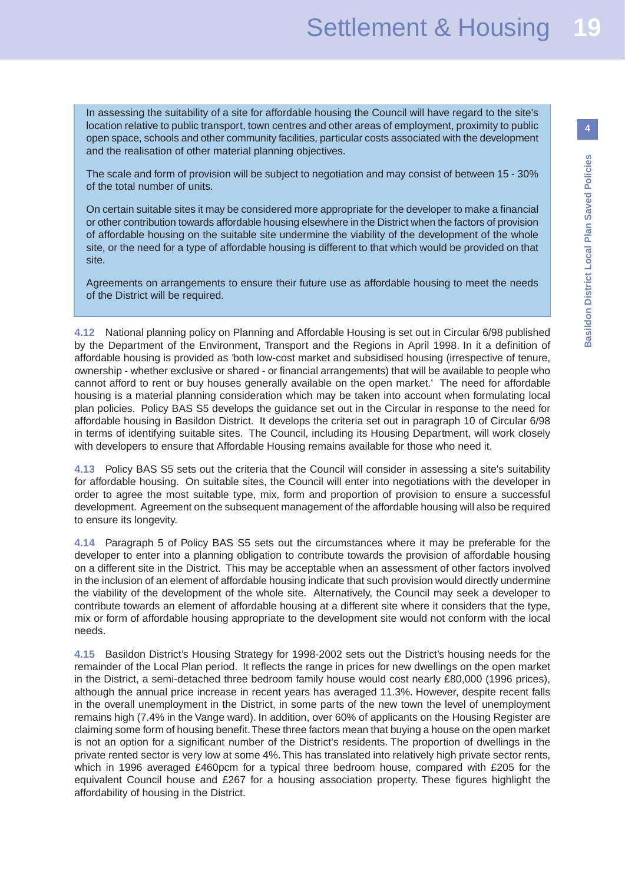In assessing the suitability of a site for affordable housing the Council will have regard to the site's location relative to public transport, town centres and other areas of employment, proximity to public open space, schools and other community facilities, particular costs associated with the development and the realisation of other material planning objectives.

The scale and form of provision will be subject to negotiation and may consist of between 15 - 30% of the total number of units.

On certain suitable sites it may be considered more appropriate for the developer to make a financial or other contribution towards affordable housing elsewhere in the District when the factors of provision of affordable housing on the suitable site undermine the viability of the development of the whole site, or the need for a type of affordable housing is different to that which would be provided on that site.

Agreements on arrangements to ensure their future use as affordable housing to meet the needs of the District will be required.

**4.12** National planning policy on Planning and Affordable Housing is set out in Circular 6/98 published by the Department of the Environment, Transport and the Regions in April 1998. In it a definition of affordable housing is provided as 'both low-cost market and subsidised housing (irrespective of tenure, ownership - whether exclusive or shared - or financial arrangements) that will be available to people who cannot afford to rent or buy houses generally available on the open market.' The need for affordable housing is a material planning consideration which may be taken into account when formulating local plan policies. Policy BAS S5 develops the guidance set out in the Circular in response to the need for affordable housing in Basildon District. It develops the criteria set out in paragraph 10 of Circular 6/98 in terms of identifying suitable sites. The Council, including its Housing Department, will work closely with developers to ensure that Affordable Housing remains available for those who need it.

**4.13** Policy BAS S5 sets out the criteria that the Council will consider in assessing a site's suitability for affordable housing. On suitable sites, the Council will enter into negotiations with the developer in order to agree the most suitable type, mix, form and proportion of provision to ensure a successful development. Agreement on the subsequent management of the affordable housing will also be required to ensure its longevity.

**4.14** Paragraph 5 of Policy BAS S5 sets out the circumstances where it may be preferable for the developer to enter into a planning obligation to contribute towards the provision of affordable housing on a different site in the District. This may be acceptable when an assessment of other factors involved in the inclusion of an element of affordable housing indicate that such provision would directly undermine the viability of the development of the whole site. Alternatively, the Council may seek a developer to contribute towards an element of affordable housing at a different site where it considers that the type, mix or form of affordable housing appropriate to the development site would not conform with the local needs.

**4.15** Basildon District's Housing Strategy for 1998-2002 sets out the District's housing needs for the remainder of the Local Plan period. It reflects the range in prices for new dwellings on the open market in the District, a semi-detached three bedroom family house would cost nearly £80,000 (1996 prices), although the annual price increase in recent years has averaged 11.3%. However, despite recent falls in the overall unemployment in the District, in some parts of the new town the level of unemployment remains high (7.4% in the Vange ward). In addition, over 60% of applicants on the Housing Register are claiming some form of housing benefit. These three factors mean that buying a house on the open market is not an option for a significant number of the District's residents. The proportion of dwellings in the private rented sector is very low at some 4%. This has translated into relatively high private sector rents, which in 1996 averaged £460pcm for a typical three bedroom house, compared with £205 for the equivalent Council house and £267 for a housing association property. These figures highlight the affordability of housing in the District.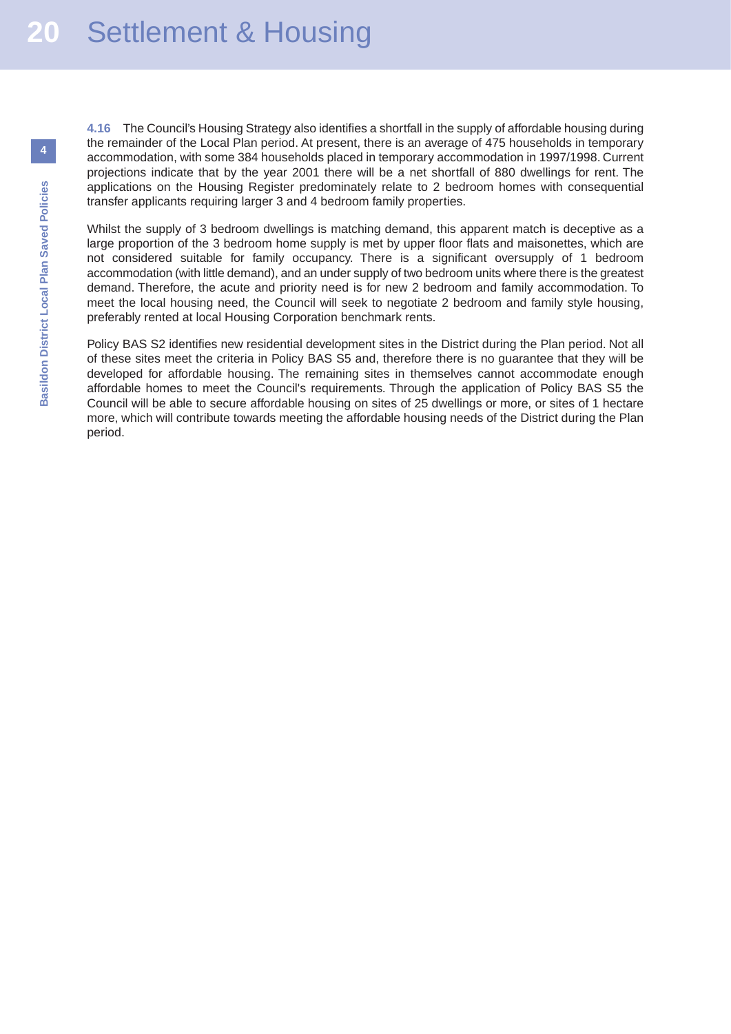**4.16** The Council's Housing Strategy also identifies a shortfall in the supply of affordable housing during the remainder of the Local Plan period. At present, there is an average of 475 households in temporary accommodation, with some 384 households placed in temporary accommodation in 1997/1998. Current projections indicate that by the year 2001 there will be a net shortfall of 880 dwellings for rent. The applications on the Housing Register predominately relate to 2 bedroom homes with consequential transfer applicants requiring larger 3 and 4 bedroom family properties.

Whilst the supply of 3 bedroom dwellings is matching demand, this apparent match is deceptive as a large proportion of the 3 bedroom home supply is met by upper floor flats and maisonettes, which are not considered suitable for family occupancy. There is a significant oversupply of 1 bedroom accommodation (with little demand), and an under supply of two bedroom units where there is the greatest demand. Therefore, the acute and priority need is for new 2 bedroom and family accommodation. To meet the local housing need, the Council will seek to negotiate 2 bedroom and family style housing, preferably rented at local Housing Corporation benchmark rents.

Policy BAS S2 identifies new residential development sites in the District during the Plan period. Not all of these sites meet the criteria in Policy BAS S5 and, therefore there is no guarantee that they will be developed for affordable housing. The remaining sites in themselves cannot accommodate enough affordable homes to meet the Council's requirements. Through the application of Policy BAS S5 the Council will be able to secure affordable housing on sites of 25 dwellings or more, or sites of 1 hectare more, which will contribute towards meeting the affordable housing needs of the District during the Plan period.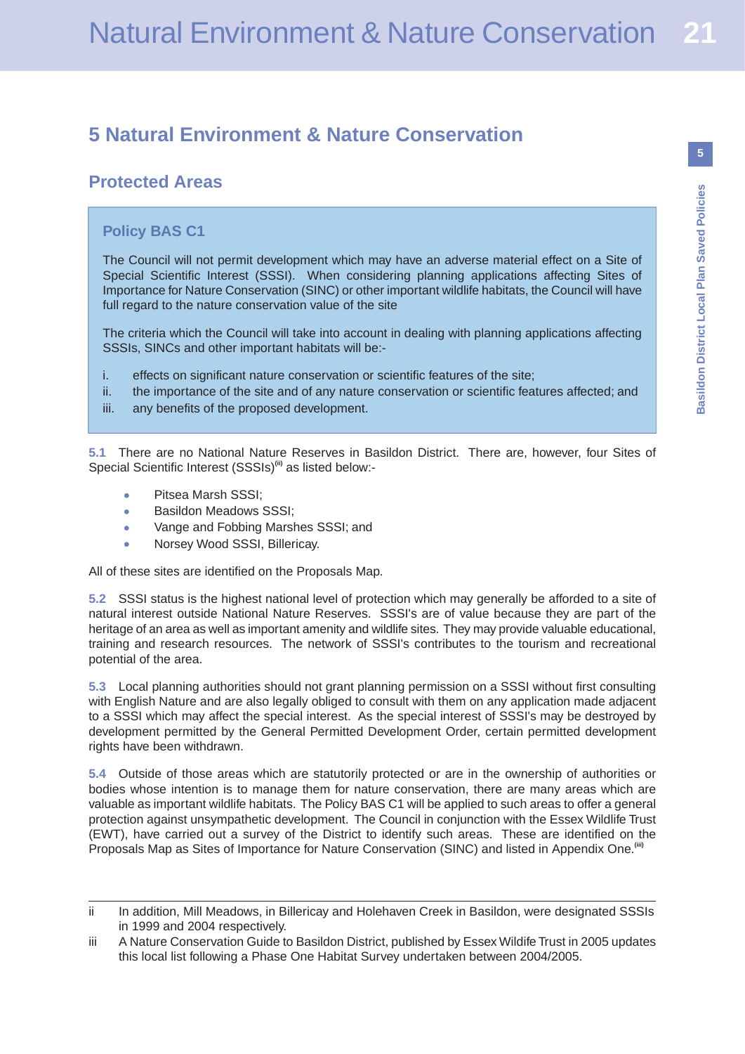# 5 Natural Environment & Nature Conservation

## Protected Areas

### Policy BAS C1

The Council will not permit development which may have an adverse material effect on a Site of Special Scientific Interest (SSSI). When considering planning applications affecting Sites of Importance for Nature Conservation (SINC) or other important wildlife habitats, the Council will have full regard to the nature conservation value of the site

The criteria which the Council will take into account in dealing with planning applications affecting SSSIs, SINCs and other important habitats will be:-

i. effects on significant nature conservation or scientific features of the site;
ii. the importance of the site and of any nature conservation or scientific features affected; and
iii. any benefits of the proposed development.

**5.1** There are no National Nature Reserves in Basildon District. There are, however, four Sites of Special Scientific Interest (SSSIs)[ii] as listed below:-

- Pitsea Marsh SSSI;
- Basildon Meadows SSSI;
- Vange and Fobbing Marshes SSSI; and
- Norsey Wood SSSI, Billericay.

All of these sites are identified on the Proposals Map.

**5.2** SSSI status is the highest national level of protection which may generally be afforded to a site of natural interest outside National Nature Reserves. SSSI's are of value because they are part of the heritage of an area as well as important amenity and wildlife sites. They may provide valuable educational, training and research resources. The network of SSSI's contributes to the tourism and recreational potential of the area.

**5.3** Local planning authorities should not grant planning permission on a SSSI without first consulting with English Nature and are also legally obliged to consult with them on any application made adjacent to a SSSI which may affect the special interest. As the special interest of SSSI's may be destroyed by development permitted by the General Permitted Development Order, certain permitted development rights have been withdrawn.

**5.4** Outside of those areas which are statutorily protected or are in the ownership of authorities or bodies whose intention is to manage them for nature conservation, there are many areas which are valuable as important wildlife habitats. The Policy BAS C1 will be applied to such areas to offer a general protection against unsympathetic development. The Council in conjunction with the Essex Wildlife Trust (EWT), have carried out a survey of the District to identify such areas. These are identified on the Proposals Map as Sites of Importance for Nature Conservation (SINC) and listed in Appendix One.[iii]

---

ii In addition, Mill Meadows, in Billericay and Holehaven Creek in Basildon, were designated SSSIs in 1999 and 2004 respectively.

iii A Nature Conservation Guide to Basildon District, published by Essex Wildife Trust in 2005 updates this local list following a Phase One Habitat Survey undertaken between 2004/2005.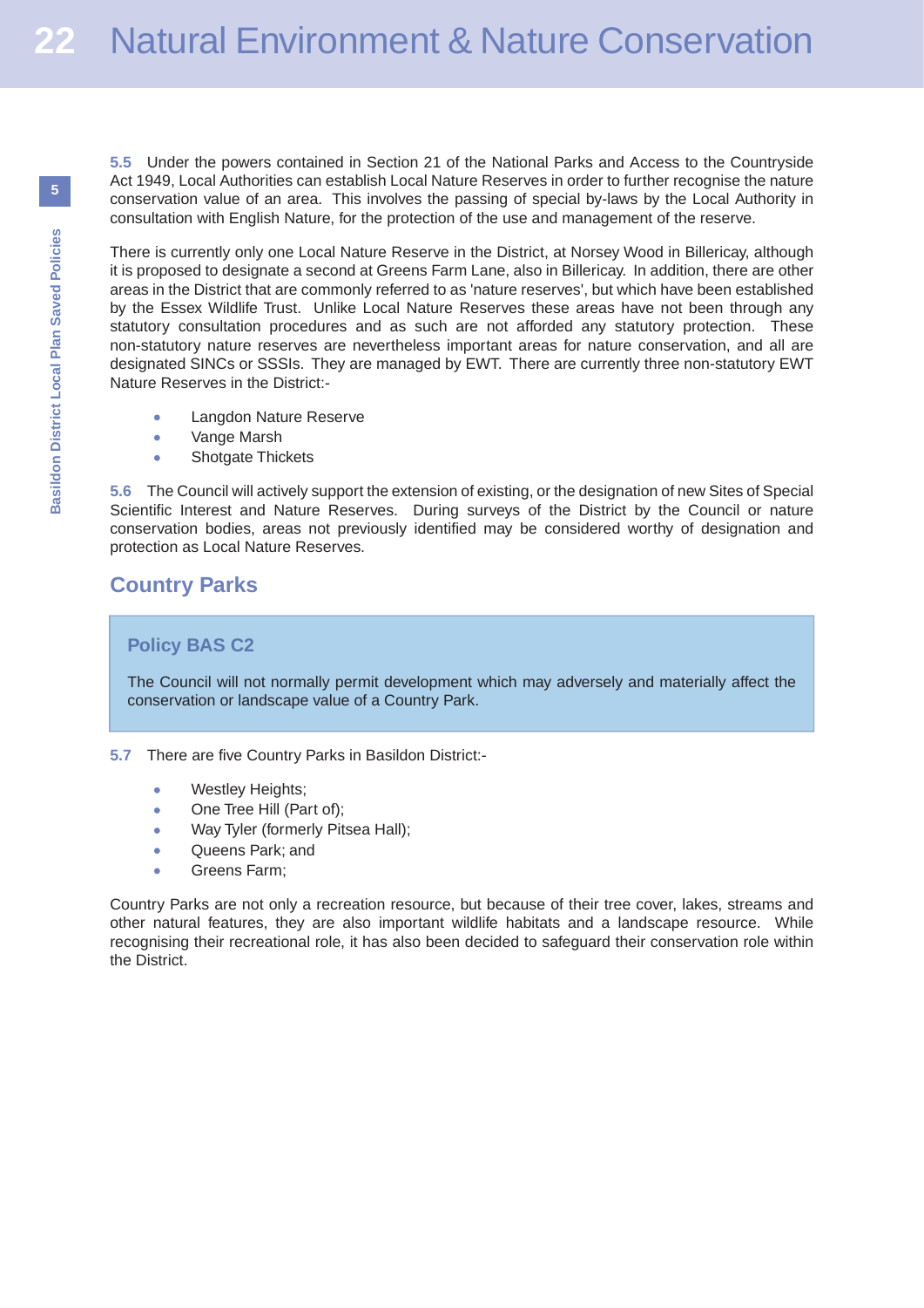**5.5** Under the powers contained in Section 21 of the National Parks and Access to the Countryside Act 1949, Local Authorities can establish Local Nature Reserves in order to further recognise the nature conservation value of an area. This involves the passing of special by-laws by the Local Authority in consultation with English Nature, for the protection of the use and management of the reserve.

There is currently only one Local Nature Reserve in the District, at Norsey Wood in Billericay, although it is proposed to designate a second at Greens Farm Lane, also in Billericay. In addition, there are other areas in the District that are commonly referred to as 'nature reserves', but which have been established by the Essex Wildlife Trust. Unlike Local Nature Reserves these areas have not been through any statutory consultation procedures and as such are not afforded any statutory protection. These non-statutory nature reserves are nevertheless important areas for nature conservation, and all are designated SINCs or SSSIs. They are managed by EWT. There are currently three non-statutory EWT Nature Reserves in the District:-

- Langdon Nature Reserve
- Vange Marsh
- Shotgate Thickets

**5.6** The Council will actively support the extension of existing, or the designation of new Sites of Special Scientific Interest and Nature Reserves. During surveys of the District by the Council or nature conservation bodies, areas not previously identified may be considered worthy of designation and protection as Local Nature Reserves.

## Country Parks

### Policy BAS C2

The Council will not normally permit development which may adversely and materially affect the conservation or landscape value of a Country Park.

**5.7** There are five Country Parks in Basildon District:-

- Westley Heights;
- One Tree Hill (Part of);
- Way Tyler (formerly Pitsea Hall);
- Queens Park; and
- Greens Farm;

Country Parks are not only a recreation resource, but because of their tree cover, lakes, streams and other natural features, they are also important wildlife habitats and a landscape resource. While recognising their recreational role, it has also been decided to safeguard their conservation role within the District.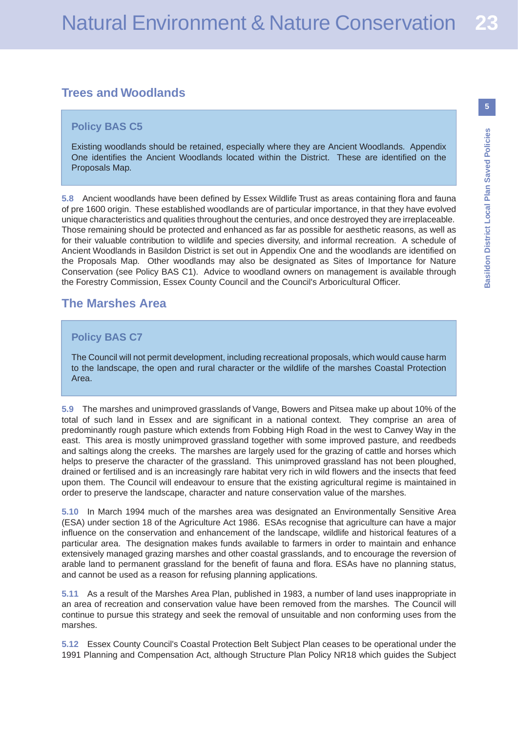## Trees and Woodlands

### Policy BAS C5

Existing woodlands should be retained, especially where they are Ancient Woodlands. Appendix One identifies the Ancient Woodlands located within the District. These are identified on the Proposals Map.

**5.8** Ancient woodlands have been defined by Essex Wildlife Trust as areas containing flora and fauna of pre 1600 origin. These established woodlands are of particular importance, in that they have evolved unique characteristics and qualities throughout the centuries, and once destroyed they are irreplaceable. Those remaining should be protected and enhanced as far as possible for aesthetic reasons, as well as for their valuable contribution to wildlife and species diversity, and informal recreation. A schedule of Ancient Woodlands in Basildon District is set out in Appendix One and the woodlands are identified on the Proposals Map. Other woodlands may also be designated as Sites of Importance for Nature Conservation (see Policy BAS C1). Advice to woodland owners on management is available through the Forestry Commission, Essex County Council and the Council's Arboricultural Officer.

## The Marshes Area

### Policy BAS C7

The Council will not permit development, including recreational proposals, which would cause harm to the landscape, the open and rural character or the wildlife of the marshes Coastal Protection Area.

**5.9** The marshes and unimproved grasslands of Vange, Bowers and Pitsea make up about 10% of the total of such land in Essex and are significant in a national context. They comprise an area of predominantly rough pasture which extends from Fobbing High Road in the west to Canvey Way in the east. This area is mostly unimproved grassland together with some improved pasture, and reedbeds and saltings along the creeks. The marshes are largely used for the grazing of cattle and horses which helps to preserve the character of the grassland. This unimproved grassland has not been ploughed, drained or fertilised and is an increasingly rare habitat very rich in wild flowers and the insects that feed upon them. The Council will endeavour to ensure that the existing agricultural regime is maintained in order to preserve the landscape, character and nature conservation value of the marshes.

**5.10** In March 1994 much of the marshes area was designated an Environmentally Sensitive Area (ESA) under section 18 of the Agriculture Act 1986. ESAs recognise that agriculture can have a major influence on the conservation and enhancement of the landscape, wildlife and historical features of a particular area. The designation makes funds available to farmers in order to maintain and enhance extensively managed grazing marshes and other coastal grasslands, and to encourage the reversion of arable land to permanent grassland for the benefit of fauna and flora. ESAs have no planning status, and cannot be used as a reason for refusing planning applications.

**5.11** As a result of the Marshes Area Plan, published in 1983, a number of land uses inappropriate in an area of recreation and conservation value have been removed from the marshes. The Council will continue to pursue this strategy and seek the removal of unsuitable and non conforming uses from the marshes.

**5.12** Essex County Council's Coastal Protection Belt Subject Plan ceases to be operational under the 1991 Planning and Compensation Act, although Structure Plan Policy NR18 which guides the Subject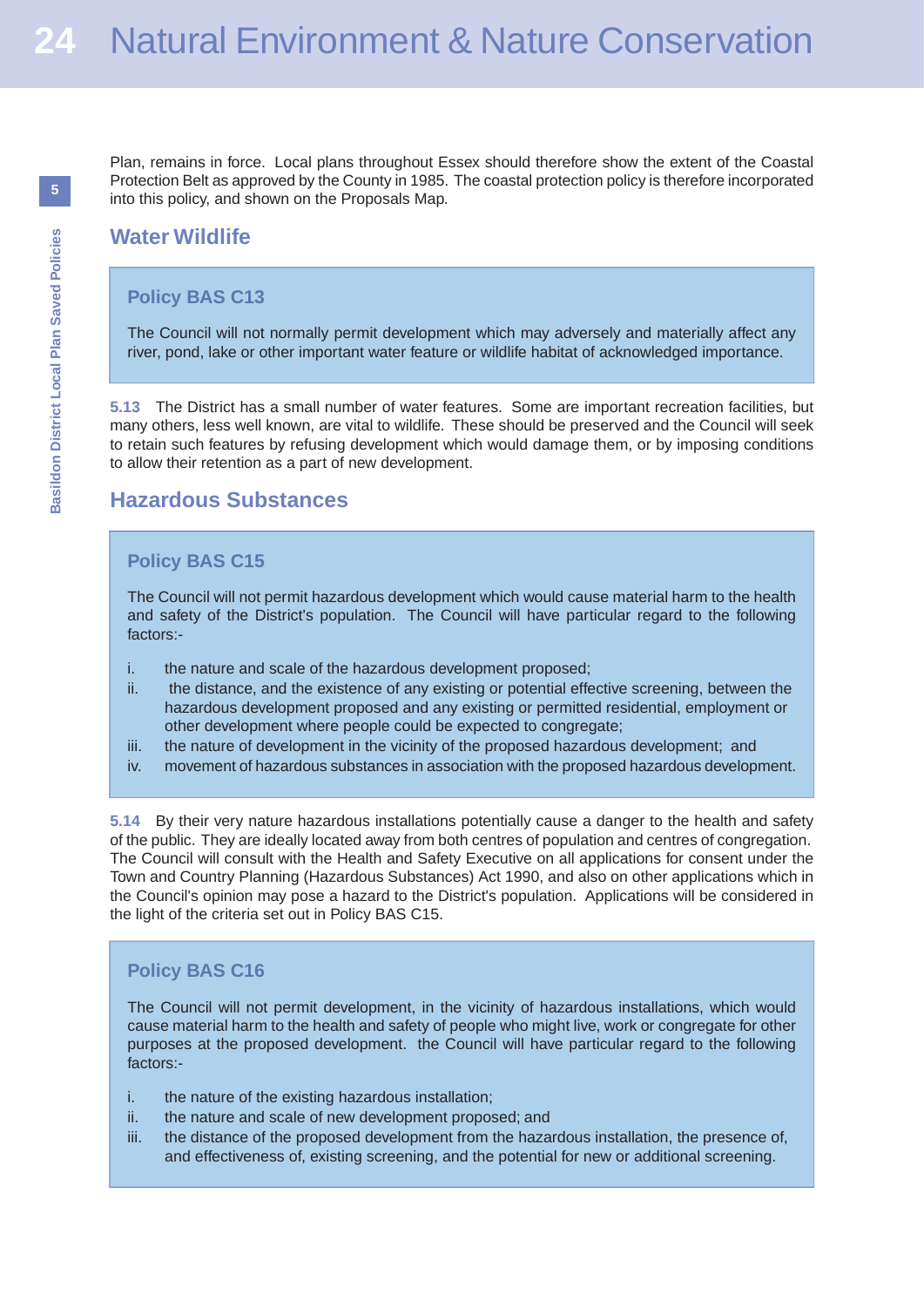Plan, remains in force. Local plans throughout Essex should therefore show the extent of the Coastal Protection Belt as approved by the County in 1985. The coastal protection policy is therefore incorporated into this policy, and shown on the Proposals Map.

## Water Wildlife

### Policy BAS C13

The Council will not normally permit development which may adversely and materially affect any river, pond, lake or other important water feature or wildlife habitat of acknowledged importance.

**5.13** The District has a small number of water features. Some are important recreation facilities, but many others, less well known, are vital to wildlife. These should be preserved and the Council will seek to retain such features by refusing development which would damage them, or by imposing conditions to allow their retention as a part of new development.

## Hazardous Substances

### Policy BAS C15

The Council will not permit hazardous development which would cause material harm to the health and safety of the District's population. The Council will have particular regard to the following factors:-

i. the nature and scale of the hazardous development proposed;
ii. the distance, and the existence of any existing or potential effective screening, between the hazardous development proposed and any existing or permitted residential, employment or other development where people could be expected to congregate;
iii. the nature of development in the vicinity of the proposed hazardous development; and
iv. movement of hazardous substances in association with the proposed hazardous development.

**5.14** By their very nature hazardous installations potentially cause a danger to the health and safety of the public. They are ideally located away from both centres of population and centres of congregation. The Council will consult with the Health and Safety Executive on all applications for consent under the Town and Country Planning (Hazardous Substances) Act 1990, and also on other applications which in the Council's opinion may pose a hazard to the District's population. Applications will be considered in the light of the criteria set out in Policy BAS C15.

### Policy BAS C16

The Council will not permit development, in the vicinity of hazardous installations, which would cause material harm to the health and safety of people who might live, work or congregate for other purposes at the proposed development. the Council will have particular regard to the following factors:-

i. the nature of the existing hazardous installation;
ii. the nature and scale of new development proposed; and
iii. the distance of the proposed development from the hazardous installation, the presence of, and effectiveness of, existing screening, and the potential for new or additional screening.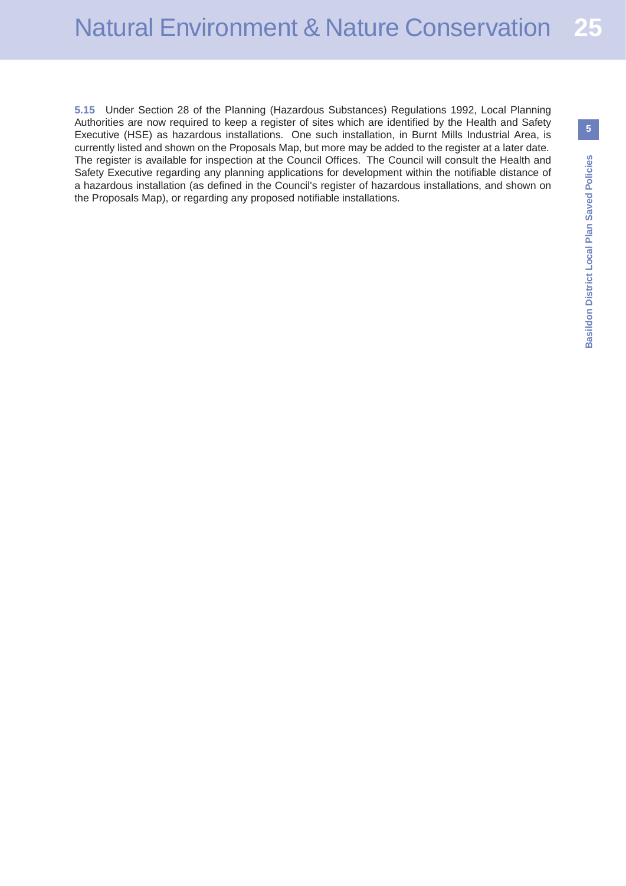**5.15** Under Section 28 of the Planning (Hazardous Substances) Regulations 1992, Local Planning Authorities are now required to keep a register of sites which are identified by the Health and Safety Executive (HSE) as hazardous installations. One such installation, in Burnt Mills Industrial Area, is currently listed and shown on the Proposals Map, but more may be added to the register at a later date. The register is available for inspection at the Council Offices. The Council will consult the Health and Safety Executive regarding any planning applications for development within the notifiable distance of a hazardous installation (as defined in the Council's register of hazardous installations, and shown on the Proposals Map), or regarding any proposed notifiable installations.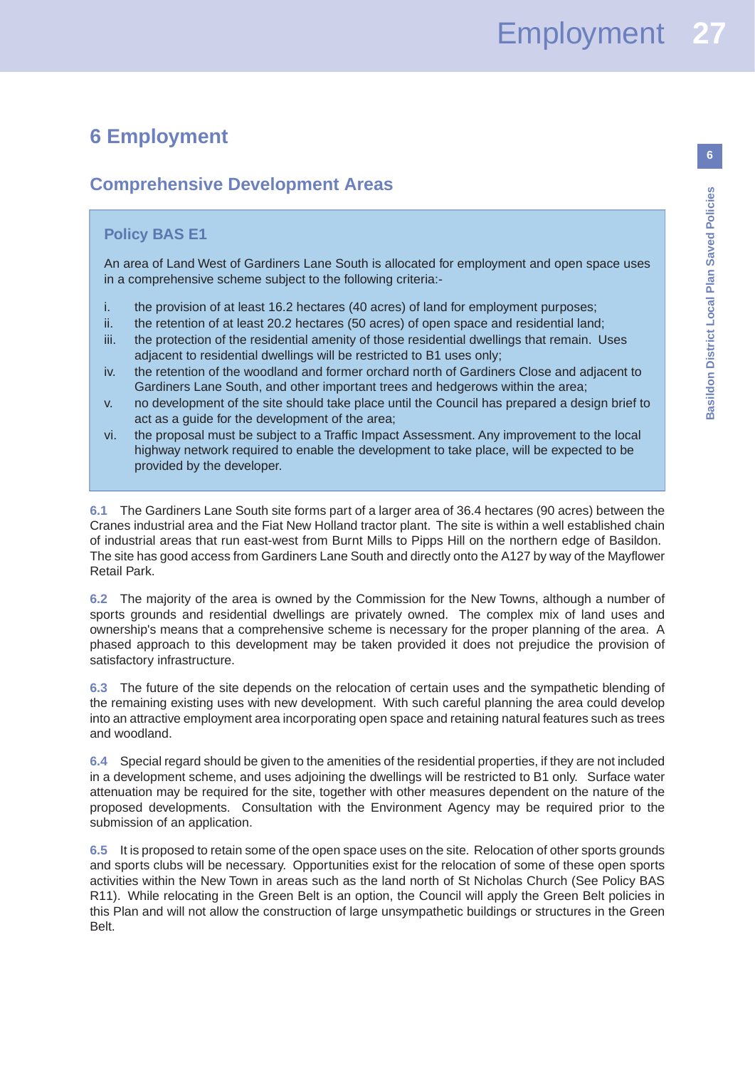# 6 Employment

## Comprehensive Development Areas

### Policy BAS E1

An area of Land West of Gardiners Lane South is allocated for employment and open space uses in a comprehensive scheme subject to the following criteria:-

i. the provision of at least 16.2 hectares (40 acres) of land for employment purposes;
ii. the retention of at least 20.2 hectares (50 acres) of open space and residential land;
iii. the protection of the residential amenity of those residential dwellings that remain. Uses adjacent to residential dwellings will be restricted to B1 uses only;
iv. the retention of the woodland and former orchard north of Gardiners Close and adjacent to Gardiners Lane South, and other important trees and hedgerows within the area;
v. no development of the site should take place until the Council has prepared a design brief to act as a guide for the development of the area;
vi. the proposal must be subject to a Traffic Impact Assessment. Any improvement to the local highway network required to enable the development to take place, will be expected to be provided by the developer.

**6.1** The Gardiners Lane South site forms part of a larger area of 36.4 hectares (90 acres) between the Cranes industrial area and the Fiat New Holland tractor plant. The site is within a well established chain of industrial areas that run east-west from Burnt Mills to Pipps Hill on the northern edge of Basildon. The site has good access from Gardiners Lane South and directly onto the A127 by way of the Mayflower Retail Park.

**6.2** The majority of the area is owned by the Commission for the New Towns, although a number of sports grounds and residential dwellings are privately owned. The complex mix of land uses and ownership's means that a comprehensive scheme is necessary for the proper planning of the area. A phased approach to this development may be taken provided it does not prejudice the provision of satisfactory infrastructure.

**6.3** The future of the site depends on the relocation of certain uses and the sympathetic blending of the remaining existing uses with new development. With such careful planning the area could develop into an attractive employment area incorporating open space and retaining natural features such as trees and woodland.

**6.4** Special regard should be given to the amenities of the residential properties, if they are not included in a development scheme, and uses adjoining the dwellings will be restricted to B1 only. Surface water attenuation may be required for the site, together with other measures dependent on the nature of the proposed developments. Consultation with the Environment Agency may be required prior to the submission of an application.

**6.5** It is proposed to retain some of the open space uses on the site. Relocation of other sports grounds and sports clubs will be necessary. Opportunities exist for the relocation of some of these open sports activities within the New Town in areas such as the land north of St Nicholas Church (See Policy BAS R11). While relocating in the Green Belt is an option, the Council will apply the Green Belt policies in this Plan and will not allow the construction of large unsympathetic buildings or structures in the Green Belt.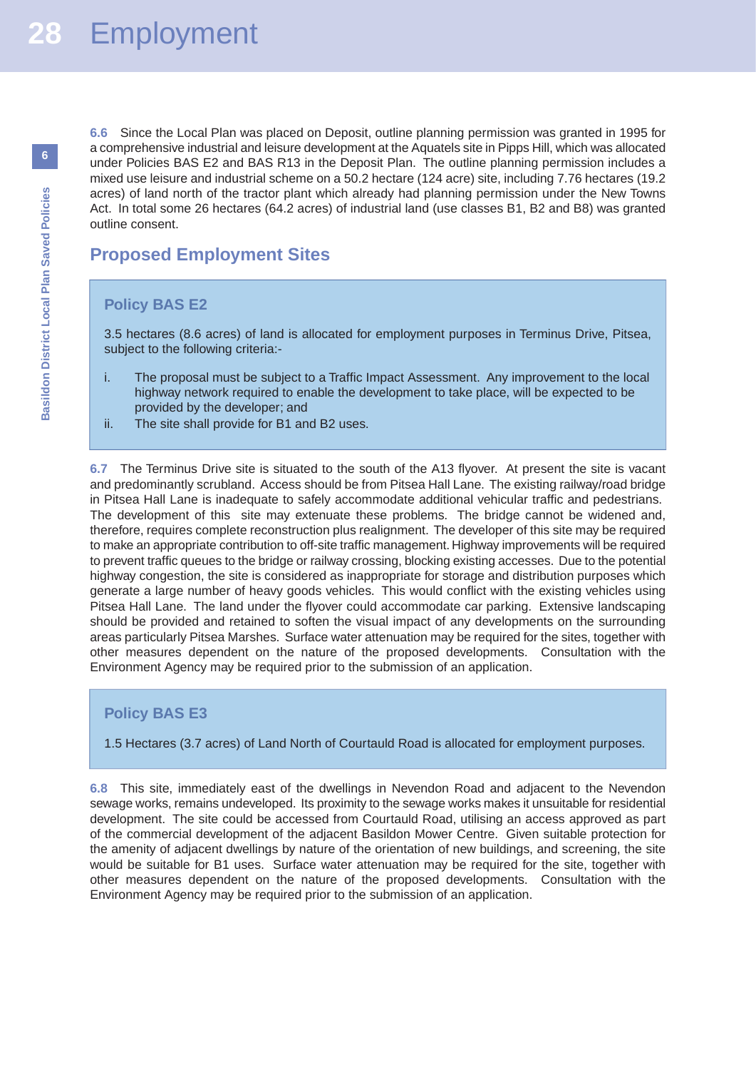**6.6** Since the Local Plan was placed on Deposit, outline planning permission was granted in 1995 for a comprehensive industrial and leisure development at the Aquatels site in Pipps Hill, which was allocated under Policies BAS E2 and BAS R13 in the Deposit Plan. The outline planning permission includes a mixed use leisure and industrial scheme on a 50.2 hectare (124 acre) site, including 7.76 hectares (19.2 acres) of land north of the tractor plant which already had planning permission under the New Towns Act. In total some 26 hectares (64.2 acres) of industrial land (use classes B1, B2 and B8) was granted outline consent.

## Proposed Employment Sites

### Policy BAS E2

3.5 hectares (8.6 acres) of land is allocated for employment purposes in Terminus Drive, Pitsea, subject to the following criteria:-

i. The proposal must be subject to a Traffic Impact Assessment. Any improvement to the local highway network required to enable the development to take place, will be expected to be provided by the developer; and

ii. The site shall provide for B1 and B2 uses.

**6.7** The Terminus Drive site is situated to the south of the A13 flyover. At present the site is vacant and predominantly scrubland. Access should be from Pitsea Hall Lane. The existing railway/road bridge in Pitsea Hall Lane is inadequate to safely accommodate additional vehicular traffic and pedestrians. The development of this site may extenuate these problems. The bridge cannot be widened and, therefore, requires complete reconstruction plus realignment. The developer of this site may be required to make an appropriate contribution to off-site traffic management. Highway improvements will be required to prevent traffic queues to the bridge or railway crossing, blocking existing accesses. Due to the potential highway congestion, the site is considered as inappropriate for storage and distribution purposes which generate a large number of heavy goods vehicles. This would conflict with the existing vehicles using Pitsea Hall Lane. The land under the flyover could accommodate car parking. Extensive landscaping should be provided and retained to soften the visual impact of any developments on the surrounding areas particularly Pitsea Marshes. Surface water attenuation may be required for the sites, together with other measures dependent on the nature of the proposed developments. Consultation with the Environment Agency may be required prior to the submission of an application.

### Policy BAS E3

1.5 Hectares (3.7 acres) of Land North of Courtauld Road is allocated for employment purposes.

**6.8** This site, immediately east of the dwellings in Nevendon Road and adjacent to the Nevendon sewage works, remains undeveloped. Its proximity to the sewage works makes it unsuitable for residential development. The site could be accessed from Courtauld Road, utilising an access approved as part of the commercial development of the adjacent Basildon Mower Centre. Given suitable protection for the amenity of adjacent dwellings by nature of the orientation of new buildings, and screening, the site would be suitable for B1 uses. Surface water attenuation may be required for the site, together with other measures dependent on the nature of the proposed developments. Consultation with the Environment Agency may be required prior to the submission of an application.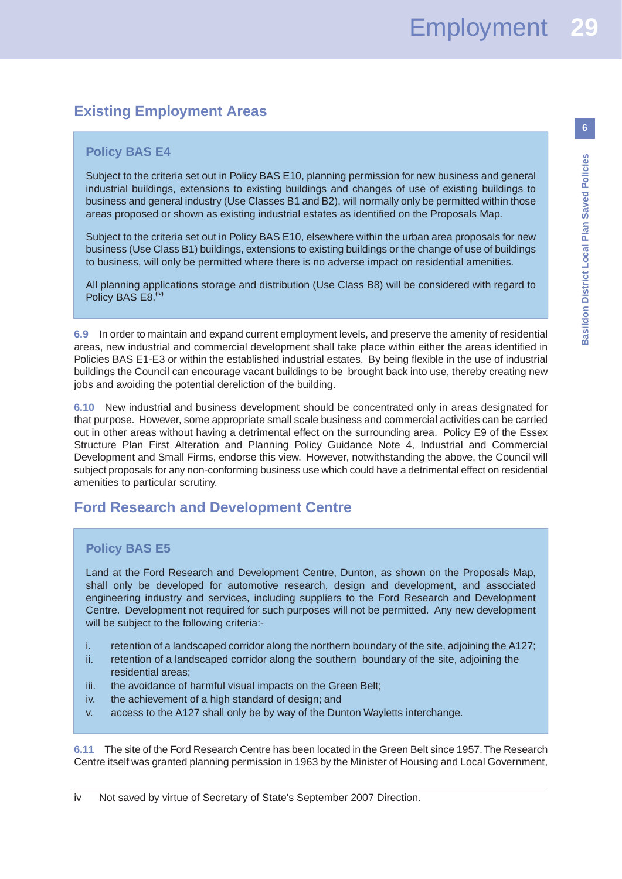## Existing Employment Areas

### Policy BAS E4

Subject to the criteria set out in Policy BAS E10, planning permission for new business and general industrial buildings, extensions to existing buildings and changes of use of existing buildings to business and general industry (Use Classes B1 and B2), will normally only be permitted within those areas proposed or shown as existing industrial estates as identified on the Proposals Map.

Subject to the criteria set out in Policy BAS E10, elsewhere within the urban area proposals for new business (Use Class B1) buildings, extensions to existing buildings or the change of use of buildings to business, will only be permitted where there is no adverse impact on residential amenities.

All planning applications storage and distribution (Use Class B8) will be considered with regard to Policy BAS E8.[iv]

**6.9** In order to maintain and expand current employment levels, and preserve the amenity of residential areas, new industrial and commercial development shall take place within either the areas identified in Policies BAS E1-E3 or within the established industrial estates. By being flexible in the use of industrial buildings the Council can encourage vacant buildings to be brought back into use, thereby creating new jobs and avoiding the potential dereliction of the building.

**6.10** New industrial and business development should be concentrated only in areas designated for that purpose. However, some appropriate small scale business and commercial activities can be carried out in other areas without having a detrimental effect on the surrounding area. Policy E9 of the Essex Structure Plan First Alteration and Planning Policy Guidance Note 4, Industrial and Commercial Development and Small Firms, endorse this view. However, notwithstanding the above, the Council will subject proposals for any non-conforming business use which could have a detrimental effect on residential amenities to particular scrutiny.

## Ford Research and Development Centre

### Policy BAS E5

Land at the Ford Research and Development Centre, Dunton, as shown on the Proposals Map, shall only be developed for automotive research, design and development, and associated engineering industry and services, including suppliers to the Ford Research and Development Centre. Development not required for such purposes will not be permitted. Any new development will be subject to the following criteria:-

i. retention of a landscaped corridor along the northern boundary of the site, adjoining the A127;
ii. retention of a landscaped corridor along the southern boundary of the site, adjoining the residential areas;
iii. the avoidance of harmful visual impacts on the Green Belt;
iv. the achievement of a high standard of design; and
v. access to the A127 shall only be by way of the Dunton Wayletts interchange.

**6.11** The site of the Ford Research Centre has been located in the Green Belt since 1957. The Research Centre itself was granted planning permission in 1963 by the Minister of Housing and Local Government,

---

iv Not saved by virtue of Secretary of State's September 2007 Direction.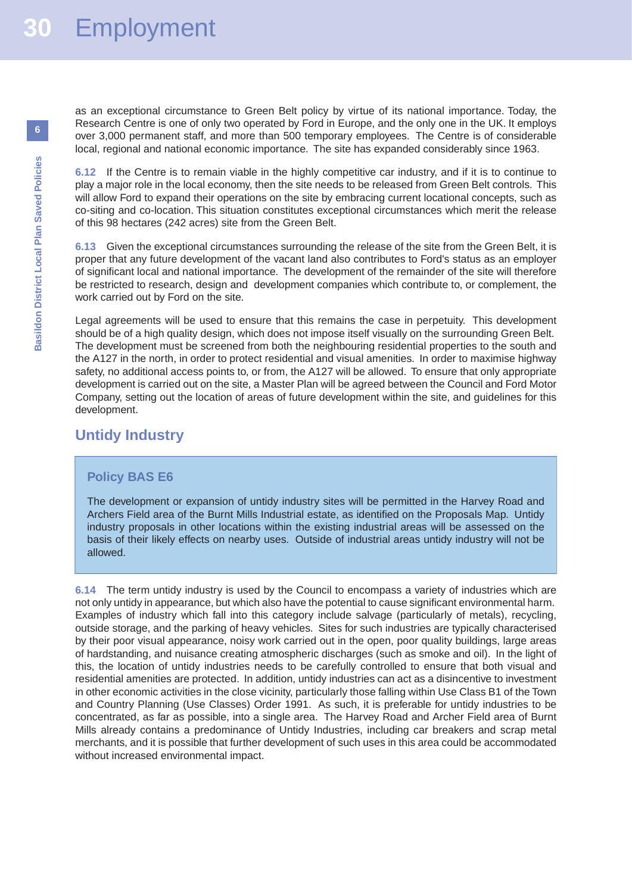as an exceptional circumstance to Green Belt policy by virtue of its national importance. Today, the Research Centre is one of only two operated by Ford in Europe, and the only one in the UK. It employs over 3,000 permanent staff, and more than 500 temporary employees. The Centre is of considerable local, regional and national economic importance. The site has expanded considerably since 1963.

**6.12** If the Centre is to remain viable in the highly competitive car industry, and if it is to continue to play a major role in the local economy, then the site needs to be released from Green Belt controls. This will allow Ford to expand their operations on the site by embracing current locational concepts, such as co-siting and co-location. This situation constitutes exceptional circumstances which merit the release of this 98 hectares (242 acres) site from the Green Belt.

**6.13** Given the exceptional circumstances surrounding the release of the site from the Green Belt, it is proper that any future development of the vacant land also contributes to Ford's status as an employer of significant local and national importance. The development of the remainder of the site will therefore be restricted to research, design and development companies which contribute to, or complement, the work carried out by Ford on the site.

Legal agreements will be used to ensure that this remains the case in perpetuity. This development should be of a high quality design, which does not impose itself visually on the surrounding Green Belt. The development must be screened from both the neighbouring residential properties to the south and the A127 in the north, in order to protect residential and visual amenities. In order to maximise highway safety, no additional access points to, or from, the A127 will be allowed. To ensure that only appropriate development is carried out on the site, a Master Plan will be agreed between the Council and Ford Motor Company, setting out the location of areas of future development within the site, and guidelines for this development.

## Untidy Industry

### Policy BAS E6

The development or expansion of untidy industry sites will be permitted in the Harvey Road and Archers Field area of the Burnt Mills Industrial estate, as identified on the Proposals Map. Untidy industry proposals in other locations within the existing industrial areas will be assessed on the basis of their likely effects on nearby uses. Outside of industrial areas untidy industry will not be allowed.

**6.14** The term untidy industry is used by the Council to encompass a variety of industries which are not only untidy in appearance, but which also have the potential to cause significant environmental harm. Examples of industry which fall into this category include salvage (particularly of metals), recycling, outside storage, and the parking of heavy vehicles. Sites for such industries are typically characterised by their poor visual appearance, noisy work carried out in the open, poor quality buildings, large areas of hardstanding, and nuisance creating atmospheric discharges (such as smoke and oil). In the light of this, the location of untidy industries needs to be carefully controlled to ensure that both visual and residential amenities are protected. In addition, untidy industries can act as a disincentive to investment in other economic activities in the close vicinity, particularly those falling within Use Class B1 of the Town and Country Planning (Use Classes) Order 1991. As such, it is preferable for untidy industries to be concentrated, as far as possible, into a single area. The Harvey Road and Archer Field area of Burnt Mills already contains a predominance of Untidy Industries, including car breakers and scrap metal merchants, and it is possible that further development of such uses in this area could be accommodated without increased environmental impact.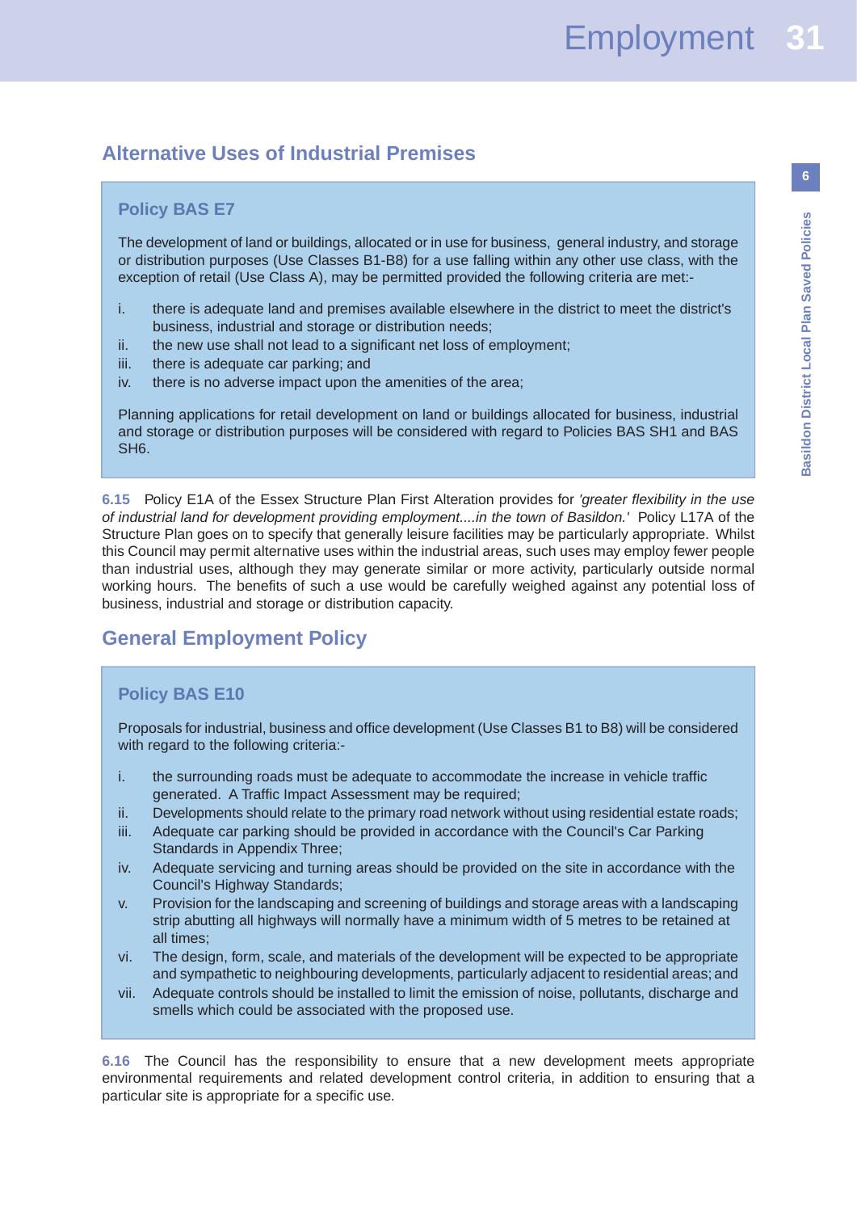## Alternative Uses of Industrial Premises

### Policy BAS E7

The development of land or buildings, allocated or in use for business, general industry, and storage or distribution purposes (Use Classes B1-B8) for a use falling within any other use class, with the exception of retail (Use Class A), may be permitted provided the following criteria are met:-

i. there is adequate land and premises available elsewhere in the district to meet the district's business, industrial and storage or distribution needs;
ii. the new use shall not lead to a significant net loss of employment;
iii. there is adequate car parking; and
iv. there is no adverse impact upon the amenities of the area;

Planning applications for retail development on land or buildings allocated for business, industrial and storage or distribution purposes will be considered with regard to Policies BAS SH1 and BAS SH6.

**6.15** Policy E1A of the Essex Structure Plan First Alteration provides for *'greater flexibility in the use of industrial land for development providing employment....in the town of Basildon.'* Policy L17A of the Structure Plan goes on to specify that generally leisure facilities may be particularly appropriate. Whilst this Council may permit alternative uses within the industrial areas, such uses may employ fewer people than industrial uses, although they may generate similar or more activity, particularly outside normal working hours. The benefits of such a use would be carefully weighed against any potential loss of business, industrial and storage or distribution capacity.

## General Employment Policy

### Policy BAS E10

Proposals for industrial, business and office development (Use Classes B1 to B8) will be considered with regard to the following criteria:-

i. the surrounding roads must be adequate to accommodate the increase in vehicle traffic generated. A Traffic Impact Assessment may be required;
ii. Developments should relate to the primary road network without using residential estate roads;
iii. Adequate car parking should be provided in accordance with the Council's Car Parking Standards in Appendix Three;
iv. Adequate servicing and turning areas should be provided on the site in accordance with the Council's Highway Standards;
v. Provision for the landscaping and screening of buildings and storage areas with a landscaping strip abutting all highways will normally have a minimum width of 5 metres to be retained at all times;
vi. The design, form, scale, and materials of the development will be expected to be appropriate and sympathetic to neighbouring developments, particularly adjacent to residential areas; and
vii. Adequate controls should be installed to limit the emission of noise, pollutants, discharge and smells which could be associated with the proposed use.

**6.16** The Council has the responsibility to ensure that a new development meets appropriate environmental requirements and related development control criteria, in addition to ensuring that a particular site is appropriate for a specific use.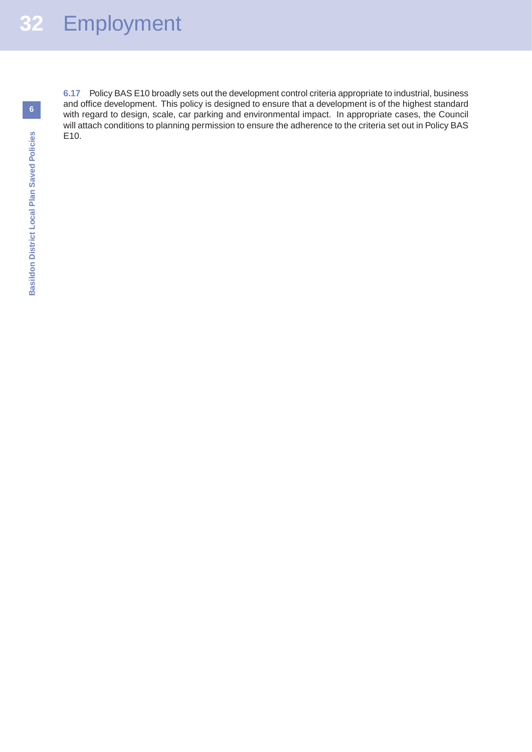**6.17** Policy BAS E10 broadly sets out the development control criteria appropriate to industrial, business and office development. This policy is designed to ensure that a development is of the highest standard with regard to design, scale, car parking and environmental impact. In appropriate cases, the Council will attach conditions to planning permission to ensure the adherence to the criteria set out in Policy BAS E10.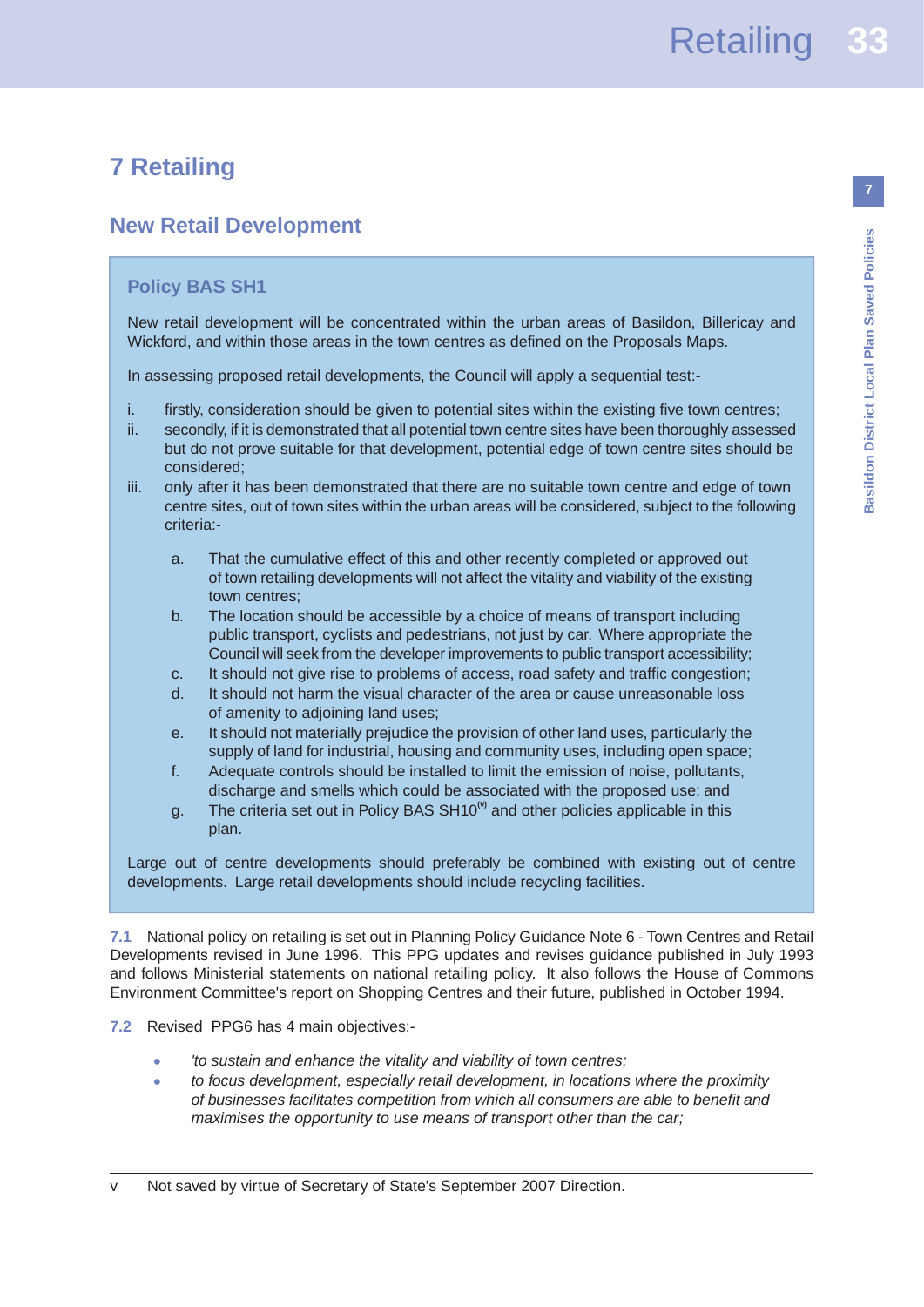# 7 Retailing

## New Retail Development

### Policy BAS SH1

New retail development will be concentrated within the urban areas of Basildon, Billericay and Wickford, and within those areas in the town centres as defined on the Proposals Maps.

In assessing proposed retail developments, the Council will apply a sequential test:-

i. firstly, consideration should be given to potential sites within the existing five town centres;
ii. secondly, if it is demonstrated that all potential town centre sites have been thoroughly assessed but do not prove suitable for that development, potential edge of town centre sites should be considered;
iii. only after it has been demonstrated that there are no suitable town centre and edge of town centre sites, out of town sites within the urban areas will be considered, subject to the following criteria:-

   a. That the cumulative effect of this and other recently completed or approved out of town retailing developments will not affect the vitality and viability of the existing town centres;
   b. The location should be accessible by a choice of means of transport including public transport, cyclists and pedestrians, not just by car. Where appropriate the Council will seek from the developer improvements to public transport accessibility;
   c. It should not give rise to problems of access, road safety and traffic congestion;
   d. It should not harm the visual character of the area or cause unreasonable loss of amenity to adjoining land uses;
   e. It should not materially prejudice the provision of other land uses, particularly the supply of land for industrial, housing and community uses, including open space;
   f. Adequate controls should be installed to limit the emission of noise, pollutants, discharge and smells which could be associated with the proposed use; and
   g. The criteria set out in Policy BAS SH10[v] and other policies applicable in this plan.

Large out of centre developments should preferably be combined with existing out of centre developments. Large retail developments should include recycling facilities.

**7.1** National policy on retailing is set out in Planning Policy Guidance Note 6 - Town Centres and Retail Developments revised in June 1996. This PPG updates and revises guidance published in July 1993 and follows Ministerial statements on national retailing policy. It also follows the House of Commons Environment Committee's report on Shopping Centres and their future, published in October 1994.

**7.2** Revised PPG6 has 4 main objectives:-

- *'to sustain and enhance the vitality and viability of town centres;*
- *to focus development, especially retail development, in locations where the proximity of businesses facilitates competition from which all consumers are able to benefit and maximises the opportunity to use means of transport other than the car;*

---

v Not saved by virtue of Secretary of State's September 2007 Direction.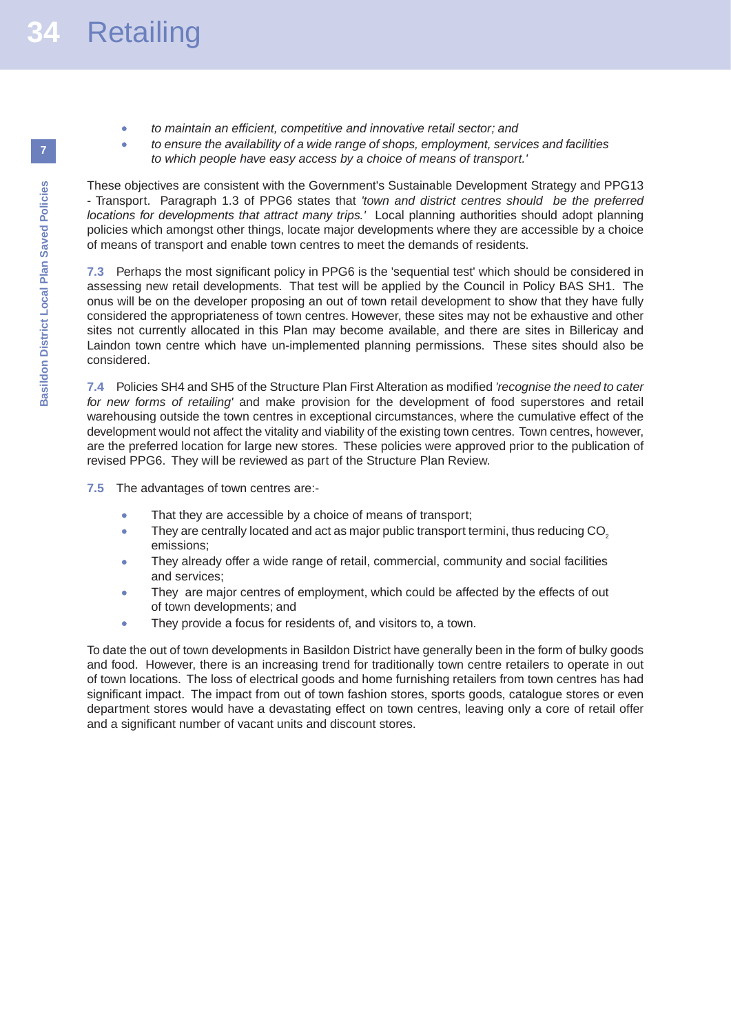- *to maintain an efficient, competitive and innovative retail sector; and*
- *to ensure the availability of a wide range of shops, employment, services and facilities to which people have easy access by a choice of means of transport.'*

These objectives are consistent with the Government's Sustainable Development Strategy and PPG13 - Transport. Paragraph 1.3 of PPG6 states that *'town and district centres should be the preferred locations for developments that attract many trips.'* Local planning authorities should adopt planning policies which amongst other things, locate major developments where they are accessible by a choice of means of transport and enable town centres to meet the demands of residents.

**7.3** Perhaps the most significant policy in PPG6 is the 'sequential test' which should be considered in assessing new retail developments. That test will be applied by the Council in Policy BAS SH1. The onus will be on the developer proposing an out of town retail development to show that they have fully considered the appropriateness of town centres. However, these sites may not be exhaustive and other sites not currently allocated in this Plan may become available, and there are sites in Billericay and Laindon town centre which have un-implemented planning permissions. These sites should also be considered.

**7.4** Policies SH4 and SH5 of the Structure Plan First Alteration as modified *'recognise the need to cater for new forms of retailing'* and make provision for the development of food superstores and retail warehousing outside the town centres in exceptional circumstances, where the cumulative effect of the development would not affect the vitality and viability of the existing town centres. Town centres, however, are the preferred location for large new stores. These policies were approved prior to the publication of revised PPG6. They will be reviewed as part of the Structure Plan Review.

**7.5** The advantages of town centres are:-

- That they are accessible by a choice of means of transport;
- They are centrally located and act as major public transport termini, thus reducing $CO_2$ emissions;
- They already offer a wide range of retail, commercial, community and social facilities and services;
- They are major centres of employment, which could be affected by the effects of out of town developments; and
- They provide a focus for residents of, and visitors to, a town.

To date the out of town developments in Basildon District have generally been in the form of bulky goods and food. However, there is an increasing trend for traditionally town centre retailers to operate in out of town locations. The loss of electrical goods and home furnishing retailers from town centres has had significant impact. The impact from out of town fashion stores, sports goods, catalogue stores or even department stores would have a devastating effect on town centres, leaving only a core of retail offer and a significant number of vacant units and discount stores.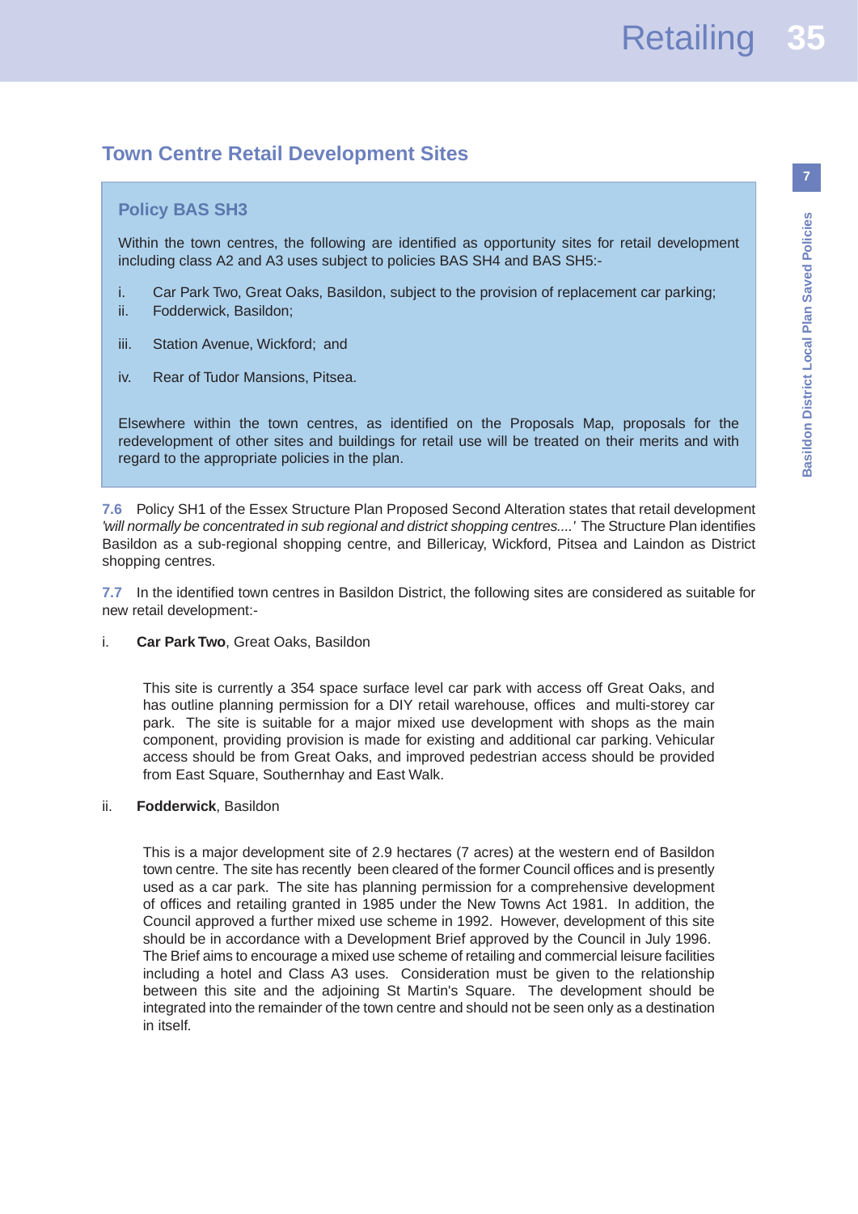## Town Centre Retail Development Sites

### Policy BAS SH3

Within the town centres, the following are identified as opportunity sites for retail development including class A2 and A3 uses subject to policies BAS SH4 and BAS SH5:-

i. Car Park Two, Great Oaks, Basildon, subject to the provision of replacement car parking;
ii. Fodderwick, Basildon;

iii. Station Avenue, Wickford; and

iv. Rear of Tudor Mansions, Pitsea.

Elsewhere within the town centres, as identified on the Proposals Map, proposals for the redevelopment of other sites and buildings for retail use will be treated on their merits and with regard to the appropriate policies in the plan.

**7.6** Policy SH1 of the Essex Structure Plan Proposed Second Alteration states that retail development *'will normally be concentrated in sub regional and district shopping centres....'* The Structure Plan identifies Basildon as a sub-regional shopping centre, and Billericay, Wickford, Pitsea and Laindon as District shopping centres.

**7.7** In the identified town centres in Basildon District, the following sites are considered as suitable for new retail development:-

i. **Car Park Two**, Great Oaks, Basildon

This site is currently a 354 space surface level car park with access off Great Oaks, and has outline planning permission for a DIY retail warehouse, offices and multi-storey car park. The site is suitable for a major mixed use development with shops as the main component, providing provision is made for existing and additional car parking. Vehicular access should be from Great Oaks, and improved pedestrian access should be provided from East Square, Southernhay and East Walk.

ii. **Fodderwick**, Basildon

This is a major development site of 2.9 hectares (7 acres) at the western end of Basildon town centre. The site has recently been cleared of the former Council offices and is presently used as a car park. The site has planning permission for a comprehensive development of offices and retailing granted in 1985 under the New Towns Act 1981. In addition, the Council approved a further mixed use scheme in 1992. However, development of this site should be in accordance with a Development Brief approved by the Council in July 1996. The Brief aims to encourage a mixed use scheme of retailing and commercial leisure facilities including a hotel and Class A3 uses. Consideration must be given to the relationship between this site and the adjoining St Martin's Square. The development should be integrated into the remainder of the town centre and should not be seen only as a destination in itself.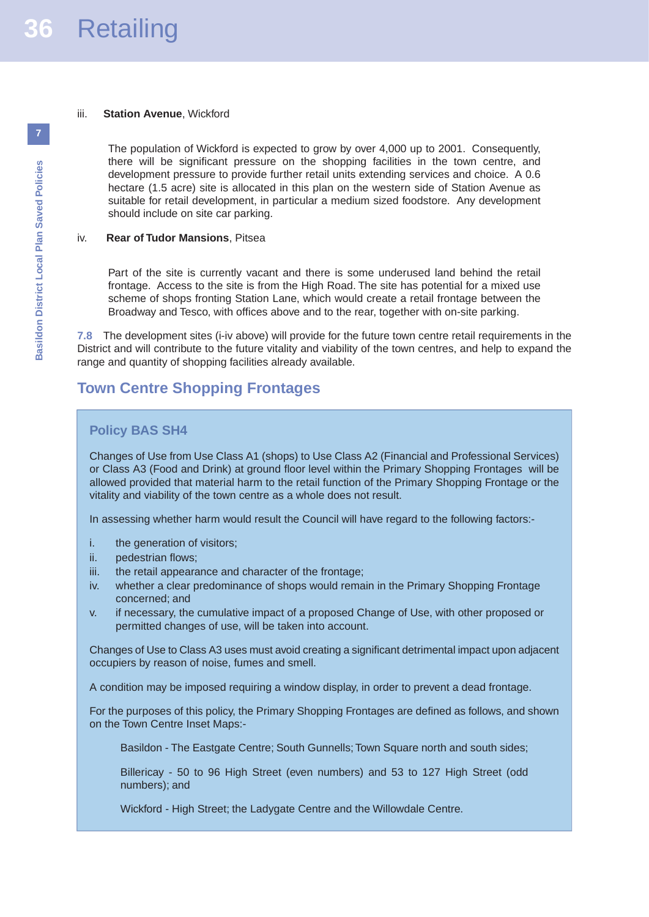iii. **Station Avenue**, Wickford

The population of Wickford is expected to grow by over 4,000 up to 2001. Consequently, there will be significant pressure on the shopping facilities in the town centre, and development pressure to provide further retail units extending services and choice. A 0.6 hectare (1.5 acre) site is allocated in this plan on the western side of Station Avenue as suitable for retail development, in particular a medium sized foodstore. Any development should include on site car parking.

iv. **Rear of Tudor Mansions**, Pitsea

Part of the site is currently vacant and there is some underused land behind the retail frontage. Access to the site is from the High Road. The site has potential for a mixed use scheme of shops fronting Station Lane, which would create a retail frontage between the Broadway and Tesco, with offices above and to the rear, together with on-site parking.

**7.8** The development sites (i-iv above) will provide for the future town centre retail requirements in the District and will contribute to the future vitality and viability of the town centres, and help to expand the range and quantity of shopping facilities already available.

## Town Centre Shopping Frontages

### Policy BAS SH4

Changes of Use from Use Class A1 (shops) to Use Class A2 (Financial and Professional Services) or Class A3 (Food and Drink) at ground floor level within the Primary Shopping Frontages will be allowed provided that material harm to the retail function of the Primary Shopping Frontage or the vitality and viability of the town centre as a whole does not result.

In assessing whether harm would result the Council will have regard to the following factors:-

i. the generation of visitors;
ii. pedestrian flows;
iii. the retail appearance and character of the frontage;
iv. whether a clear predominance of shops would remain in the Primary Shopping Frontage concerned; and
v. if necessary, the cumulative impact of a proposed Change of Use, with other proposed or permitted changes of use, will be taken into account.

Changes of Use to Class A3 uses must avoid creating a significant detrimental impact upon adjacent occupiers by reason of noise, fumes and smell.

A condition may be imposed requiring a window display, in order to prevent a dead frontage.

For the purposes of this policy, the Primary Shopping Frontages are defined as follows, and shown on the Town Centre Inset Maps:-

Basildon - The Eastgate Centre; South Gunnells; Town Square north and south sides;

Billericay - 50 to 96 High Street (even numbers) and 53 to 127 High Street (odd numbers); and

Wickford - High Street; the Ladygate Centre and the Willowdale Centre.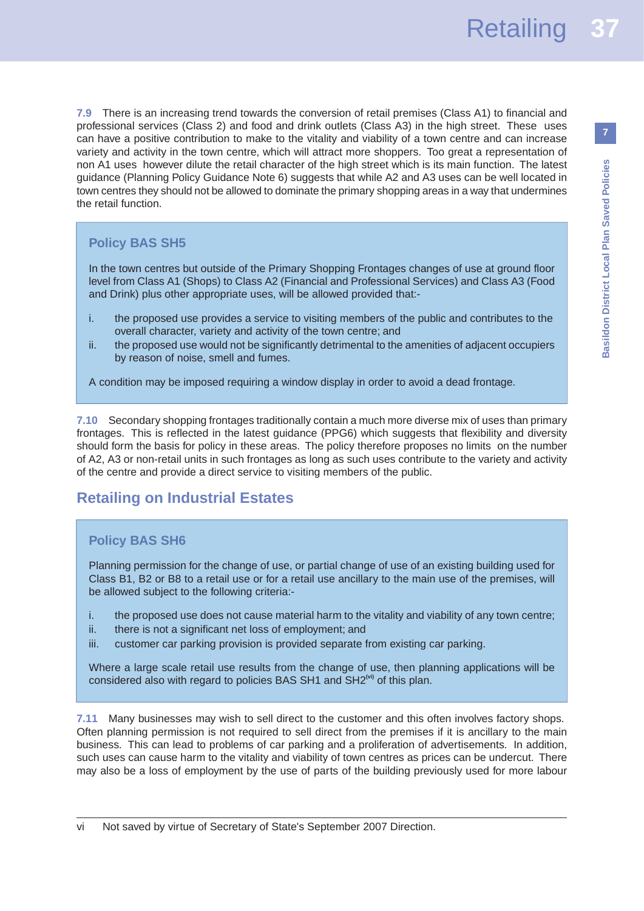**7.9** There is an increasing trend towards the conversion of retail premises (Class A1) to financial and professional services (Class 2) and food and drink outlets (Class A3) in the high street. These uses can have a positive contribution to make to the vitality and viability of a town centre and can increase variety and activity in the town centre, which will attract more shoppers. Too great a representation of non A1 uses however dilute the retail character of the high street which is its main function. The latest guidance (Planning Policy Guidance Note 6) suggests that while A2 and A3 uses can be well located in town centres they should not be allowed to dominate the primary shopping areas in a way that undermines the retail function.

### Policy BAS SH5

In the town centres but outside of the Primary Shopping Frontages changes of use at ground floor level from Class A1 (Shops) to Class A2 (Financial and Professional Services) and Class A3 (Food and Drink) plus other appropriate uses, will be allowed provided that:-

i. the proposed use provides a service to visiting members of the public and contributes to the overall character, variety and activity of the town centre; and
ii. the proposed use would not be significantly detrimental to the amenities of adjacent occupiers by reason of noise, smell and fumes.

A condition may be imposed requiring a window display in order to avoid a dead frontage.

**7.10** Secondary shopping frontages traditionally contain a much more diverse mix of uses than primary frontages. This is reflected in the latest guidance (PPG6) which suggests that flexibility and diversity should form the basis for policy in these areas. The policy therefore proposes no limits on the number of A2, A3 or non-retail units in such frontages as long as such uses contribute to the variety and activity of the centre and provide a direct service to visiting members of the public.

## Retailing on Industrial Estates

### Policy BAS SH6

Planning permission for the change of use, or partial change of use of an existing building used for Class B1, B2 or B8 to a retail use or for a retail use ancillary to the main use of the premises, will be allowed subject to the following criteria:-

i. the proposed use does not cause material harm to the vitality and viability of any town centre;
ii. there is not a significant net loss of employment; and
iii. customer car parking provision is provided separate from existing car parking.

Where a large scale retail use results from the change of use, then planning applications will be considered also with regard to policies BAS SH1 and SH2[vi] of this plan.

**7.11** Many businesses may wish to sell direct to the customer and this often involves factory shops. Often planning permission is not required to sell direct from the premises if it is ancillary to the main business. This can lead to problems of car parking and a proliferation of advertisements. In addition, such uses can cause harm to the vitality and viability of town centres as prices can be undercut. There may also be a loss of employment by the use of parts of the building previously used for more labour

---

vi Not saved by virtue of Secretary of State's September 2007 Direction.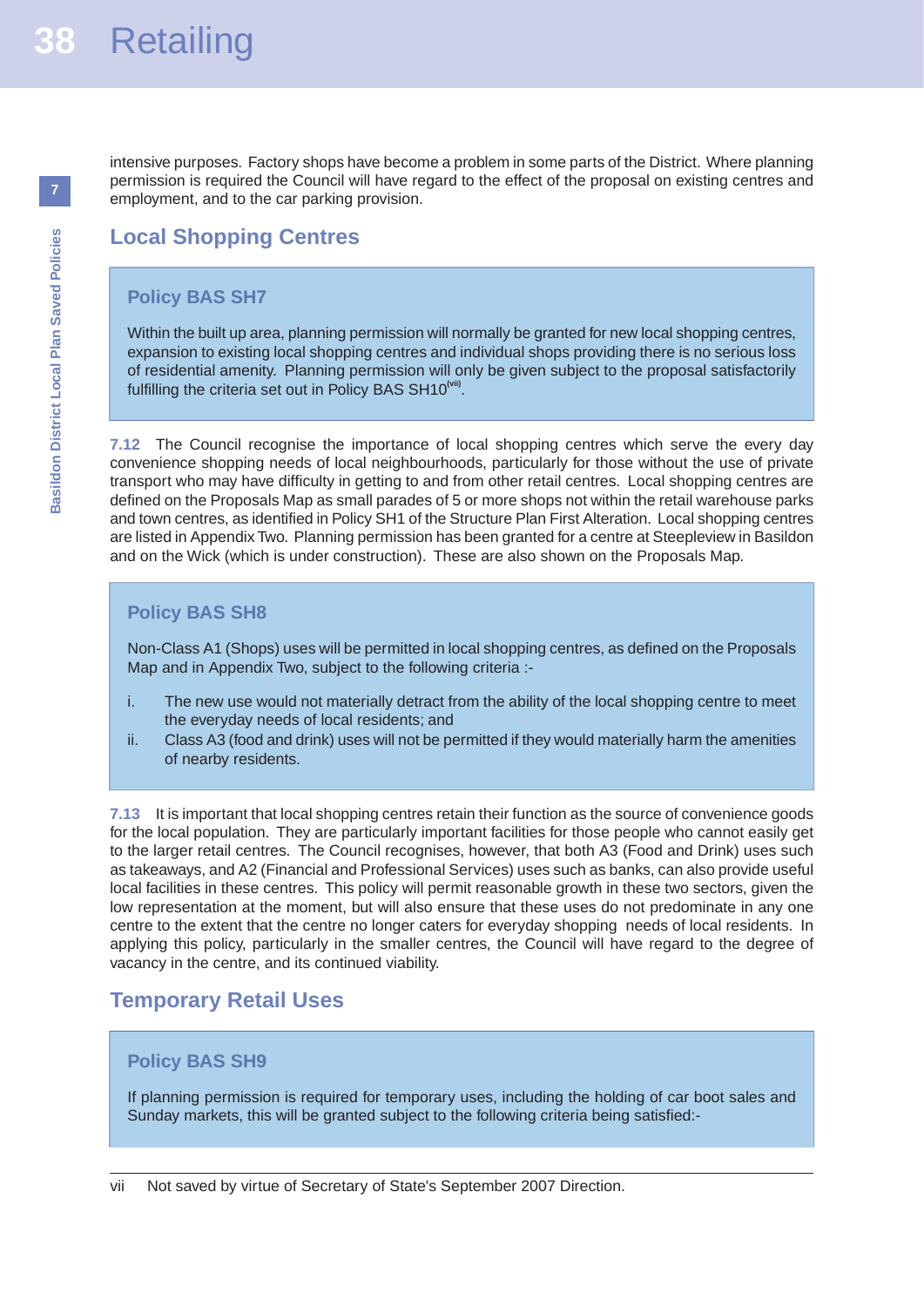intensive purposes. Factory shops have become a problem in some parts of the District. Where planning permission is required the Council will have regard to the effect of the proposal on existing centres and employment, and to the car parking provision.

## Local Shopping Centres

### Policy BAS SH7

Within the built up area, planning permission will normally be granted for new local shopping centres, expansion to existing local shopping centres and individual shops providing there is no serious loss of residential amenity. Planning permission will only be given subject to the proposal satisfactorily fulfilling the criteria set out in Policy BAS SH10[vii].

**7.12** The Council recognise the importance of local shopping centres which serve the every day convenience shopping needs of local neighbourhoods, particularly for those without the use of private transport who may have difficulty in getting to and from other retail centres. Local shopping centres are defined on the Proposals Map as small parades of 5 or more shops not within the retail warehouse parks and town centres, as identified in Policy SH1 of the Structure Plan First Alteration. Local shopping centres are listed in Appendix Two. Planning permission has been granted for a centre at Steepleview in Basildon and on the Wick (which is under construction). These are also shown on the Proposals Map.

### Policy BAS SH8

Non-Class A1 (Shops) uses will be permitted in local shopping centres, as defined on the Proposals Map and in Appendix Two, subject to the following criteria :-

i. The new use would not materially detract from the ability of the local shopping centre to meet the everyday needs of local residents; and
ii. Class A3 (food and drink) uses will not be permitted if they would materially harm the amenities of nearby residents.

**7.13** It is important that local shopping centres retain their function as the source of convenience goods for the local population. They are particularly important facilities for those people who cannot easily get to the larger retail centres. The Council recognises, however, that both A3 (Food and Drink) uses such as takeaways, and A2 (Financial and Professional Services) uses such as banks, can also provide useful local facilities in these centres. This policy will permit reasonable growth in these two sectors, given the low representation at the moment, but will also ensure that these uses do not predominate in any one centre to the extent that the centre no longer caters for everyday shopping needs of local residents. In applying this policy, particularly in the smaller centres, the Council will have regard to the degree of vacancy in the centre, and its continued viability.

## Temporary Retail Uses

### Policy BAS SH9

If planning permission is required for temporary uses, including the holding of car boot sales and Sunday markets, this will be granted subject to the following criteria being satisfied:-

---

vii Not saved by virtue of Secretary of State's September 2007 Direction.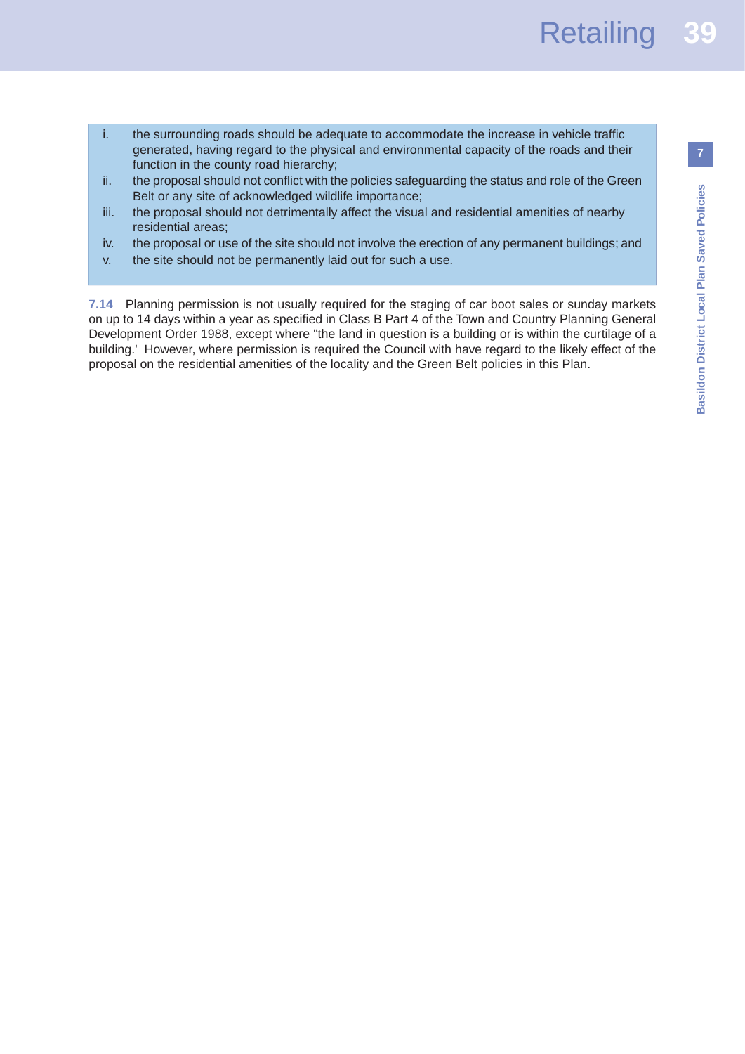i. the surrounding roads should be adequate to accommodate the increase in vehicle traffic generated, having regard to the physical and environmental capacity of the roads and their function in the county road hierarchy;
ii. the proposal should not conflict with the policies safeguarding the status and role of the Green Belt or any site of acknowledged wildlife importance;
iii. the proposal should not detrimentally affect the visual and residential amenities of nearby residential areas;
iv. the proposal or use of the site should not involve the erection of any permanent buildings; and
v. the site should not be permanently laid out for such a use.

**7.14** Planning permission is not usually required for the staging of car boot sales or sunday markets on up to 14 days within a year as specified in Class B Part 4 of the Town and Country Planning General Development Order 1988, except where "the land in question is a building or is within the curtilage of a building.' However, where permission is required the Council with have regard to the likely effect of the proposal on the residential amenities of the locality and the Green Belt policies in this Plan.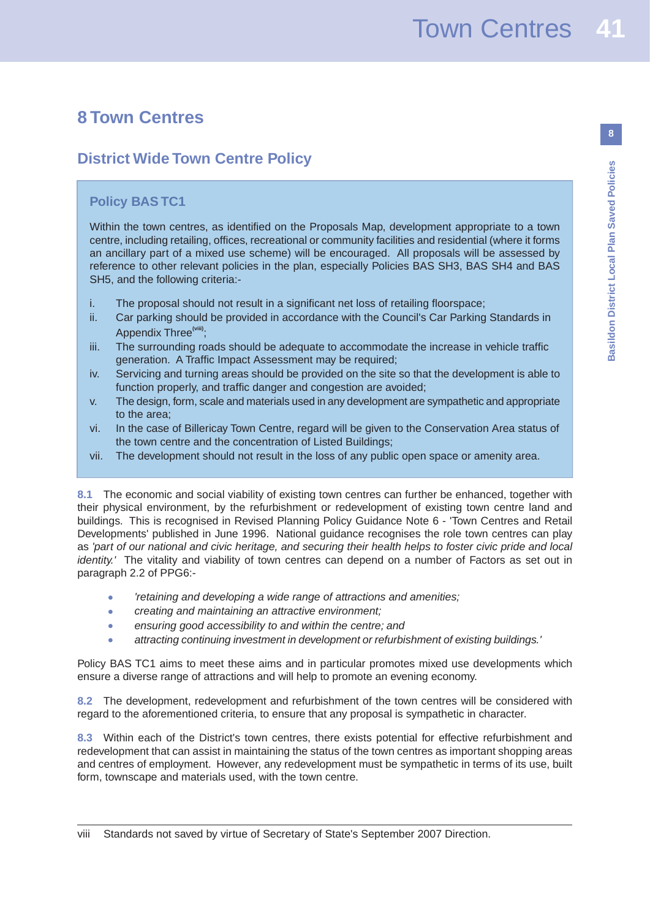# 8 Town Centres

## District Wide Town Centre Policy

### Policy BAS TC1

Within the town centres, as identified on the Proposals Map, development appropriate to a town centre, including retailing, offices, recreational or community facilities and residential (where it forms an ancillary part of a mixed use scheme) will be encouraged. All proposals will be assessed by reference to other relevant policies in the plan, especially Policies BAS SH3, BAS SH4 and BAS SH5, and the following criteria:-

i. The proposal should not result in a significant net loss of retailing floorspace;

ii. Car parking should be provided in accordance with the Council's Car Parking Standards in Appendix Three[viii];

iii. The surrounding roads should be adequate to accommodate the increase in vehicle traffic generation. A Traffic Impact Assessment may be required;

iv. Servicing and turning areas should be provided on the site so that the development is able to function properly, and traffic danger and congestion are avoided;

v. The design, form, scale and materials used in any development are sympathetic and appropriate to the area;

vi. In the case of Billericay Town Centre, regard will be given to the Conservation Area status of the town centre and the concentration of Listed Buildings;

vii. The development should not result in the loss of any public open space or amenity area.

**8.1** The economic and social viability of existing town centres can further be enhanced, together with their physical environment, by the refurbishment or redevelopment of existing town centre land and buildings. This is recognised in Revised Planning Policy Guidance Note 6 - 'Town Centres and Retail Developments' published in June 1996. National guidance recognises the role town centres can play as *'part of our national and civic heritage, and securing their health helps to foster civic pride and local identity.'* The vitality and viability of town centres can depend on a number of Factors as set out in paragraph 2.2 of PPG6:-

- *'retaining and developing a wide range of attractions and amenities;*
- *creating and maintaining an attractive environment;*
- *ensuring good accessibility to and within the centre; and*
- *attracting continuing investment in development or refurbishment of existing buildings.'*

Policy BAS TC1 aims to meet these aims and in particular promotes mixed use developments which ensure a diverse range of attractions and will help to promote an evening economy.

**8.2** The development, redevelopment and refurbishment of the town centres will be considered with regard to the aforementioned criteria, to ensure that any proposal is sympathetic in character.

**8.3** Within each of the District's town centres, there exists potential for effective refurbishment and redevelopment that can assist in maintaining the status of the town centres as important shopping areas and centres of employment. However, any redevelopment must be sympathetic in terms of its use, built form, townscape and materials used, with the town centre.

---

viii Standards not saved by virtue of Secretary of State's September 2007 Direction.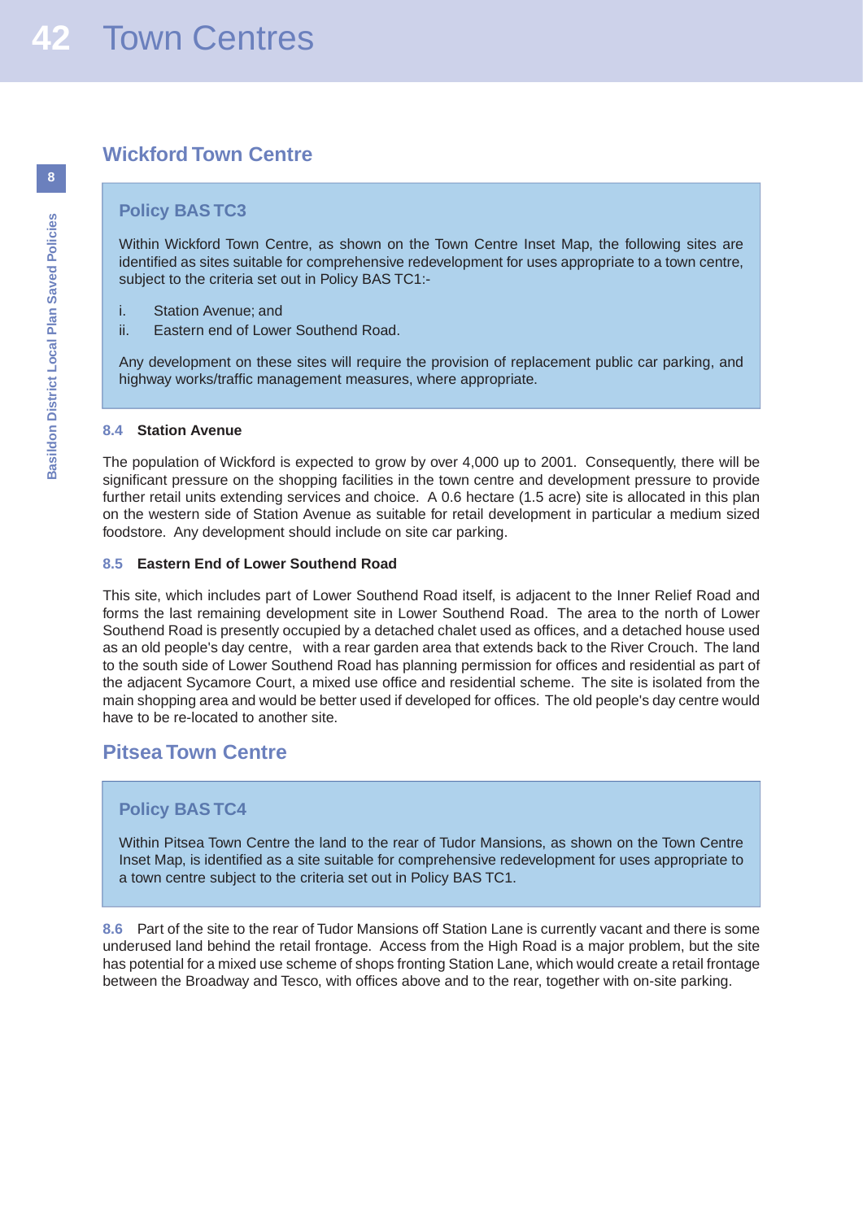## Wickford Town Centre

### Policy BAS TC3

Within Wickford Town Centre, as shown on the Town Centre Inset Map, the following sites are identified as sites suitable for comprehensive redevelopment for uses appropriate to a town centre, subject to the criteria set out in Policy BAS TC1:-

i. Station Avenue; and
ii. Eastern end of Lower Southend Road.

Any development on these sites will require the provision of replacement public car parking, and highway works/traffic management measures, where appropriate.

**8.4 Station Avenue**

The population of Wickford is expected to grow by over 4,000 up to 2001. Consequently, there will be significant pressure on the shopping facilities in the town centre and development pressure to provide further retail units extending services and choice. A 0.6 hectare (1.5 acre) site is allocated in this plan on the western side of Station Avenue as suitable for retail development in particular a medium sized foodstore. Any development should include on site car parking.

**8.5 Eastern End of Lower Southend Road**

This site, which includes part of Lower Southend Road itself, is adjacent to the Inner Relief Road and forms the last remaining development site in Lower Southend Road. The area to the north of Lower Southend Road is presently occupied by a detached chalet used as offices, and a detached house used as an old people's day centre, with a rear garden area that extends back to the River Crouch. The land to the south side of Lower Southend Road has planning permission for offices and residential as part of the adjacent Sycamore Court, a mixed use office and residential scheme. The site is isolated from the main shopping area and would be better used if developed for offices. The old people's day centre would have to be re-located to another site.

## Pitsea Town Centre

### Policy BAS TC4

Within Pitsea Town Centre the land to the rear of Tudor Mansions, as shown on the Town Centre Inset Map, is identified as a site suitable for comprehensive redevelopment for uses appropriate to a town centre subject to the criteria set out in Policy BAS TC1.

8.6 Part of the site to the rear of Tudor Mansions off Station Lane is currently vacant and there is some underused land behind the retail frontage. Access from the High Road is a major problem, but the site has potential for a mixed use scheme of shops fronting Station Lane, which would create a retail frontage between the Broadway and Tesco, with offices above and to the rear, together with on-site parking.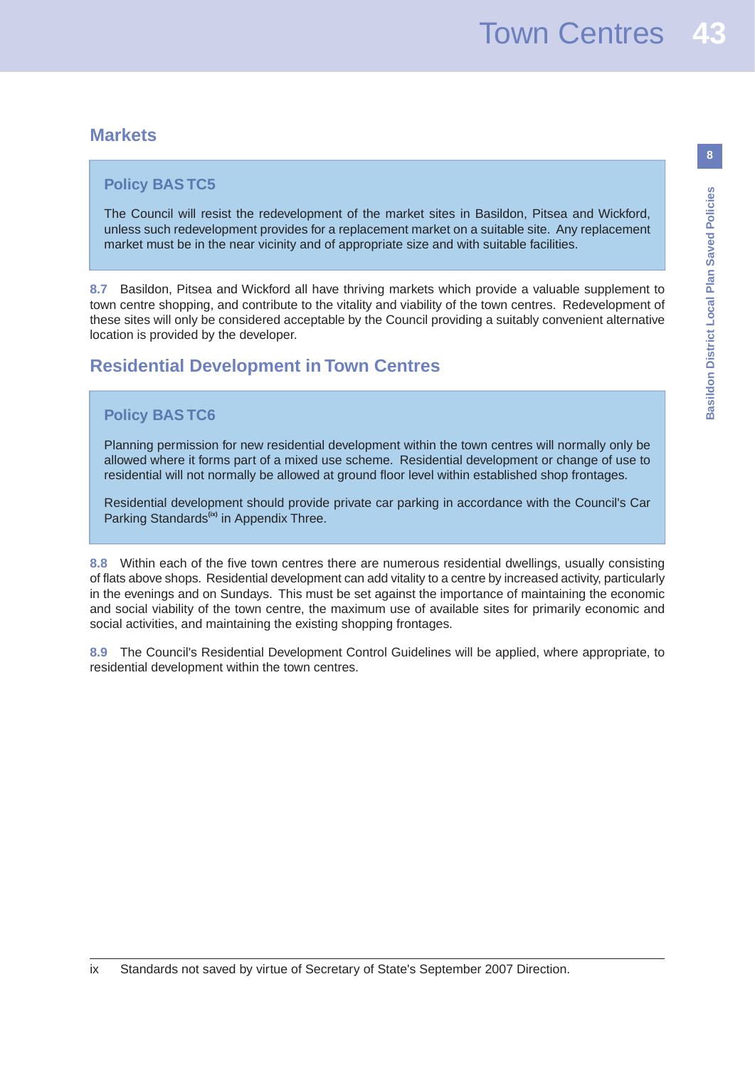## Markets

### Policy BAS TC5

The Council will resist the redevelopment of the market sites in Basildon, Pitsea and Wickford, unless such redevelopment provides for a replacement market on a suitable site. Any replacement market must be in the near vicinity and of appropriate size and with suitable facilities.

**8.7** Basildon, Pitsea and Wickford all have thriving markets which provide a valuable supplement to town centre shopping, and contribute to the vitality and viability of the town centres. Redevelopment of these sites will only be considered acceptable by the Council providing a suitably convenient alternative location is provided by the developer.

## Residential Development in Town Centres

### Policy BAS TC6

Planning permission for new residential development within the town centres will normally only be allowed where it forms part of a mixed use scheme. Residential development or change of use to residential will not normally be allowed at ground floor level within established shop frontages.

Residential development should provide private car parking in accordance with the Council's Car Parking Standards[ix] in Appendix Three.

**8.8** Within each of the five town centres there are numerous residential dwellings, usually consisting of flats above shops. Residential development can add vitality to a centre by increased activity, particularly in the evenings and on Sundays. This must be set against the importance of maintaining the economic and social viability of the town centre, the maximum use of available sites for primarily economic and social activities, and maintaining the existing shopping frontages.

**8.9** The Council's Residential Development Control Guidelines will be applied, where appropriate, to residential development within the town centres.

---

ix Standards not saved by virtue of Secretary of State's September 2007 Direction.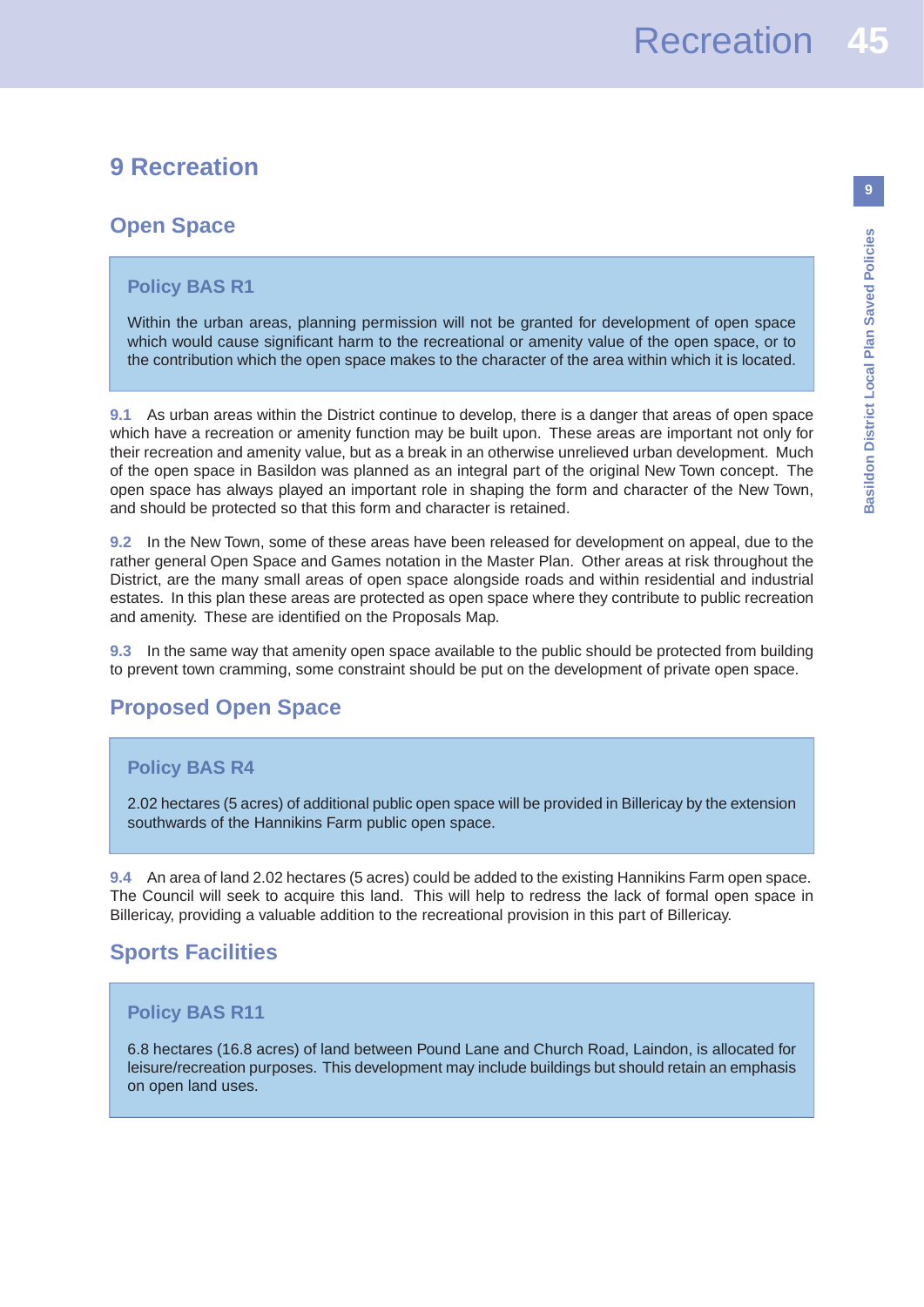# 9 Recreation

## Open Space

### Policy BAS R1

Within the urban areas, planning permission will not be granted for development of open space which would cause significant harm to the recreational or amenity value of the open space, or to the contribution which the open space makes to the character of the area within which it is located.

**9.1** As urban areas within the District continue to develop, there is a danger that areas of open space which have a recreation or amenity function may be built upon. These areas are important not only for their recreation and amenity value, but as a break in an otherwise unrelieved urban development. Much of the open space in Basildon was planned as an integral part of the original New Town concept. The open space has always played an important role in shaping the form and character of the New Town, and should be protected so that this form and character is retained.

**9.2** In the New Town, some of these areas have been released for development on appeal, due to the rather general Open Space and Games notation in the Master Plan. Other areas at risk throughout the District, are the many small areas of open space alongside roads and within residential and industrial estates. In this plan these areas are protected as open space where they contribute to public recreation and amenity. These are identified on the Proposals Map.

**9.3** In the same way that amenity open space available to the public should be protected from building to prevent town cramming, some constraint should be put on the development of private open space.

## Proposed Open Space

### Policy BAS R4

2.02 hectares (5 acres) of additional public open space will be provided in Billericay by the extension southwards of the Hannikins Farm public open space.

**9.4** An area of land 2.02 hectares (5 acres) could be added to the existing Hannikins Farm open space. The Council will seek to acquire this land. This will help to redress the lack of formal open space in Billericay, providing a valuable addition to the recreational provision in this part of Billericay.

## Sports Facilities

### Policy BAS R11

6.8 hectares (16.8 acres) of land between Pound Lane and Church Road, Laindon, is allocated for leisure/recreation purposes. This development may include buildings but should retain an emphasis on open land uses.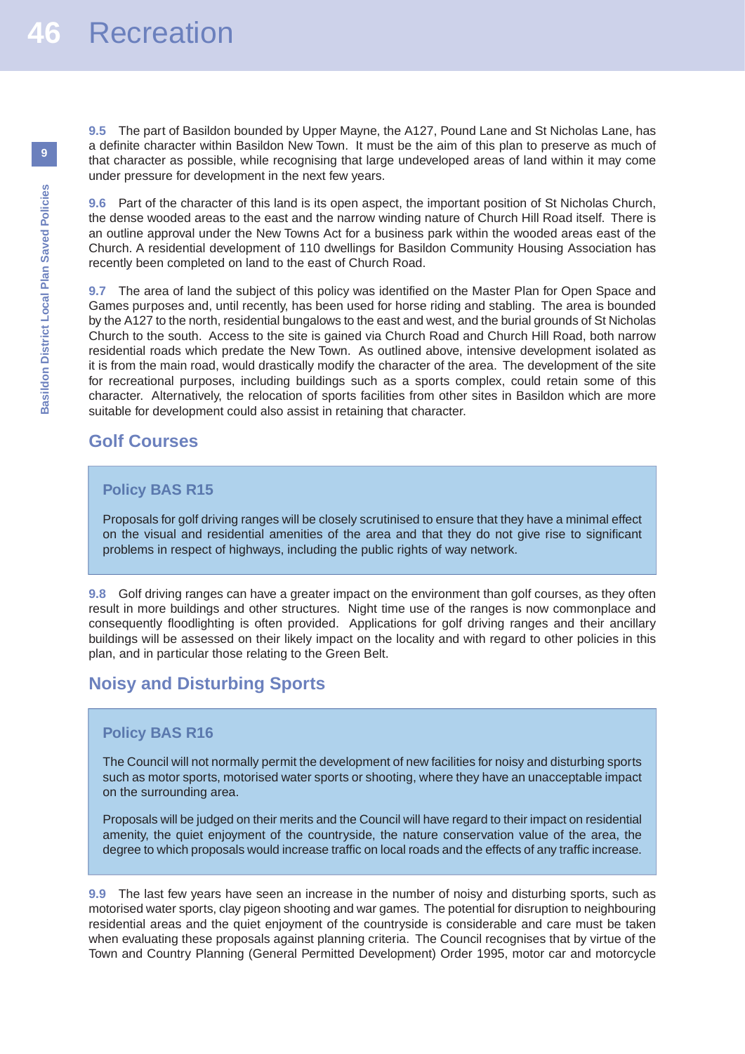**9.5** The part of Basildon bounded by Upper Mayne, the A127, Pound Lane and St Nicholas Lane, has a definite character within Basildon New Town. It must be the aim of this plan to preserve as much of that character as possible, while recognising that large undeveloped areas of land within it may come under pressure for development in the next few years.

**9.6** Part of the character of this land is its open aspect, the important position of St Nicholas Church, the dense wooded areas to the east and the narrow winding nature of Church Hill Road itself. There is an outline approval under the New Towns Act for a business park within the wooded areas east of the Church. A residential development of 110 dwellings for Basildon Community Housing Association has recently been completed on land to the east of Church Road.

**9.7** The area of land the subject of this policy was identified on the Master Plan for Open Space and Games purposes and, until recently, has been used for horse riding and stabling. The area is bounded by the A127 to the north, residential bungalows to the east and west, and the burial grounds of St Nicholas Church to the south. Access to the site is gained via Church Road and Church Hill Road, both narrow residential roads which predate the New Town. As outlined above, intensive development isolated as it is from the main road, would drastically modify the character of the area. The development of the site for recreational purposes, including buildings such as a sports complex, could retain some of this character. Alternatively, the relocation of sports facilities from other sites in Basildon which are more suitable for development could also assist in retaining that character.

## Golf Courses

### Policy BAS R15

Proposals for golf driving ranges will be closely scrutinised to ensure that they have a minimal effect on the visual and residential amenities of the area and that they do not give rise to significant problems in respect of highways, including the public rights of way network.

**9.8** Golf driving ranges can have a greater impact on the environment than golf courses, as they often result in more buildings and other structures. Night time use of the ranges is now commonplace and consequently floodlighting is often provided. Applications for golf driving ranges and their ancillary buildings will be assessed on their likely impact on the locality and with regard to other policies in this plan, and in particular those relating to the Green Belt.

## Noisy and Disturbing Sports

### Policy BAS R16

The Council will not normally permit the development of new facilities for noisy and disturbing sports such as motor sports, motorised water sports or shooting, where they have an unacceptable impact on the surrounding area.

Proposals will be judged on their merits and the Council will have regard to their impact on residential amenity, the quiet enjoyment of the countryside, the nature conservation value of the area, the degree to which proposals would increase traffic on local roads and the effects of any traffic increase.

**9.9** The last few years have seen an increase in the number of noisy and disturbing sports, such as motorised water sports, clay pigeon shooting and war games. The potential for disruption to neighbouring residential areas and the quiet enjoyment of the countryside is considerable and care must be taken when evaluating these proposals against planning criteria. The Council recognises that by virtue of the Town and Country Planning (General Permitted Development) Order 1995, motor car and motorcycle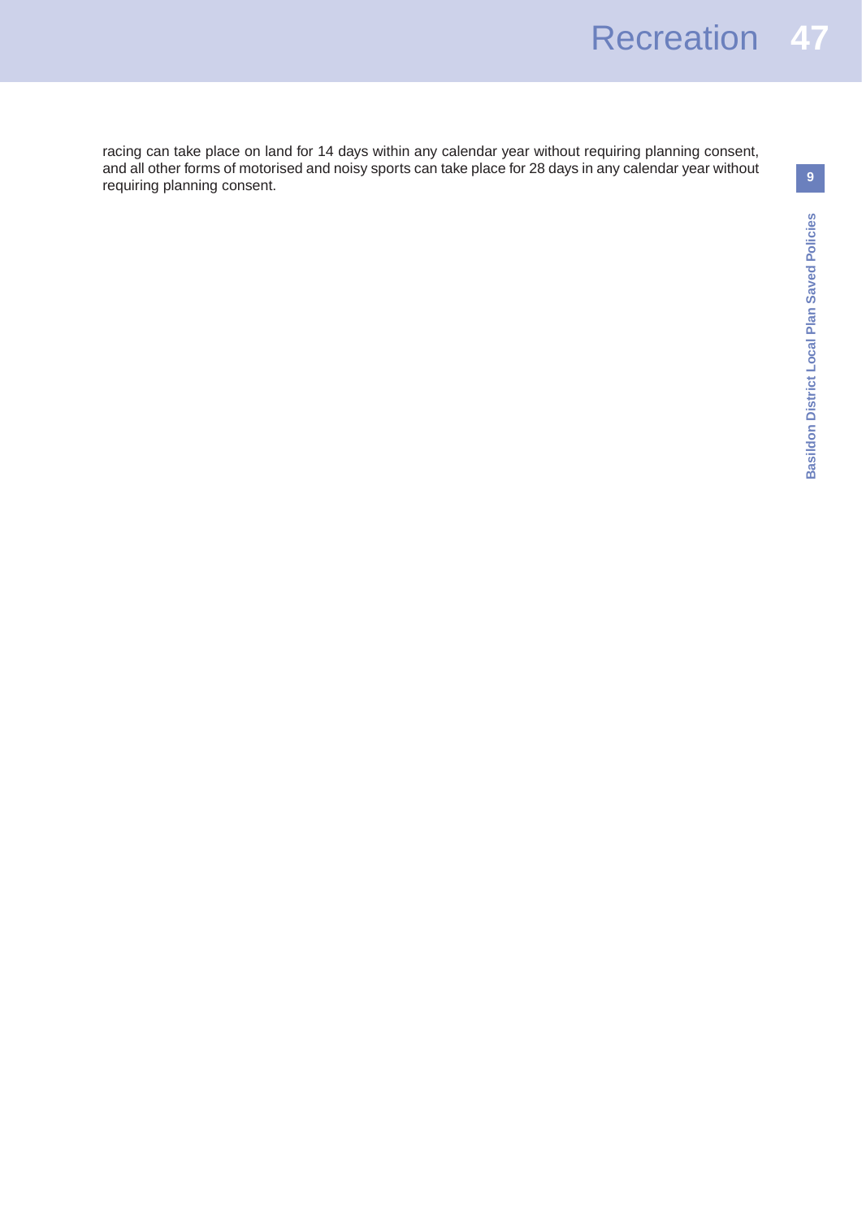racing can take place on land for 14 days within any calendar year without requiring planning consent, and all other forms of motorised and noisy sports can take place for 28 days in any calendar year without requiring planning consent.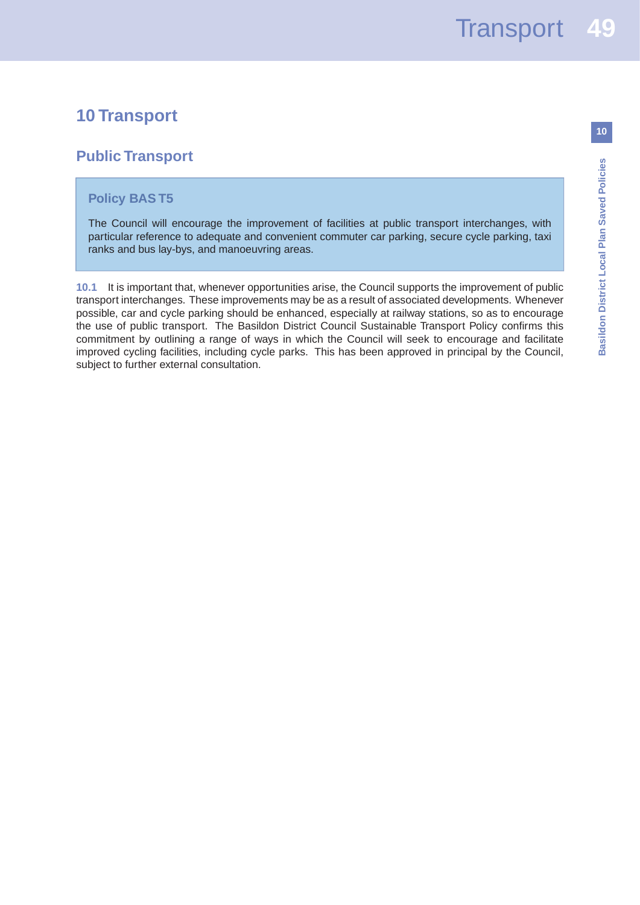# 10 Transport

## Public Transport

### Policy BAS T5

The Council will encourage the improvement of facilities at public transport interchanges, with particular reference to adequate and convenient commuter car parking, secure cycle parking, taxi ranks and bus lay-bys, and manoeuvring areas.

**10.1** It is important that, whenever opportunities arise, the Council supports the improvement of public transport interchanges. These improvements may be as a result of associated developments. Whenever possible, car and cycle parking should be enhanced, especially at railway stations, so as to encourage the use of public transport. The Basildon District Council Sustainable Transport Policy confirms this commitment by outlining a range of ways in which the Council will seek to encourage and facilitate improved cycling facilities, including cycle parks. This has been approved in principal by the Council, subject to further external consultation.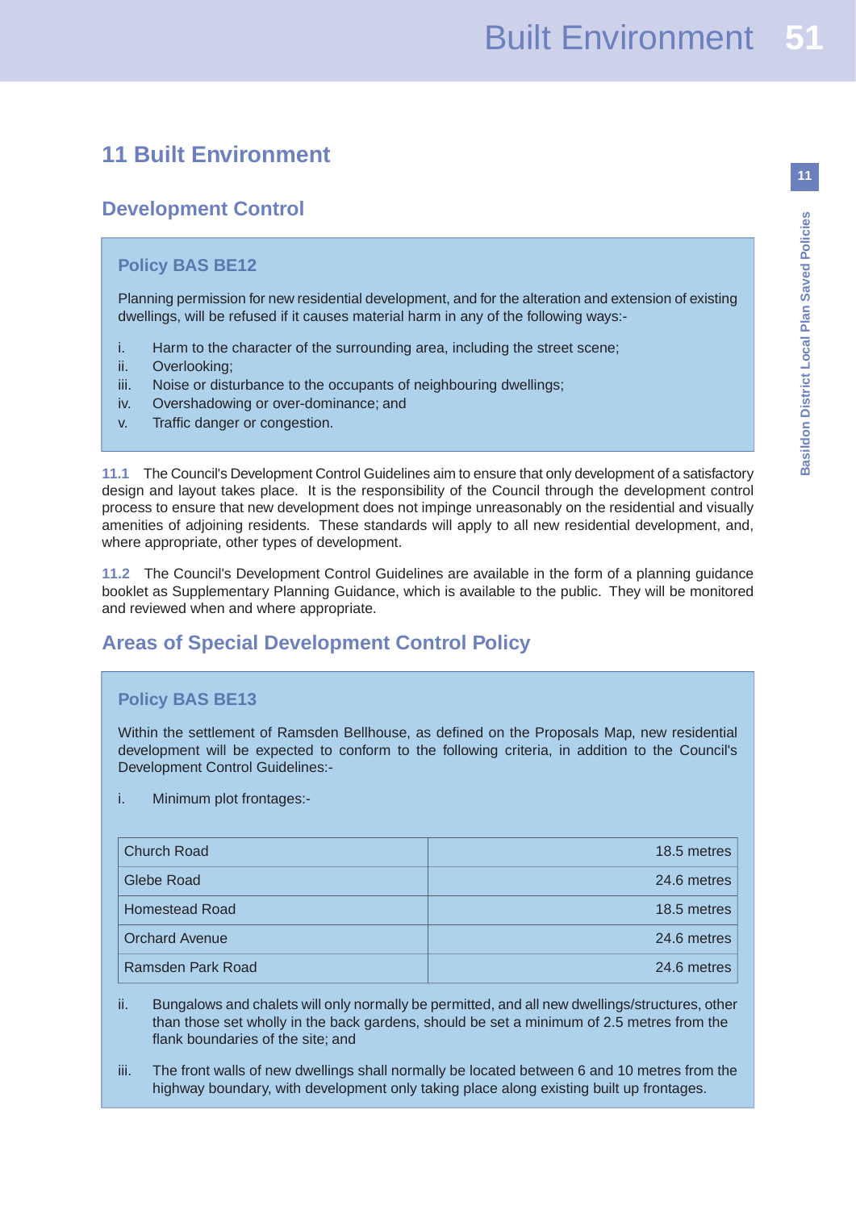# 11 Built Environment

## Development Control

### Policy BAS BE12

Planning permission for new residential development, and for the alteration and extension of existing dwellings, will be refused if it causes material harm in any of the following ways:-

i. Harm to the character of the surrounding area, including the street scene;
ii. Overlooking;
iii. Noise or disturbance to the occupants of neighbouring dwellings;
iv. Overshadowing or over-dominance; and
v. Traffic danger or congestion.

**11.1** The Council's Development Control Guidelines aim to ensure that only development of a satisfactory design and layout takes place. It is the responsibility of the Council through the development control process to ensure that new development does not impinge unreasonably on the residential and visually amenities of adjoining residents. These standards will apply to all new residential development, and, where appropriate, other types of development.

**11.2** The Council's Development Control Guidelines are available in the form of a planning guidance booklet as Supplementary Planning Guidance, which is available to the public. They will be monitored and reviewed when and where appropriate.

## Areas of Special Development Control Policy

### Policy BAS BE13

Within the settlement of Ramsden Bellhouse, as defined on the Proposals Map, new residential development will be expected to conform to the following criteria, in addition to the Council's Development Control Guidelines:-

i. Minimum plot frontages:-

| | |
|---|---:|
| Church Road | 18.5 metres |
| Glebe Road | 24.6 metres |
| Homestead Road | 18.5 metres |
| Orchard Avenue | 24.6 metres |
| Ramsden Park Road | 24.6 metres |

ii. Bungalows and chalets will only normally be permitted, and all new dwellings/structures, other than those set wholly in the back gardens, should be set a minimum of 2.5 metres from the flank boundaries of the site; and

iii. The front walls of new dwellings shall normally be located between 6 and 10 metres from the highway boundary, with development only taking place along existing built up frontages.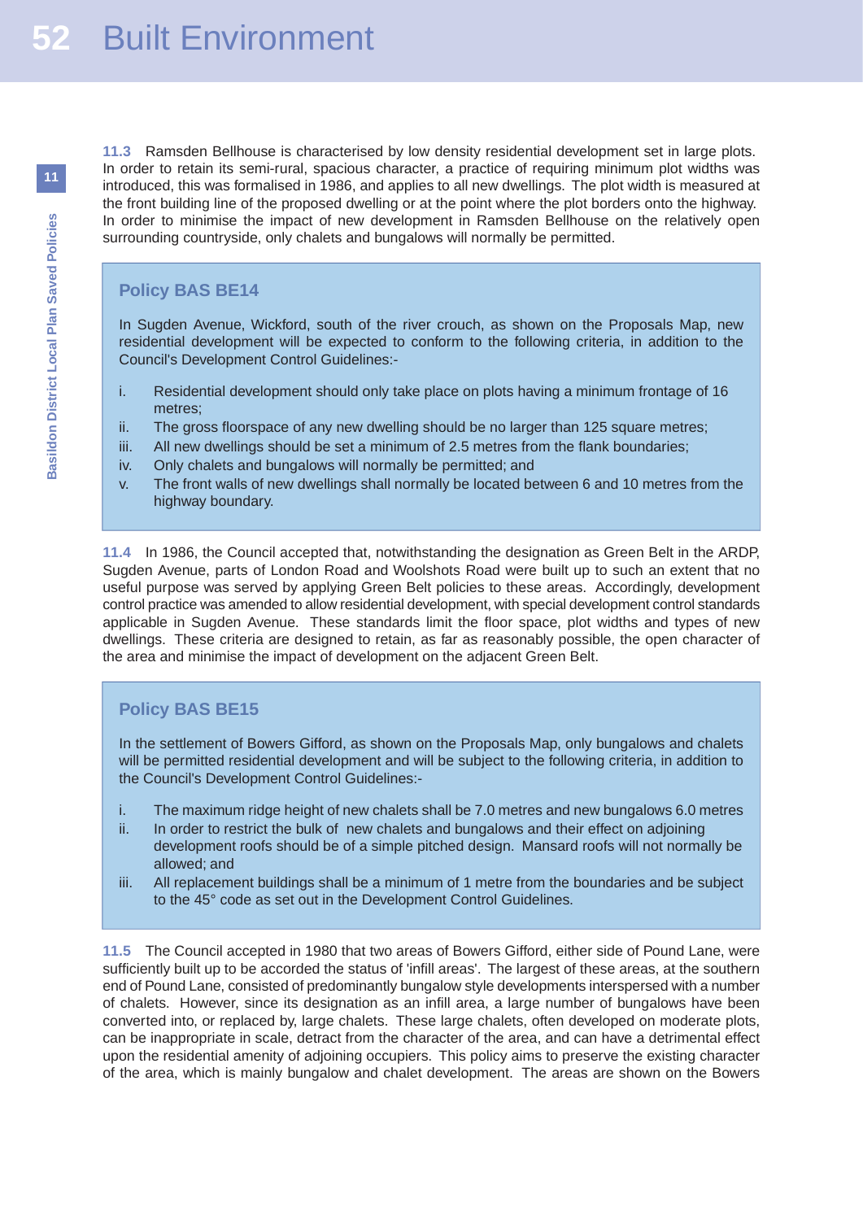**11.3** Ramsden Bellhouse is characterised by low density residential development set in large plots. In order to retain its semi-rural, spacious character, a practice of requiring minimum plot widths was introduced, this was formalised in 1986, and applies to all new dwellings. The plot width is measured at the front building line of the proposed dwelling or at the point where the plot borders onto the highway. In order to minimise the impact of new development in Ramsden Bellhouse on the relatively open surrounding countryside, only chalets and bungalows will normally be permitted.

### Policy BAS BE14

In Sugden Avenue, Wickford, south of the river crouch, as shown on the Proposals Map, new residential development will be expected to conform to the following criteria, in addition to the Council's Development Control Guidelines:-

i. Residential development should only take place on plots having a minimum frontage of 16 metres;
ii. The gross floorspace of any new dwelling should be no larger than 125 square metres;
iii. All new dwellings should be set a minimum of 2.5 metres from the flank boundaries;
iv. Only chalets and bungalows will normally be permitted; and
v. The front walls of new dwellings shall normally be located between 6 and 10 metres from the highway boundary.

**11.4** In 1986, the Council accepted that, notwithstanding the designation as Green Belt in the ARDP, Sugden Avenue, parts of London Road and Woolshots Road were built up to such an extent that no useful purpose was served by applying Green Belt policies to these areas. Accordingly, development control practice was amended to allow residential development, with special development control standards applicable in Sugden Avenue. These standards limit the floor space, plot widths and types of new dwellings. These criteria are designed to retain, as far as reasonably possible, the open character of the area and minimise the impact of development on the adjacent Green Belt.

### Policy BAS BE15

In the settlement of Bowers Gifford, as shown on the Proposals Map, only bungalows and chalets will be permitted residential development and will be subject to the following criteria, in addition to the Council's Development Control Guidelines:-

i. The maximum ridge height of new chalets shall be 7.0 metres and new bungalows 6.0 metres
ii. In order to restrict the bulk of new chalets and bungalows and their effect on adjoining development roofs should be of a simple pitched design. Mansard roofs will not normally be allowed; and
iii. All replacement buildings shall be a minimum of 1 metre from the boundaries and be subject to the 45° code as set out in the Development Control Guidelines.

**11.5** The Council accepted in 1980 that two areas of Bowers Gifford, either side of Pound Lane, were sufficiently built up to be accorded the status of 'infill areas'. The largest of these areas, at the southern end of Pound Lane, consisted of predominantly bungalow style developments interspersed with a number of chalets. However, since its designation as an infill area, a large number of bungalows have been converted into, or replaced by, large chalets. These large chalets, often developed on moderate plots, can be inappropriate in scale, detract from the character of the area, and can have a detrimental effect upon the residential amenity of adjoining occupiers. This policy aims to preserve the existing character of the area, which is mainly bungalow and chalet development. The areas are shown on the Bowers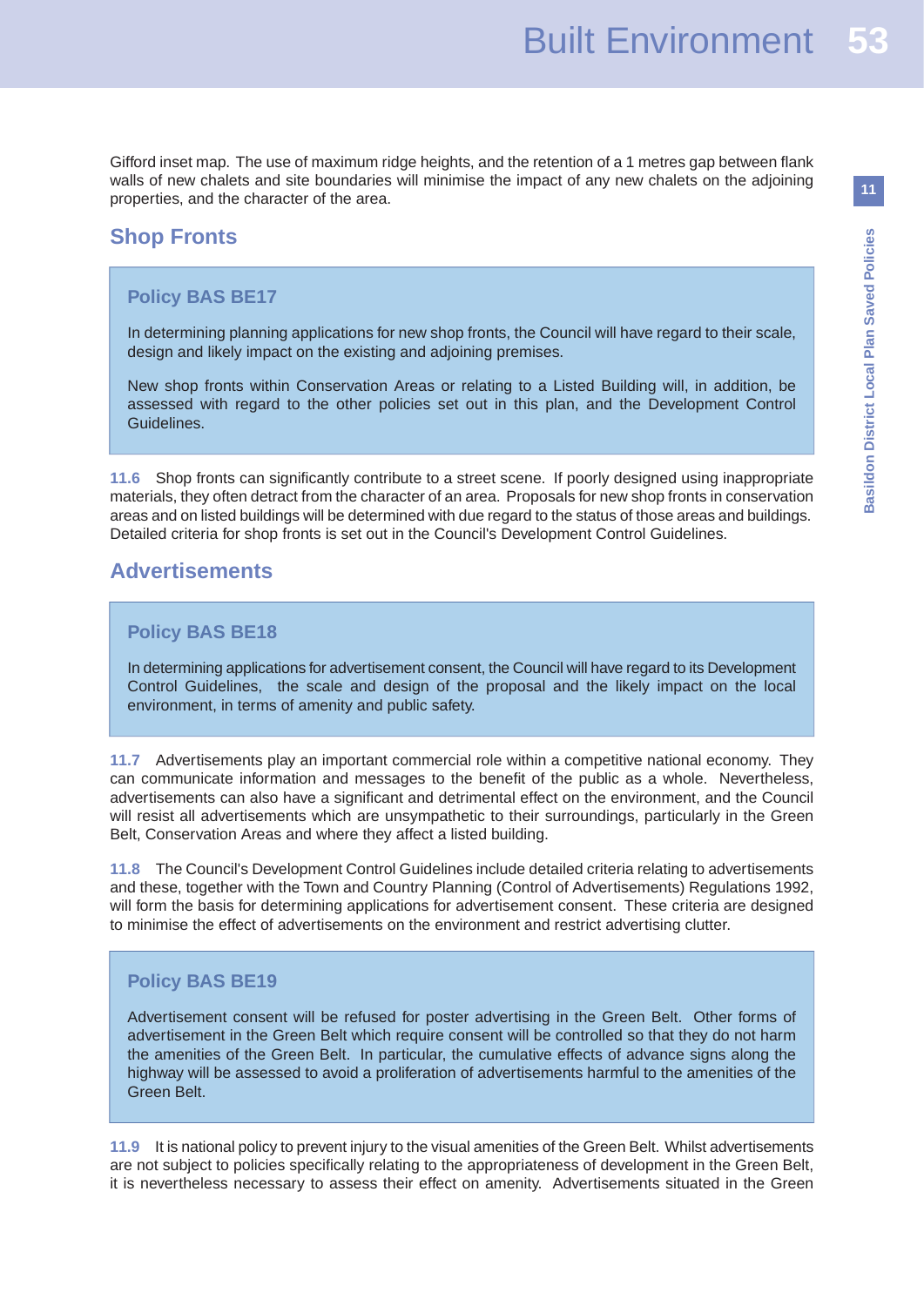Gifford inset map. The use of maximum ridge heights, and the retention of a 1 metres gap between flank walls of new chalets and site boundaries will minimise the impact of any new chalets on the adjoining properties, and the character of the area.

## Shop Fronts

### Policy BAS BE17

In determining planning applications for new shop fronts, the Council will have regard to their scale, design and likely impact on the existing and adjoining premises.

New shop fronts within Conservation Areas or relating to a Listed Building will, in addition, be assessed with regard to the other policies set out in this plan, and the Development Control Guidelines.

**11.6** Shop fronts can significantly contribute to a street scene. If poorly designed using inappropriate materials, they often detract from the character of an area. Proposals for new shop fronts in conservation areas and on listed buildings will be determined with due regard to the status of those areas and buildings. Detailed criteria for shop fronts is set out in the Council's Development Control Guidelines.

## Advertisements

### Policy BAS BE18

In determining applications for advertisement consent, the Council will have regard to its Development Control Guidelines, the scale and design of the proposal and the likely impact on the local environment, in terms of amenity and public safety.

**11.7** Advertisements play an important commercial role within a competitive national economy. They can communicate information and messages to the benefit of the public as a whole. Nevertheless, advertisements can also have a significant and detrimental effect on the environment, and the Council will resist all advertisements which are unsympathetic to their surroundings, particularly in the Green Belt, Conservation Areas and where they affect a listed building.

**11.8** The Council's Development Control Guidelines include detailed criteria relating to advertisements and these, together with the Town and Country Planning (Control of Advertisements) Regulations 1992, will form the basis for determining applications for advertisement consent. These criteria are designed to minimise the effect of advertisements on the environment and restrict advertising clutter.

### Policy BAS BE19

Advertisement consent will be refused for poster advertising in the Green Belt. Other forms of advertisement in the Green Belt which require consent will be controlled so that they do not harm the amenities of the Green Belt. In particular, the cumulative effects of advance signs along the highway will be assessed to avoid a proliferation of advertisements harmful to the amenities of the Green Belt.

**11.9** It is national policy to prevent injury to the visual amenities of the Green Belt. Whilst advertisements are not subject to policies specifically relating to the appropriateness of development in the Green Belt, it is nevertheless necessary to assess their effect on amenity. Advertisements situated in the Green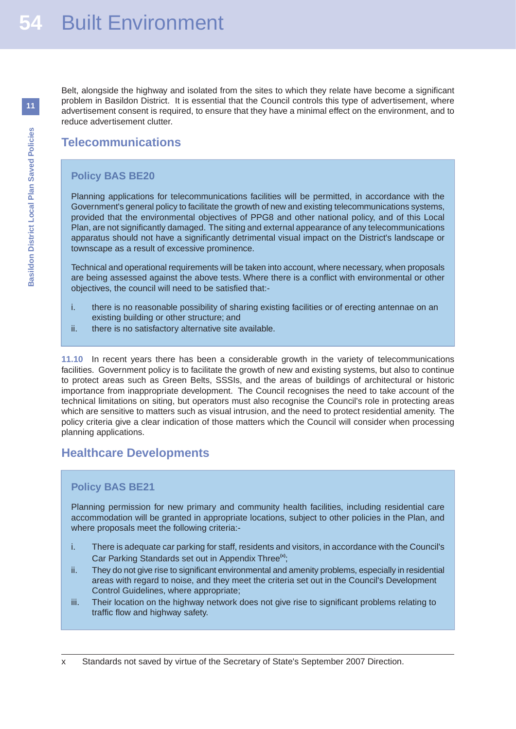Belt, alongside the highway and isolated from the sites to which they relate have become a significant problem in Basildon District. It is essential that the Council controls this type of advertisement, where advertisement consent is required, to ensure that they have a minimal effect on the environment, and to reduce advertisement clutter.

## Telecommunications

### Policy BAS BE20

Planning applications for telecommunications facilities will be permitted, in accordance with the Government's general policy to facilitate the growth of new and existing telecommunications systems, provided that the environmental objectives of PPG8 and other national policy, and of this Local Plan, are not significantly damaged. The siting and external appearance of any telecommunications apparatus should not have a significantly detrimental visual impact on the District's landscape or townscape as a result of excessive prominence.

Technical and operational requirements will be taken into account, where necessary, when proposals are being assessed against the above tests. Where there is a conflict with environmental or other objectives, the council will need to be satisfied that:-

i. there is no reasonable possibility of sharing existing facilities or of erecting antennae on an existing building or other structure; and
ii. there is no satisfactory alternative site available.

**11.10** In recent years there has been a considerable growth in the variety of telecommunications facilities. Government policy is to facilitate the growth of new and existing systems, but also to continue to protect areas such as Green Belts, SSSIs, and the areas of buildings of architectural or historic importance from inappropriate development. The Council recognises the need to take account of the technical limitations on siting, but operators must also recognise the Council's role in protecting areas which are sensitive to matters such as visual intrusion, and the need to protect residential amenity. The policy criteria give a clear indication of those matters which the Council will consider when processing planning applications.

## Healthcare Developments

### Policy BAS BE21

Planning permission for new primary and community health facilities, including residential care accommodation will be granted in appropriate locations, subject to other policies in the Plan, and where proposals meet the following criteria:-

i. There is adequate car parking for staff, residents and visitors, in accordance with the Council's Car Parking Standards set out in Appendix Three[x];
ii. They do not give rise to significant environmental and amenity problems, especially in residential areas with regard to noise, and they meet the criteria set out in the Council's Development Control Guidelines, where appropriate;
iii. Their location on the highway network does not give rise to significant problems relating to traffic flow and highway safety.

---

x Standards not saved by virtue of the Secretary of State's September 2007 Direction.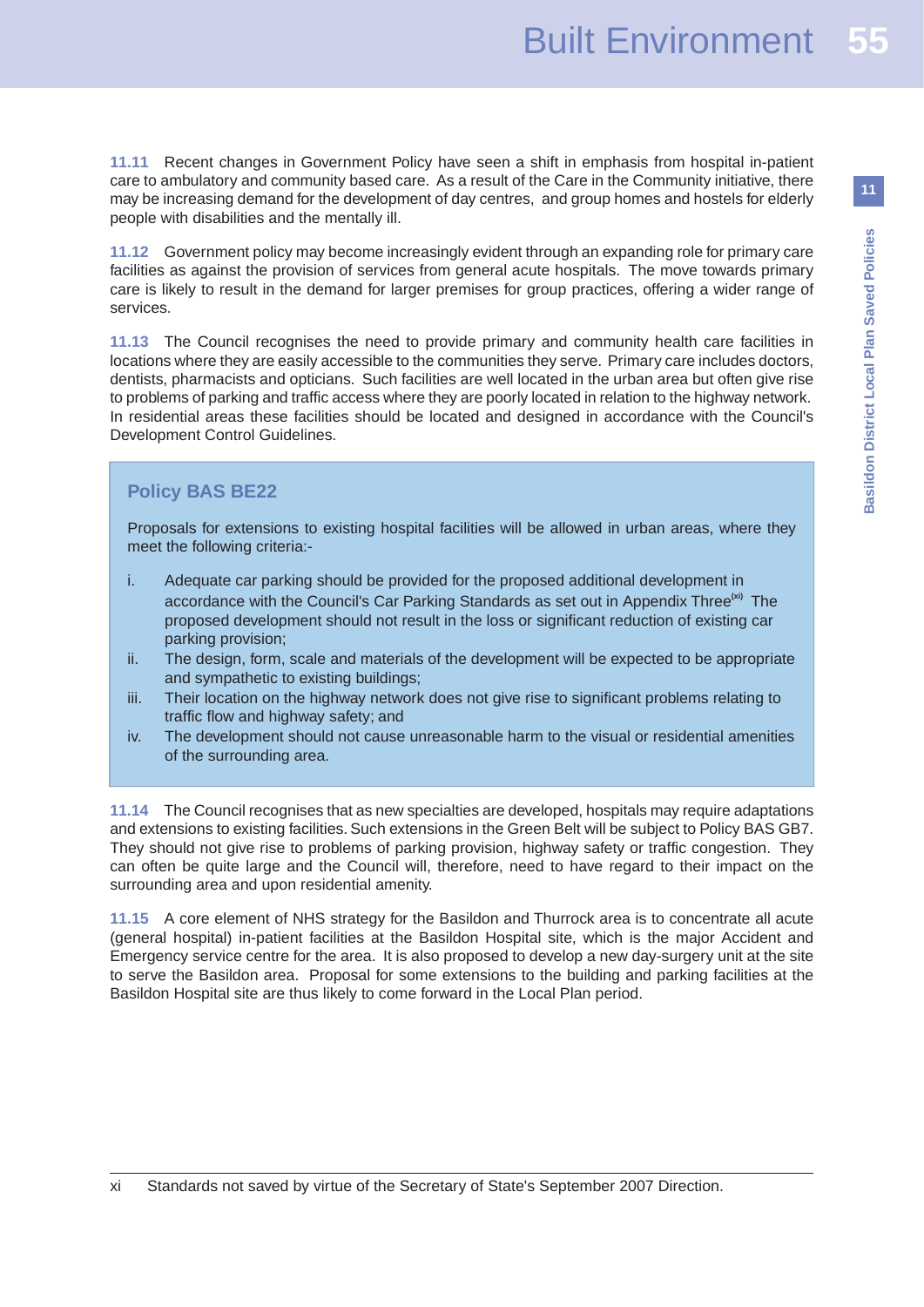**11.11** Recent changes in Government Policy have seen a shift in emphasis from hospital in-patient care to ambulatory and community based care. As a result of the Care in the Community initiative, there may be increasing demand for the development of day centres, and group homes and hostels for elderly people with disabilities and the mentally ill.

**11.12** Government policy may become increasingly evident through an expanding role for primary care facilities as against the provision of services from general acute hospitals. The move towards primary care is likely to result in the demand for larger premises for group practices, offering a wider range of services.

**11.13** The Council recognises the need to provide primary and community health care facilities in locations where they are easily accessible to the communities they serve. Primary care includes doctors, dentists, pharmacists and opticians. Such facilities are well located in the urban area but often give rise to problems of parking and traffic access where they are poorly located in relation to the highway network. In residential areas these facilities should be located and designed in accordance with the Council's Development Control Guidelines.

## Policy BAS BE22

Proposals for extensions to existing hospital facilities will be allowed in urban areas, where they meet the following criteria:-

i. Adequate car parking should be provided for the proposed additional development in accordance with the Council's Car Parking Standards as set out in Appendix Three[xi] The proposed development should not result in the loss or significant reduction of existing car parking provision;

ii. The design, form, scale and materials of the development will be expected to be appropriate and sympathetic to existing buildings;

iii. Their location on the highway network does not give rise to significant problems relating to traffic flow and highway safety; and

iv. The development should not cause unreasonable harm to the visual or residential amenities of the surrounding area.

**11.14** The Council recognises that as new specialties are developed, hospitals may require adaptations and extensions to existing facilities. Such extensions in the Green Belt will be subject to Policy BAS GB7. They should not give rise to problems of parking provision, highway safety or traffic congestion. They can often be quite large and the Council will, therefore, need to have regard to their impact on the surrounding area and upon residential amenity.

**11.15** A core element of NHS strategy for the Basildon and Thurrock area is to concentrate all acute (general hospital) in-patient facilities at the Basildon Hospital site, which is the major Accident and Emergency service centre for the area. It is also proposed to develop a new day-surgery unit at the site to serve the Basildon area. Proposal for some extensions to the building and parking facilities at the Basildon Hospital site are thus likely to come forward in the Local Plan period.

---

xi Standards not saved by virtue of the Secretary of State's September 2007 Direction.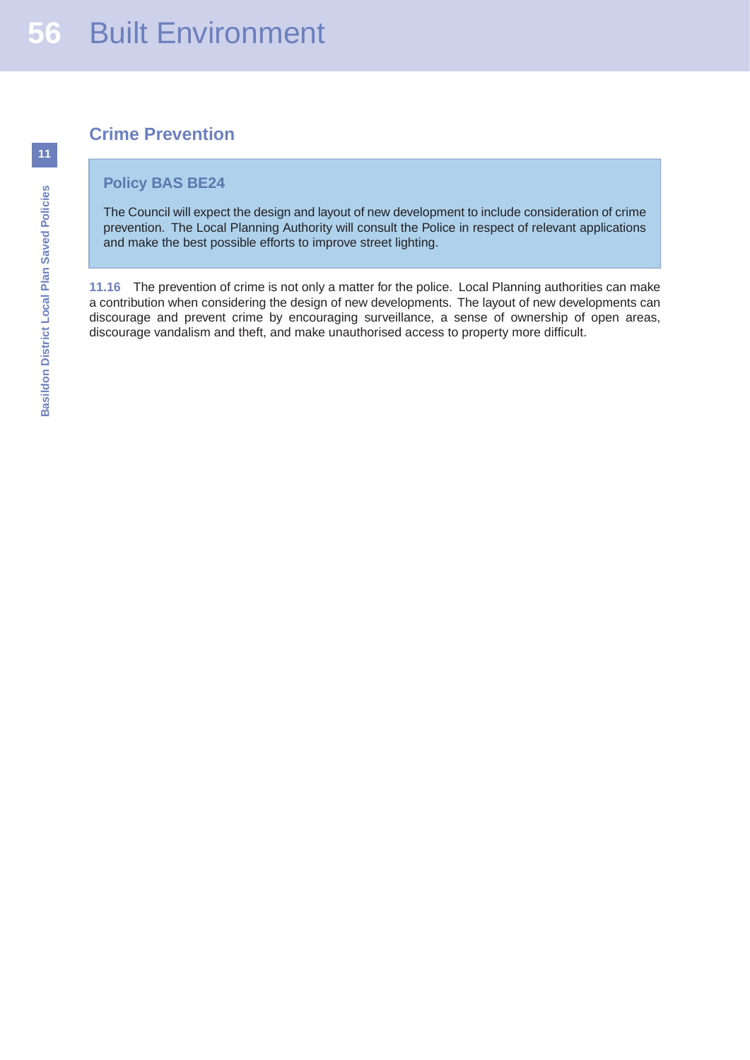## Crime Prevention

### Policy BAS BE24

The Council will expect the design and layout of new development to include consideration of crime prevention. The Local Planning Authority will consult the Police in respect of relevant applications and make the best possible efforts to improve street lighting.

**11.16** The prevention of crime is not only a matter for the police. Local Planning authorities can make a contribution when considering the design of new developments. The layout of new developments can discourage and prevent crime by encouraging surveillance, a sense of ownership of open areas, discourage vandalism and theft, and make unauthorised access to property more difficult.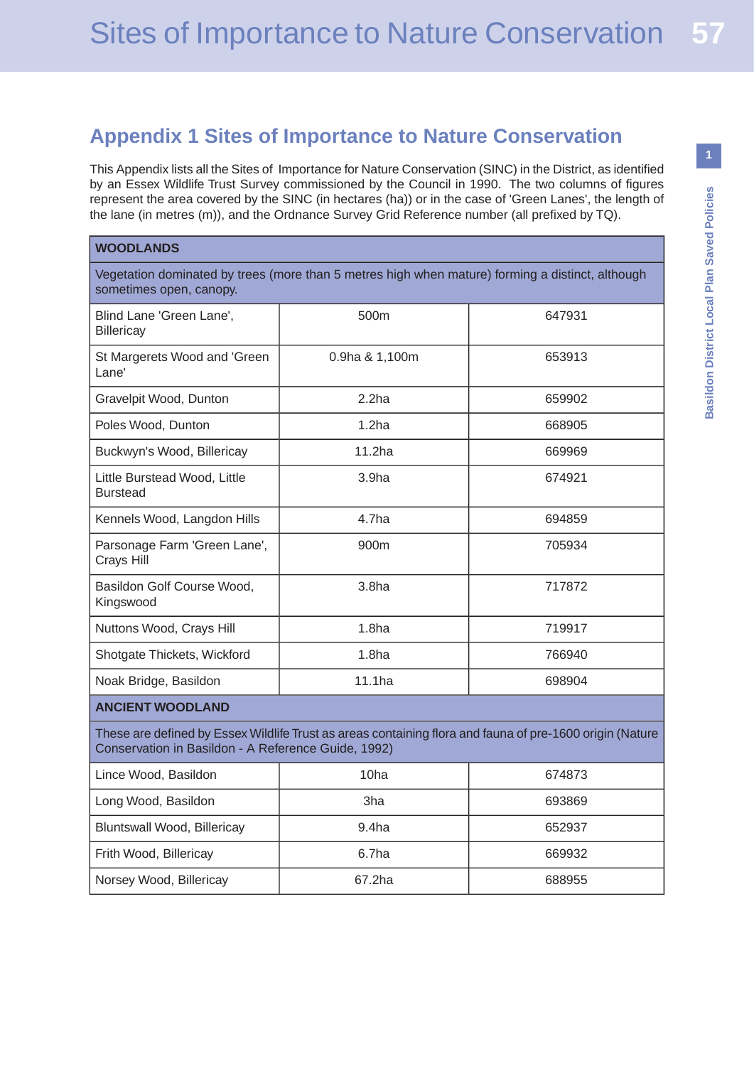## Appendix 1 Sites of Importance to Nature Conservation

This Appendix lists all the Sites of Importance for Nature Conservation (SINC) in the District, as identified by an Essex Wildlife Trust Survey commissioned by the Council in 1990. The two columns of figures represent the area covered by the SINC (in hectares (ha)) or in the case of 'Green Lanes', the length of the lane (in metres (m)), and the Ordnance Survey Grid Reference number (all prefixed by TQ).

| **WOODLANDS** | | |
|---|---|---|
| Vegetation dominated by trees (more than 5 metres high when mature) forming a distinct, although sometimes open, canopy. | | |
| Blind Lane 'Green Lane', Billericay | 500m | 647931 |
| St Margerets Wood and 'Green Lane' | 0.9ha & 1,100m | 653913 |
| Gravelpit Wood, Dunton | 2.2ha | 659902 |
| Poles Wood, Dunton | 1.2ha | 668905 |
| Buckwyn's Wood, Billericay | 11.2ha | 669969 |
| Little Burstead Wood, Little Burstead | 3.9ha | 674921 |
| Kennels Wood, Langdon Hills | 4.7ha | 694859 |
| Parsonage Farm 'Green Lane', Crays Hill | 900m | 705934 |
| Basildon Golf Course Wood, Kingswood | 3.8ha | 717872 |
| Nuttons Wood, Crays Hill | 1.8ha | 719917 |
| Shotgate Thickets, Wickford | 1.8ha | 766940 |
| Noak Bridge, Basildon | 11.1ha | 698904 |
| **ANCIENT WOODLAND** | | |
| These are defined by Essex Wildlife Trust as areas containing flora and fauna of pre-1600 origin (Nature Conservation in Basildon - A Reference Guide, 1992) | | |
| Lince Wood, Basildon | 10ha | 674873 |
| Long Wood, Basildon | 3ha | 693869 |
| Bluntswall Wood, Billericay | 9.4ha | 652937 |
| Frith Wood, Billericay | 6.7ha | 669932 |
| Norsey Wood, Billericay | 67.2ha | 688955 |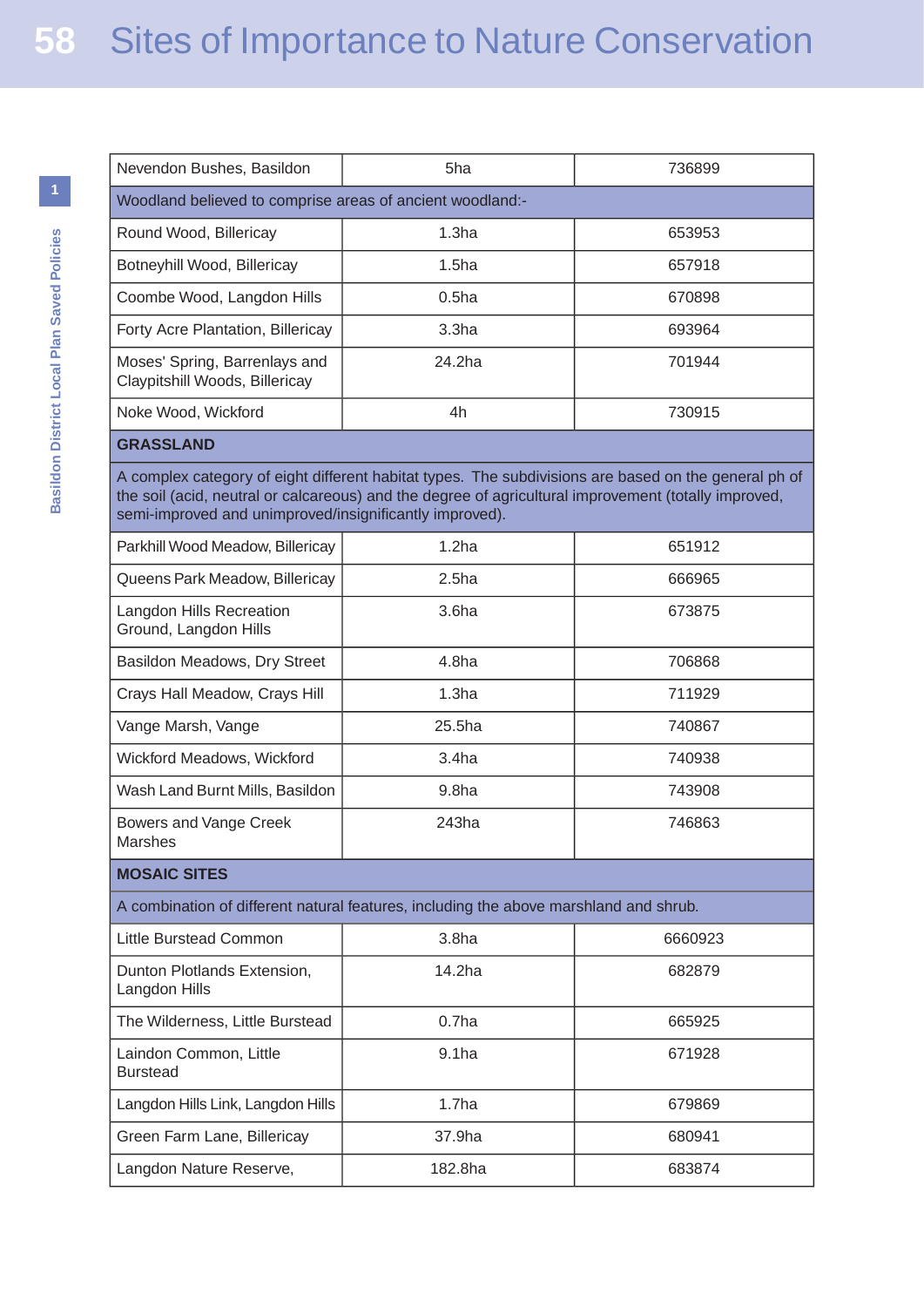| Nevendon Bushes, Basildon | 5ha | 736899 |
|---|---|---|
| Woodland believed to comprise areas of ancient woodland:- | | |
| Round Wood, Billericay | 1.3ha | 653953 |
| Botneyhill Wood, Billericay | 1.5ha | 657918 |
| Coombe Wood, Langdon Hills | 0.5ha | 670898 |
| Forty Acre Plantation, Billericay | 3.3ha | 693964 |
| Moses' Spring, Barrenlays and Claypitshill Woods, Billericay | 24.2ha | 701944 |
| Noke Wood, Wickford | 4h | 730915 |
| **GRASSLAND** | | |
| A complex category of eight different habitat types. The subdivisions are based on the general ph of the soil (acid, neutral or calcareous) and the degree of agricultural improvement (totally improved, semi-improved and unimproved/insignificantly improved). | | |
| Parkhill Wood Meadow, Billericay | 1.2ha | 651912 |
| Queens Park Meadow, Billericay | 2.5ha | 666965 |
| Langdon Hills Recreation Ground, Langdon Hills | 3.6ha | 673875 |
| Basildon Meadows, Dry Street | 4.8ha | 706868 |
| Crays Hall Meadow, Crays Hill | 1.3ha | 711929 |
| Vange Marsh, Vange | 25.5ha | 740867 |
| Wickford Meadows, Wickford | 3.4ha | 740938 |
| Wash Land Burnt Mills, Basildon | 9.8ha | 743908 |
| Bowers and Vange Creek Marshes | 243ha | 746863 |
| **MOSAIC SITES** | | |
| A combination of different natural features, including the above marshland and shrub. | | |
| Little Burstead Common | 3.8ha | 6660923 |
| Dunton Plotlands Extension, Langdon Hills | 14.2ha | 682879 |
| The Wilderness, Little Burstead | 0.7ha | 665925 |
| Laindon Common, Little Burstead | 9.1ha | 671928 |
| Langdon Hills Link, Langdon Hills | 1.7ha | 679869 |
| Green Farm Lane, Billericay | 37.9ha | 680941 |
| Langdon Nature Reserve, | 182.8ha | 683874 |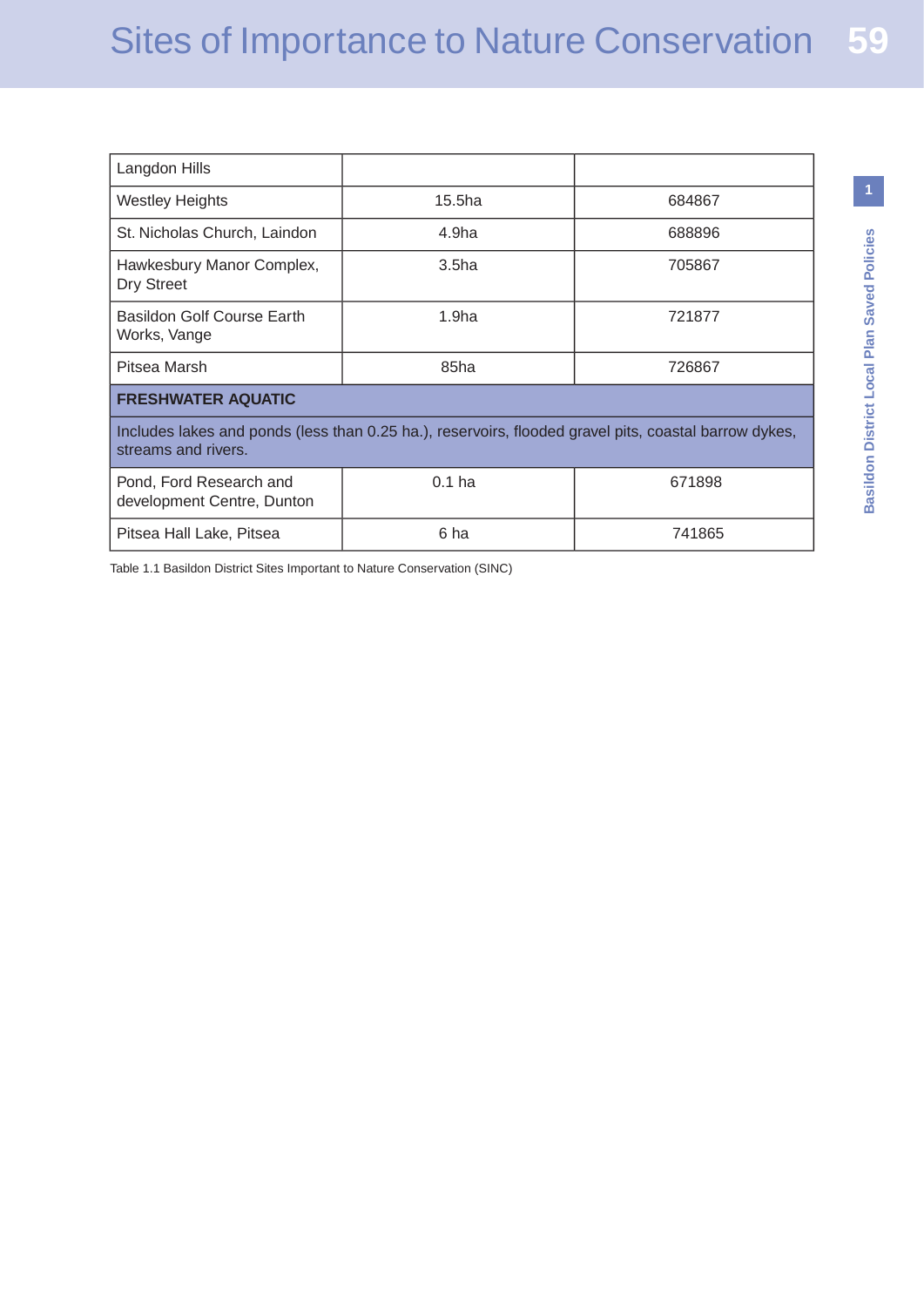| Langdon Hills | | |
|---|---|---|
| Westley Heights | 15.5ha | 684867 |
| St. Nicholas Church, Laindon | 4.9ha | 688896 |
| Hawkesbury Manor Complex, Dry Street | 3.5ha | 705867 |
| Basildon Golf Course Earth Works, Vange | 1.9ha | 721877 |
| Pitsea Marsh | 85ha | 726867 |
| **FRESHWATER AQUATIC** | | |
| Includes lakes and ponds (less than 0.25 ha.), reservoirs, flooded gravel pits, coastal barrow dykes, streams and rivers. | | |
| Pond, Ford Research and development Centre, Dunton | 0.1 ha | 671898 |
| Pitsea Hall Lake, Pitsea | 6 ha | 741865 |

Table 1.1 Basildon District Sites Important to Nature Conservation (SINC)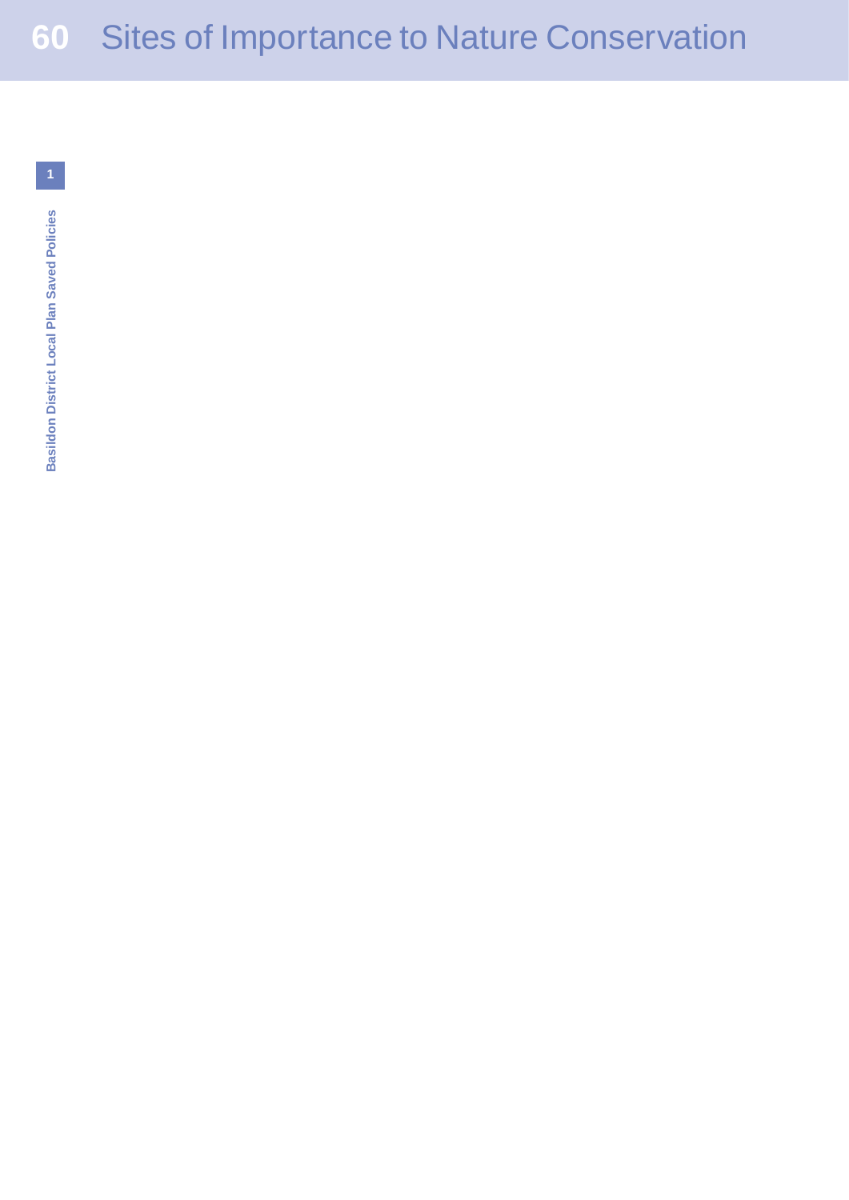# Sites of Importance to Nature Conservation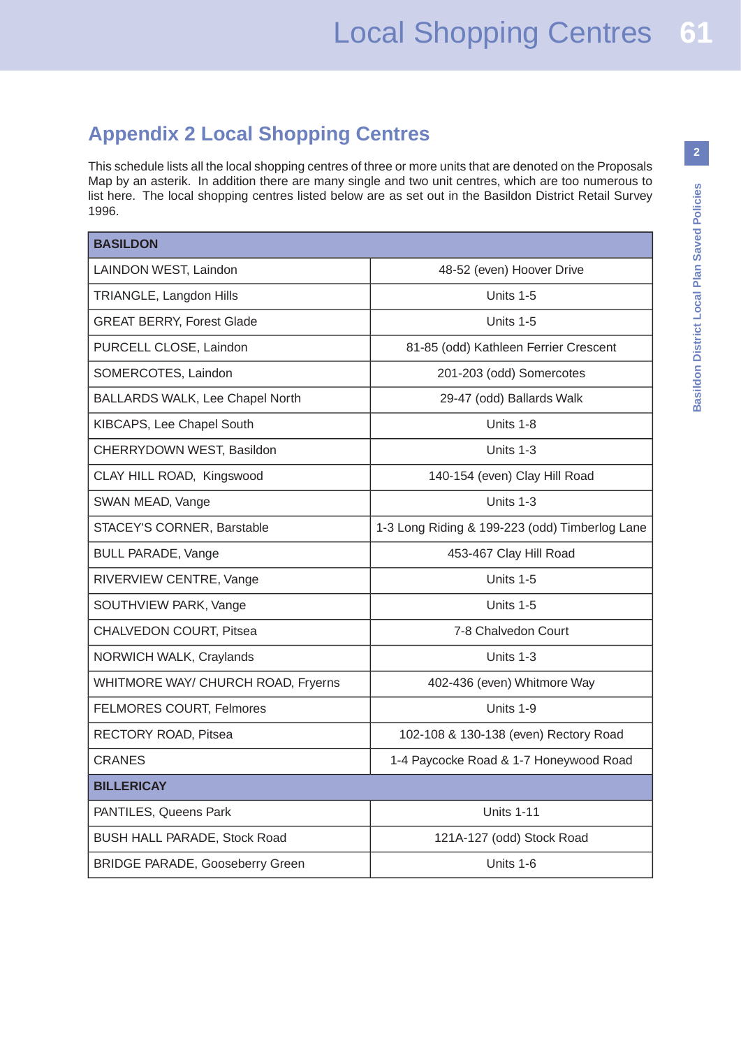## Appendix 2 Local Shopping Centres

This schedule lists all the local shopping centres of three or more units that are denoted on the Proposals Map by an asterik. In addition there are many single and two unit centres, which are too numerous to list here. The local shopping centres listed below are as set out in the Basildon District Retail Survey 1996.

| **BASILDON** | |
|---|---|
| LAINDON WEST, Laindon | 48-52 (even) Hoover Drive |
| TRIANGLE, Langdon Hills | Units 1-5 |
| GREAT BERRY, Forest Glade | Units 1-5 |
| PURCELL CLOSE, Laindon | 81-85 (odd) Kathleen Ferrier Crescent |
| SOMERCOTES, Laindon | 201-203 (odd) Somercotes |
| BALLARDS WALK, Lee Chapel North | 29-47 (odd) Ballards Walk |
| KIBCAPS, Lee Chapel South | Units 1-8 |
| CHERRYDOWN WEST, Basildon | Units 1-3 |
| CLAY HILL ROAD, Kingswood | 140-154 (even) Clay Hill Road |
| SWAN MEAD, Vange | Units 1-3 |
| STACEY'S CORNER, Barstable | 1-3 Long Riding & 199-223 (odd) Timberlog Lane |
| BULL PARADE, Vange | 453-467 Clay Hill Road |
| RIVERVIEW CENTRE, Vange | Units 1-5 |
| SOUTHVIEW PARK, Vange | Units 1-5 |
| CHALVEDON COURT, Pitsea | 7-8 Chalvedon Court |
| NORWICH WALK, Craylands | Units 1-3 |
| WHITMORE WAY/ CHURCH ROAD, Fryerns | 402-436 (even) Whitmore Way |
| FELMORES COURT, Felmores | Units 1-9 |
| RECTORY ROAD, Pitsea | 102-108 & 130-138 (even) Rectory Road |
| CRANES | 1-4 Paycocke Road & 1-7 Honeywood Road |
| **BILLERICAY** | |
| PANTILES, Queens Park | Units 1-11 |
| BUSH HALL PARADE, Stock Road | 121A-127 (odd) Stock Road |
| BRIDGE PARADE, Gooseberry Green | Units 1-6 |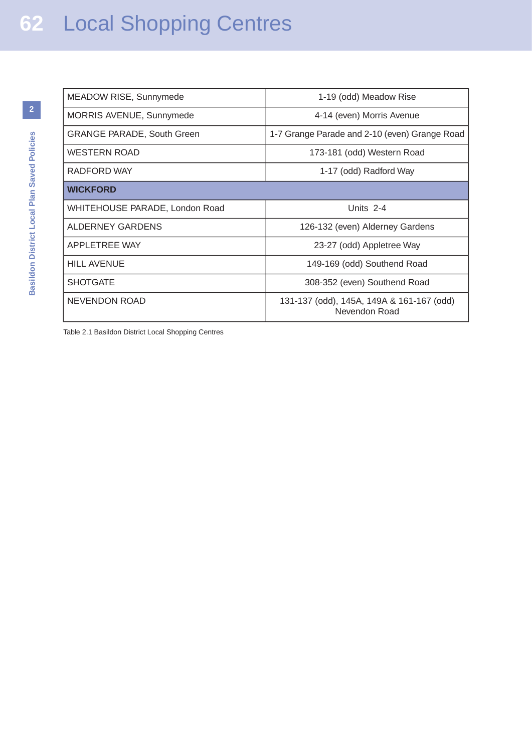# Local Shopping Centres

| MEADOW RISE, Sunnymede | 1-19 (odd) Meadow Rise |
|---|---|
| MORRIS AVENUE, Sunnymede | 4-14 (even) Morris Avenue |
| GRANGE PARADE, South Green | 1-7 Grange Parade and 2-10 (even) Grange Road |
| WESTERN ROAD | 173-181 (odd) Western Road |
| RADFORD WAY | 1-17 (odd) Radford Way |
| **WICKFORD** | |
| WHITEHOUSE PARADE, London Road | Units 2-4 |
| ALDERNEY GARDENS | 126-132 (even) Alderney Gardens |
| APPLETREE WAY | 23-27 (odd) Appletree Way |
| HILL AVENUE | 149-169 (odd) Southend Road |
| SHOTGATE | 308-352 (even) Southend Road |
| NEVENDON ROAD | 131-137 (odd), 145A, 149A & 161-167 (odd) Nevendon Road |

Table 2.1 Basildon District Local Shopping Centres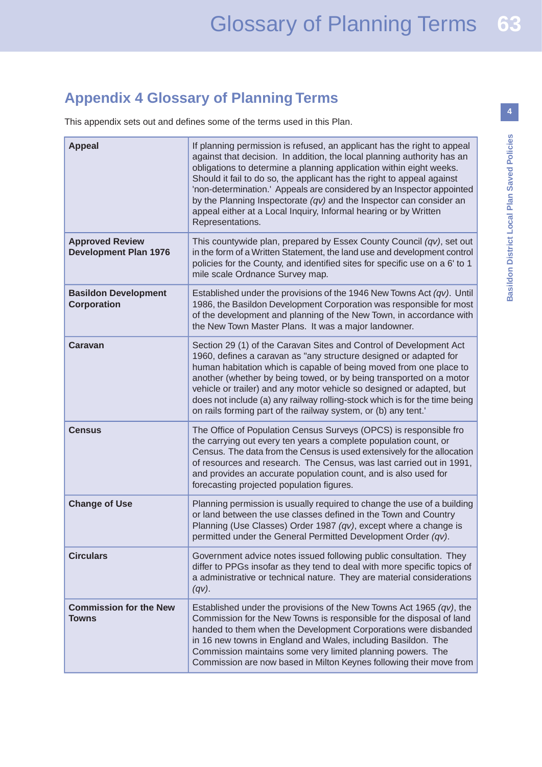## Appendix 4 Glossary of Planning Terms

This appendix sets out and defines some of the terms used in this Plan.

| | |
|---|---|
| **Appeal** | If planning permission is refused, an applicant has the right to appeal against that decision. In addition, the local planning authority has an obligations to determine a planning application within eight weeks. Should it fail to do so, the applicant has the right to appeal against 'non-determination.' Appeals are considered by an Inspector appointed by the Planning Inspectorate *(qv)* and the Inspector can consider an appeal either at a Local Inquiry, Informal hearing or by Written Representations. |
| **Approved Review Development Plan 1976** | This countywide plan, prepared by Essex County Council *(qv)*, set out in the form of a Written Statement, the land use and development control policies for the County, and identified sites for specific use on a 6' to 1 mile scale Ordnance Survey map. |
| **Basildon Development Corporation** | Established under the provisions of the 1946 New Towns Act *(qv)*. Until 1986, the Basildon Development Corporation was responsible for most of the development and planning of the New Town, in accordance with the New Town Master Plans. It was a major landowner. |
| **Caravan** | Section 29 (1) of the Caravan Sites and Control of Development Act 1960, defines a caravan as "any structure designed or adapted for human habitation which is capable of being moved from one place to another (whether by being towed, or by being transported on a motor vehicle or trailer) and any motor vehicle so designed or adapted, but does not include (a) any railway rolling-stock which is for the time being on rails forming part of the railway system, or (b) any tent.' |
| **Census** | The Office of Population Census Surveys (OPCS) is responsible fro the carrying out every ten years a complete population count, or Census. The data from the Census is used extensively for the allocation of resources and research. The Census, was last carried out in 1991, and provides an accurate population count, and is also used for forecasting projected population figures. |
| **Change of Use** | Planning permission is usually required to change the use of a building or land between the use classes defined in the Town and Country Planning (Use Classes) Order 1987 *(qv)*, except where a change is permitted under the General Permitted Development Order *(qv)*. |
| **Circulars** | Government advice notes issued following public consultation. They differ to PPGs insofar as they tend to deal with more specific topics of a administrative or technical nature. They are material considerations *(qv)*. |
| **Commission for the New Towns** | Established under the provisions of the New Towns Act 1965 *(qv)*, the Commission for the New Towns is responsible for the disposal of land handed to them when the Development Corporations were disbanded in 16 new towns in England and Wales, including Basildon. The Commission maintains some very limited planning powers. The Commission are now based in Milton Keynes following their move from |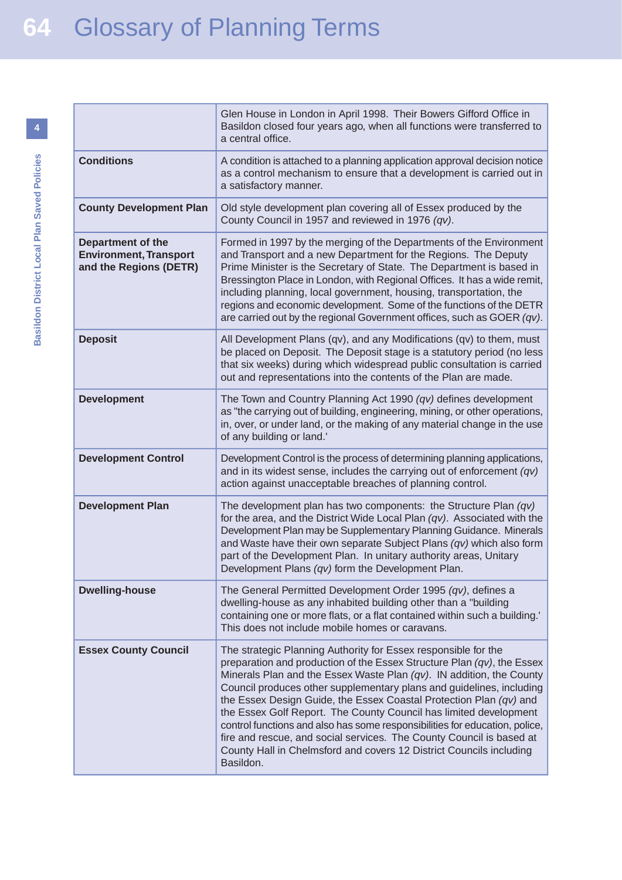# Glossary of Planning Terms

| | |
|---|---|
| | Glen House in London in April 1998. Their Bowers Gifford Office in Basildon closed four years ago, when all functions were transferred to a central office. |
| **Conditions** | A condition is attached to a planning application approval decision notice as a control mechanism to ensure that a development is carried out in a satisfactory manner. |
| **County Development Plan** | Old style development plan covering all of Essex produced by the County Council in 1957 and reviewed in 1976 *(qv)*. |
| **Department of the Environment, Transport and the Regions (DETR)** | Formed in 1997 by the merging of the Departments of the Environment and Transport and a new Department for the Regions. The Deputy Prime Minister is the Secretary of State. The Department is based in Bressington Place in London, with Regional Offices. It has a wide remit, including planning, local government, housing, transportation, the regions and economic development. Some of the functions of the DETR are carried out by the regional Government offices, such as GOER *(qv)*. |
| **Deposit** | All Development Plans (qv), and any Modifications (qv) to them, must be placed on Deposit. The Deposit stage is a statutory period (no less that six weeks) during which widespread public consultation is carried out and representations into the contents of the Plan are made. |
| **Development** | The Town and Country Planning Act 1990 *(qv)* defines development as "the carrying out of building, engineering, mining, or other operations, in, over, or under land, or the making of any material change in the use of any building or land.' |
| **Development Control** | Development Control is the process of determining planning applications, and in its widest sense, includes the carrying out of enforcement *(qv)* action against unacceptable breaches of planning control. |
| **Development Plan** | The development plan has two components: the Structure Plan *(qv)* for the area, and the District Wide Local Plan *(qv)*. Associated with the Development Plan may be Supplementary Planning Guidance. Minerals and Waste have their own separate Subject Plans *(qv)* which also form part of the Development Plan. In unitary authority areas, Unitary Development Plans *(qv)* form the Development Plan. |
| **Dwelling-house** | The General Permitted Development Order 1995 *(qv)*, defines a dwelling-house as any inhabited building other than a "building containing one or more flats, or a flat contained within such a building.' This does not include mobile homes or caravans. |
| **Essex County Council** | The strategic Planning Authority for Essex responsible for the preparation and production of the Essex Structure Plan *(qv)*, the Essex Minerals Plan and the Essex Waste Plan *(qv)*. IN addition, the County Council produces other supplementary plans and guidelines, including the Essex Design Guide, the Essex Coastal Protection Plan *(qv)* and the Essex Golf Report. The County Council has limited development control functions and also has some responsibilities for education, police, fire and rescue, and social services. The County Council is based at County Hall in Chelmsford and covers 12 District Councils including Basildon. |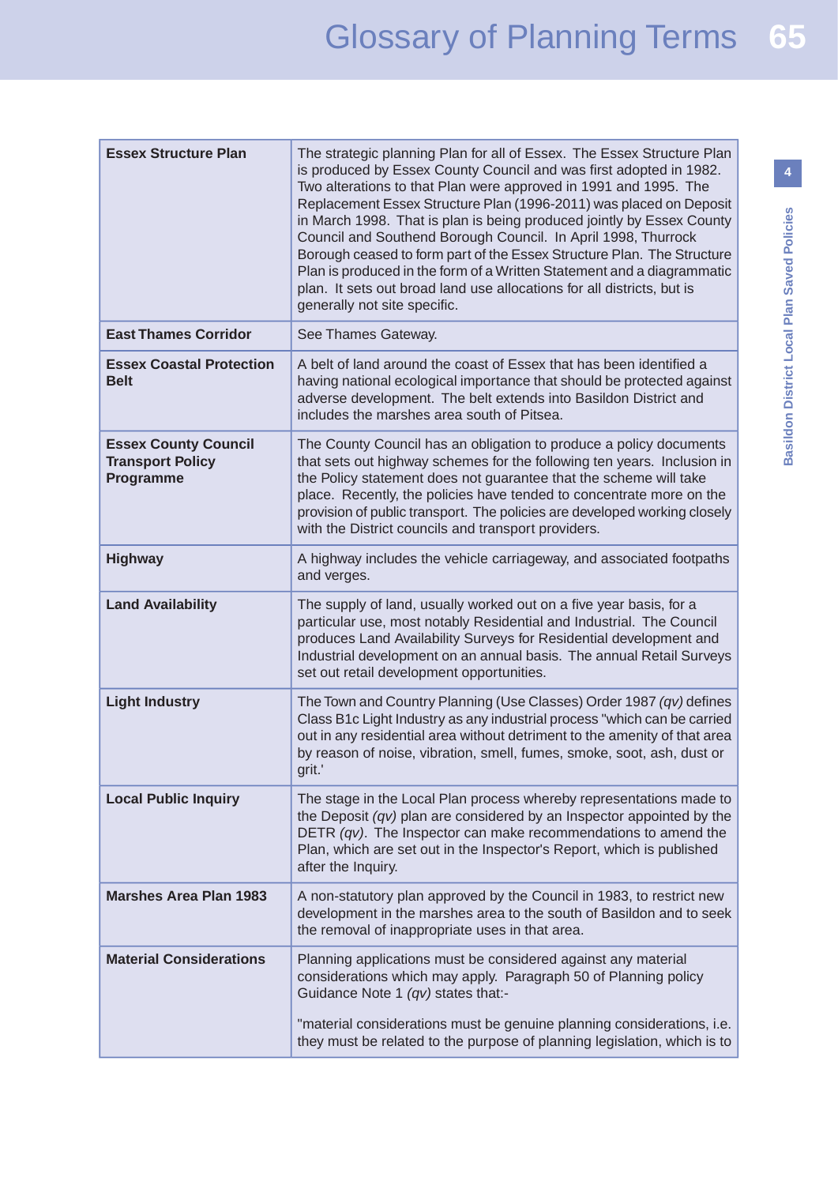| | |
|---|---|
| **Essex Structure Plan** | The strategic planning Plan for all of Essex. The Essex Structure Plan is produced by Essex County Council and was first adopted in 1982. Two alterations to that Plan were approved in 1991 and 1995. The Replacement Essex Structure Plan (1996-2011) was placed on Deposit in March 1998. That is plan is being produced jointly by Essex County Council and Southend Borough Council. In April 1998, Thurrock Borough ceased to form part of the Essex Structure Plan. The Structure Plan is produced in the form of a Written Statement and a diagrammatic plan. It sets out broad land use allocations for all districts, but is generally not site specific. |
| **East Thames Corridor** | See Thames Gateway. |
| **Essex Coastal Protection Belt** | A belt of land around the coast of Essex that has been identified a having national ecological importance that should be protected against adverse development. The belt extends into Basildon District and includes the marshes area south of Pitsea. |
| **Essex County Council Transport Policy Programme** | The County Council has an obligation to produce a policy documents that sets out highway schemes for the following ten years. Inclusion in the Policy statement does not guarantee that the scheme will take place. Recently, the policies have tended to concentrate more on the provision of public transport. The policies are developed working closely with the District councils and transport providers. |
| **Highway** | A highway includes the vehicle carriageway, and associated footpaths and verges. |
| **Land Availability** | The supply of land, usually worked out on a five year basis, for a particular use, most notably Residential and Industrial. The Council produces Land Availability Surveys for Residential development and Industrial development on an annual basis. The annual Retail Surveys set out retail development opportunities. |
| **Light Industry** | The Town and Country Planning (Use Classes) Order 1987 *(qv)* defines Class B1c Light Industry as any industrial process "which can be carried out in any residential area without detriment to the amenity of that area by reason of noise, vibration, smell, fumes, smoke, soot, ash, dust or grit.' |
| **Local Public Inquiry** | The stage in the Local Plan process whereby representations made to the Deposit *(qv)* plan are considered by an Inspector appointed by the DETR *(qv)*. The Inspector can make recommendations to amend the Plan, which are set out in the Inspector's Report, which is published after the Inquiry. |
| **Marshes Area Plan 1983** | A non-statutory plan approved by the Council in 1983, to restrict new development in the marshes area to the south of Basildon and to seek the removal of inappropriate uses in that area. |
| **Material Considerations** | Planning applications must be considered against any material considerations which may apply. Paragraph 50 of Planning policy Guidance Note 1 *(qv)* states that:-<br><br>"material considerations must be genuine planning considerations, i.e. they must be related to the purpose of planning legislation, which is to |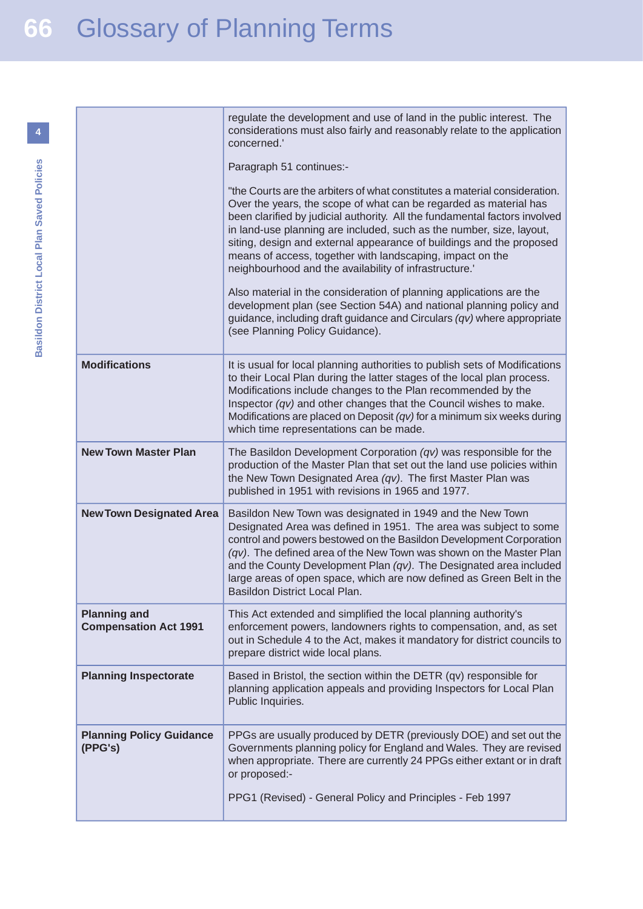| | |
|---|---|
| | regulate the development and use of land in the public interest. The considerations must also fairly and reasonably relate to the application concerned.'<br><br>Paragraph 51 continues:-<br><br>"the Courts are the arbiters of what constitutes a material consideration. Over the years, the scope of what can be regarded as material has been clarified by judicial authority. All the fundamental factors involved in land-use planning are included, such as the number, size, layout, siting, design and external appearance of buildings and the proposed means of access, together with landscaping, impact on the neighbourhood and the availability of infrastructure.'<br><br>Also material in the consideration of planning applications are the development plan (see Section 54A) and national planning policy and guidance, including draft guidance and Circulars *(qv)* where appropriate (see Planning Policy Guidance). |
| **Modifications** | It is usual for local planning authorities to publish sets of Modifications to their Local Plan during the latter stages of the local plan process. Modifications include changes to the Plan recommended by the Inspector *(qv)* and other changes that the Council wishes to make. Modifications are placed on Deposit *(qv)* for a minimum six weeks during which time representations can be made. |
| **New Town Master Plan** | The Basildon Development Corporation *(qv)* was responsible for the production of the Master Plan that set out the land use policies within the New Town Designated Area *(qv)*. The first Master Plan was published in 1951 with revisions in 1965 and 1977. |
| **New Town Designated Area** | Basildon New Town was designated in 1949 and the New Town Designated Area was defined in 1951. The area was subject to some control and powers bestowed on the Basildon Development Corporation *(qv)*. The defined area of the New Town was shown on the Master Plan and the County Development Plan *(qv)*. The Designated area included large areas of open space, which are now defined as Green Belt in the Basildon District Local Plan. |
| **Planning and Compensation Act 1991** | This Act extended and simplified the local planning authority's enforcement powers, landowners rights to compensation, and, as set out in Schedule 4 to the Act, makes it mandatory for district councils to prepare district wide local plans. |
| **Planning Inspectorate** | Based in Bristol, the section within the DETR (qv) responsible for planning application appeals and providing Inspectors for Local Plan Public Inquiries. |
| **Planning Policy Guidance (PPG's)** | PPGs are usually produced by DETR (previously DOE) and set out the Governments planning policy for England and Wales. They are revised when appropriate. There are currently 24 PPGs either extant or in draft or proposed:-<br><br>PPG1 (Revised) - General Policy and Principles - Feb 1997 |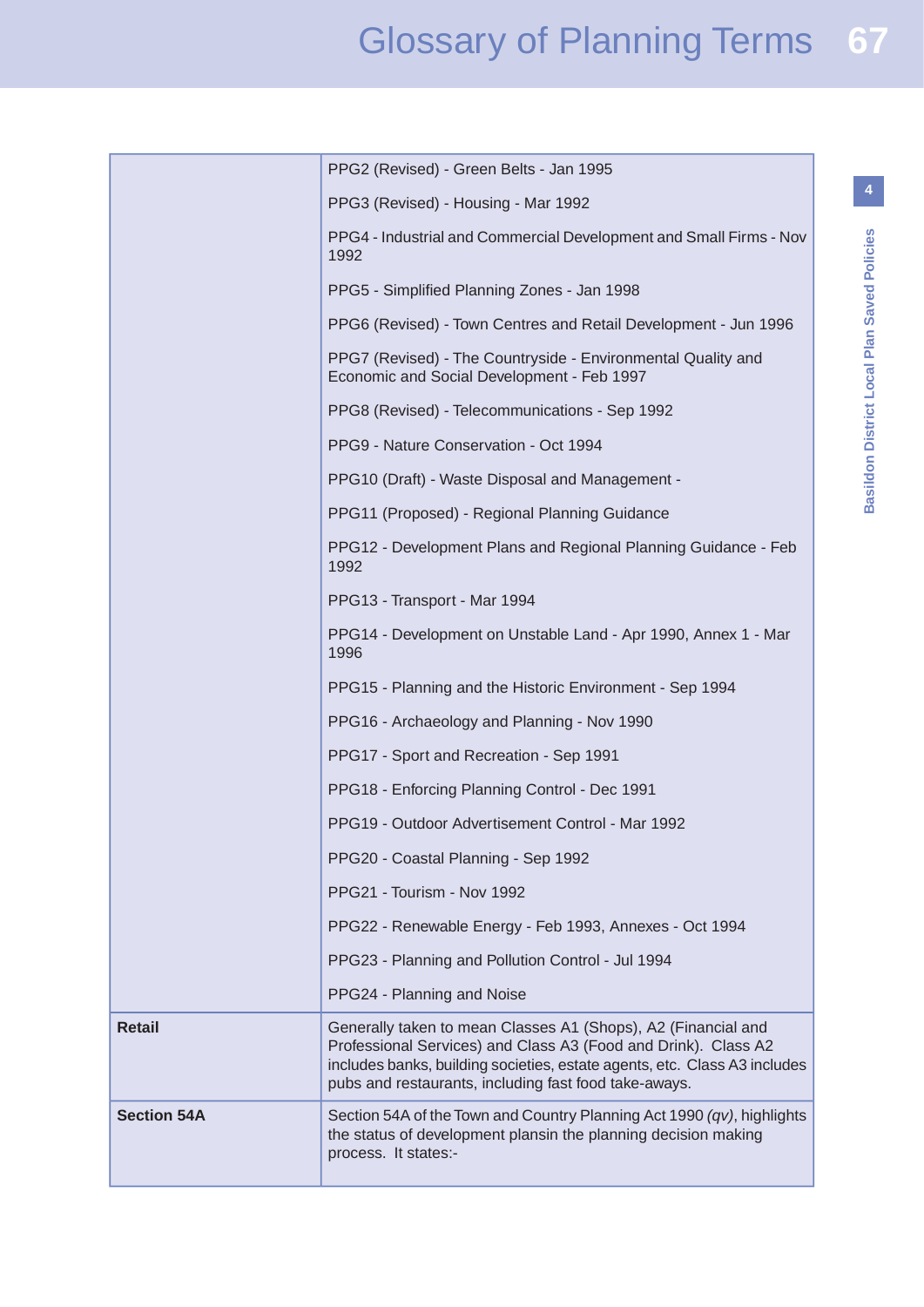| | |
|---|---|
| | PPG2 (Revised) - Green Belts - Jan 1995<br><br>PPG3 (Revised) - Housing - Mar 1992<br><br>PPG4 - Industrial and Commercial Development and Small Firms - Nov 1992<br><br>PPG5 - Simplified Planning Zones - Jan 1998<br><br>PPG6 (Revised) - Town Centres and Retail Development - Jun 1996<br><br>PPG7 (Revised) - The Countryside - Environmental Quality and Economic and Social Development - Feb 1997<br><br>PPG8 (Revised) - Telecommunications - Sep 1992<br><br>PPG9 - Nature Conservation - Oct 1994<br><br>PPG10 (Draft) - Waste Disposal and Management -<br><br>PPG11 (Proposed) - Regional Planning Guidance<br><br>PPG12 - Development Plans and Regional Planning Guidance - Feb 1992<br><br>PPG13 - Transport - Mar 1994<br><br>PPG14 - Development on Unstable Land - Apr 1990, Annex 1 - Mar 1996<br><br>PPG15 - Planning and the Historic Environment - Sep 1994<br><br>PPG16 - Archaeology and Planning - Nov 1990<br><br>PPG17 - Sport and Recreation - Sep 1991<br><br>PPG18 - Enforcing Planning Control - Dec 1991<br><br>PPG19 - Outdoor Advertisement Control - Mar 1992<br><br>PPG20 - Coastal Planning - Sep 1992<br><br>PPG21 - Tourism - Nov 1992<br><br>PPG22 - Renewable Energy - Feb 1993, Annexes - Oct 1994<br><br>PPG23 - Planning and Pollution Control - Jul 1994<br><br>PPG24 - Planning and Noise |
| **Retail** | Generally taken to mean Classes A1 (Shops), A2 (Financial and Professional Services) and Class A3 (Food and Drink). Class A2 includes banks, building societies, estate agents, etc. Class A3 includes pubs and restaurants, including fast food take-aways. |
| **Section 54A** | Section 54A of the Town and Country Planning Act 1990 *(qv)*, highlights the status of development plansin the planning decision making process. It states:- |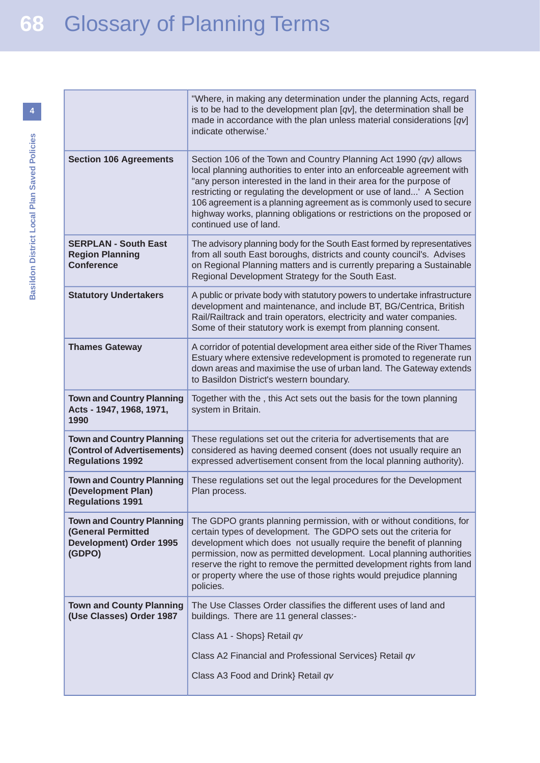# Glossary of Planning Terms

| | |
|---|---|
| | "Where, in making any determination under the planning Acts, regard is to be had to the development plan [*qv*], the determination shall be made in accordance with the plan unless material considerations [*qv*] indicate otherwise.' |
| **Section 106 Agreements** | Section 106 of the Town and Country Planning Act 1990 *(qv)* allows local planning authorities to enter into an enforceable agreement with "any person interested in the land in their area for the purpose of restricting or regulating the development or use of land...' A Section 106 agreement is a planning agreement as is commonly used to secure highway works, planning obligations or restrictions on the proposed or continued use of land. |
| **SERPLAN - South East Region Planning Conference** | The advisory planning body for the South East formed by representatives from all south East boroughs, districts and county council's. Advises on Regional Planning matters and is currently preparing a Sustainable Regional Development Strategy for the South East. |
| **Statutory Undertakers** | A public or private body with statutory powers to undertake infrastructure development and maintenance, and include BT, BG/Centrica, British Rail/Railtrack and train operators, electricity and water companies. Some of their statutory work is exempt from planning consent. |
| **Thames Gateway** | A corridor of potential development area either side of the River Thames Estuary where extensive redevelopment is promoted to regenerate run down areas and maximise the use of urban land. The Gateway extends to Basildon District's western boundary. |
| **Town and Country Planning Acts - 1947, 1968, 1971, 1990** | Together with the , this Act sets out the basis for the town planning system in Britain. |
| **Town and Country Planning (Control of Advertisements) Regulations 1992** | These regulations set out the criteria for advertisements that are considered as having deemed consent (does not usually require an expressed advertisement consent from the local planning authority). |
| **Town and Country Planning (Development Plan) Regulations 1991** | These regulations set out the legal procedures for the Development Plan process. |
| **Town and Country Planning (General Permitted Development) Order 1995 (GDPO)** | The GDPO grants planning permission, with or without conditions, for certain types of development. The GDPO sets out the criteria for development which does not usually require the benefit of planning permission, now as permitted development. Local planning authorities reserve the right to remove the permitted development rights from land or property where the use of those rights would prejudice planning policies. |
| **Town and County Planning (Use Classes) Order 1987** | The Use Classes Order classifies the different uses of land and buildings. There are 11 general classes:-<br><br>Class A1 - Shops} Retail *qv*<br><br>Class A2 Financial and Professional Services} Retail *qv*<br><br>Class A3 Food and Drink} Retail *qv* |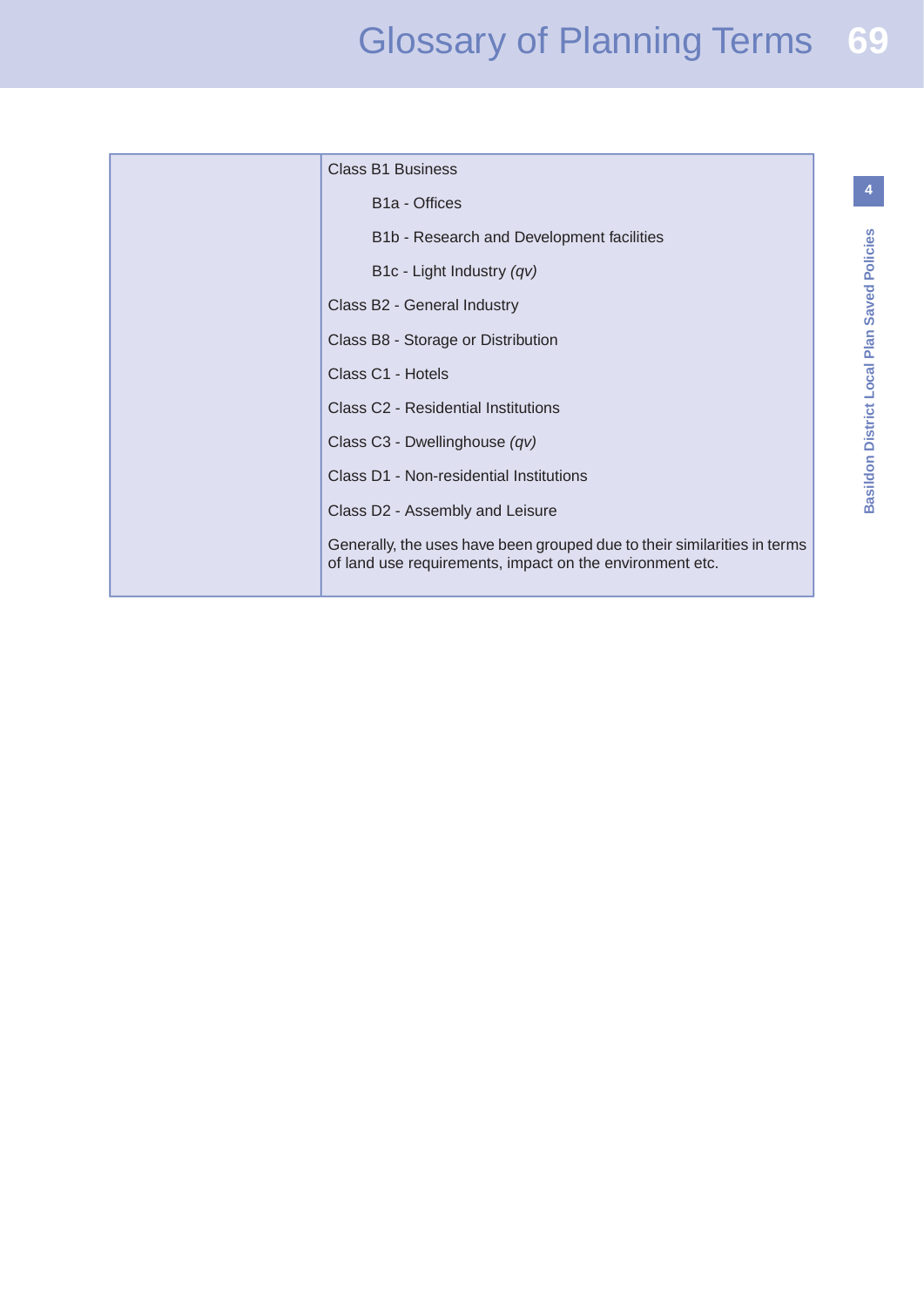| | |
|---|---|
| | Class B1 Business<br><br>B1a - Offices<br><br>B1b - Research and Development facilities<br><br>B1c - Light Industry *(qv)*<br><br>Class B2 - General Industry<br><br>Class B8 - Storage or Distribution<br><br>Class C1 - Hotels<br><br>Class C2 - Residential Institutions<br><br>Class C3 - Dwellinghouse *(qv)*<br><br>Class D1 - Non-residential Institutions<br><br>Class D2 - Assembly and Leisure<br><br>Generally, the uses have been grouped due to their similarities in terms of land use requirements, impact on the environment etc. |